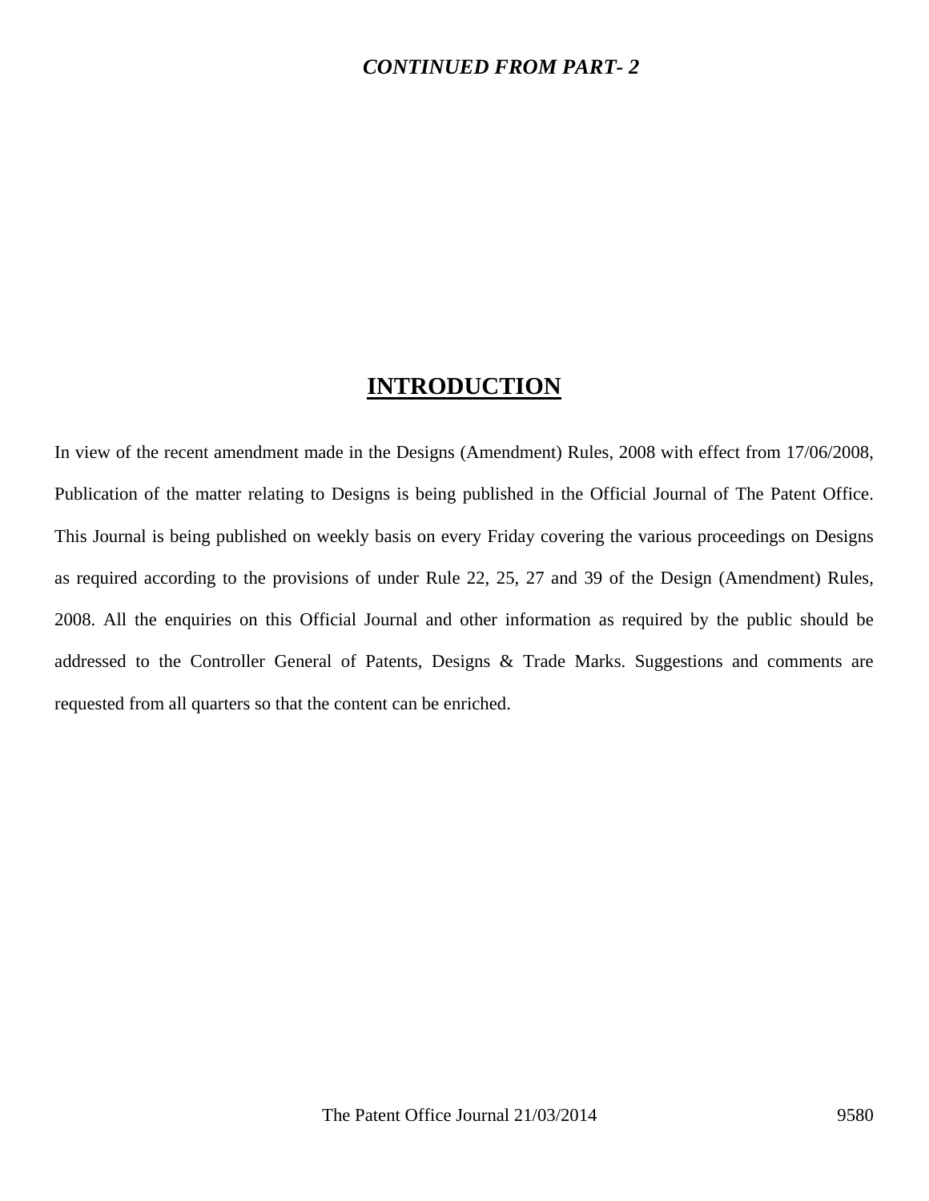*CONTINUED FROM PART- 2*

# INTRODUCTION

In view of the recent amendment made in the Designs (Amendment) Rules, 2008 with effect from 17/06/2008, Publication of the matter relating to Designs is being published in the Official Journal of The Patent Office. This Journal is being published on weekly basis on every Friday covering the various proceedings on Designs as required according to the provisions of under Rule 22, 25, 27 and 39 of the Design (Amendment) Rules, 2008. All the enquiries on this Official Journal and other information as required by the public should be addressed to the Controller General of Patents, Designs & Trade Marks. Suggestions and comments are requested from all quarters so that the content can be enriched.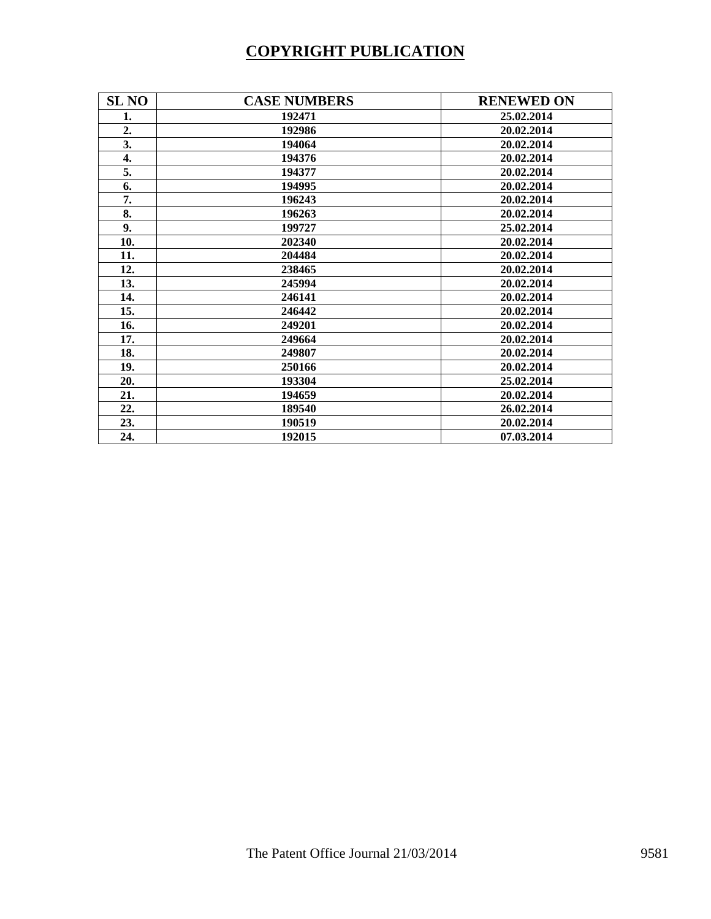# COPYRIGHT PUBLICATION

| SL NO | CASE NUMBERS | RENEWED ON |
|---|---|---|
| 1. | 192471 | 25.02.2014 |
| 2. | 192986 | 20.02.2014 |
| 3. | 194064 | 20.02.2014 |
| 4. | 194376 | 20.02.2014 |
| 5. | 194377 | 20.02.2014 |
| 6. | 194995 | 20.02.2014 |
| 7. | 196243 | 20.02.2014 |
| 8. | 196263 | 20.02.2014 |
| 9. | 199727 | 25.02.2014 |
| 10. | 202340 | 20.02.2014 |
| 11. | 204484 | 20.02.2014 |
| 12. | 238465 | 20.02.2014 |
| 13. | 245994 | 20.02.2014 |
| 14. | 246141 | 20.02.2014 |
| 15. | 246442 | 20.02.2014 |
| 16. | 249201 | 20.02.2014 |
| 17. | 249664 | 20.02.2014 |
| 18. | 249807 | 20.02.2014 |
| 19. | 250166 | 20.02.2014 |
| 20. | 193304 | 25.02.2014 |
| 21. | 194659 | 20.02.2014 |
| 22. | 189540 | 26.02.2014 |
| 23. | 190519 | 20.02.2014 |
| 24. | 192015 | 07.03.2014 |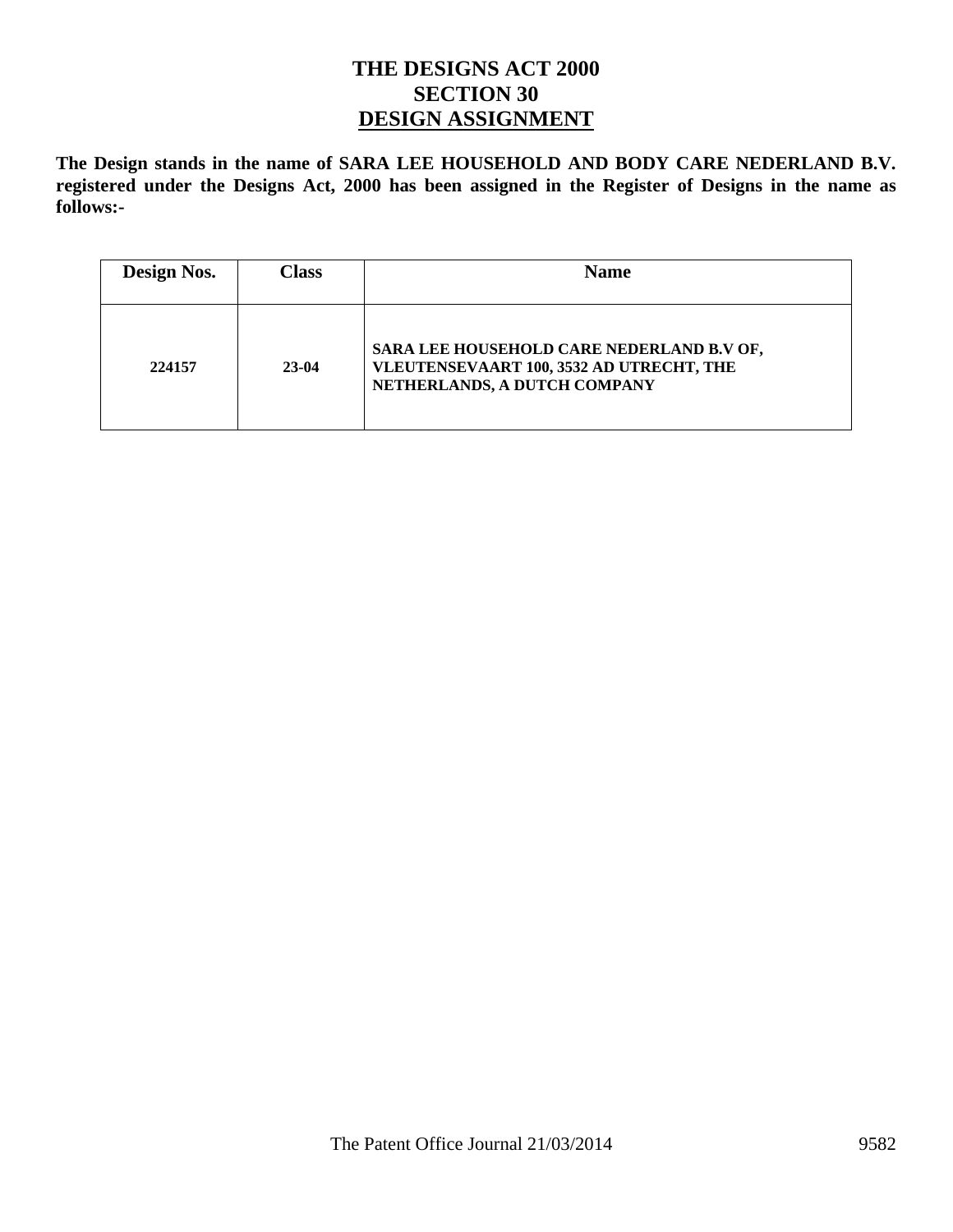# THE DESIGNS ACT 2000
## SECTION 30
## DESIGN ASSIGNMENT

**The Design stands in the name of SARA LEE HOUSEHOLD AND BODY CARE NEDERLAND B.V. registered under the Designs Act, 2000 has been assigned in the Register of Designs in the name as follows:-**

| Design Nos. | Class | Name |
|---|---|---|
| 224157 | 23-04 | SARA LEE HOUSEHOLD CARE NEDERLAND B.V OF, VLEUTENSEVAART 100, 3532 AD UTRECHT, THE NETHERLANDS, A DUTCH COMPANY |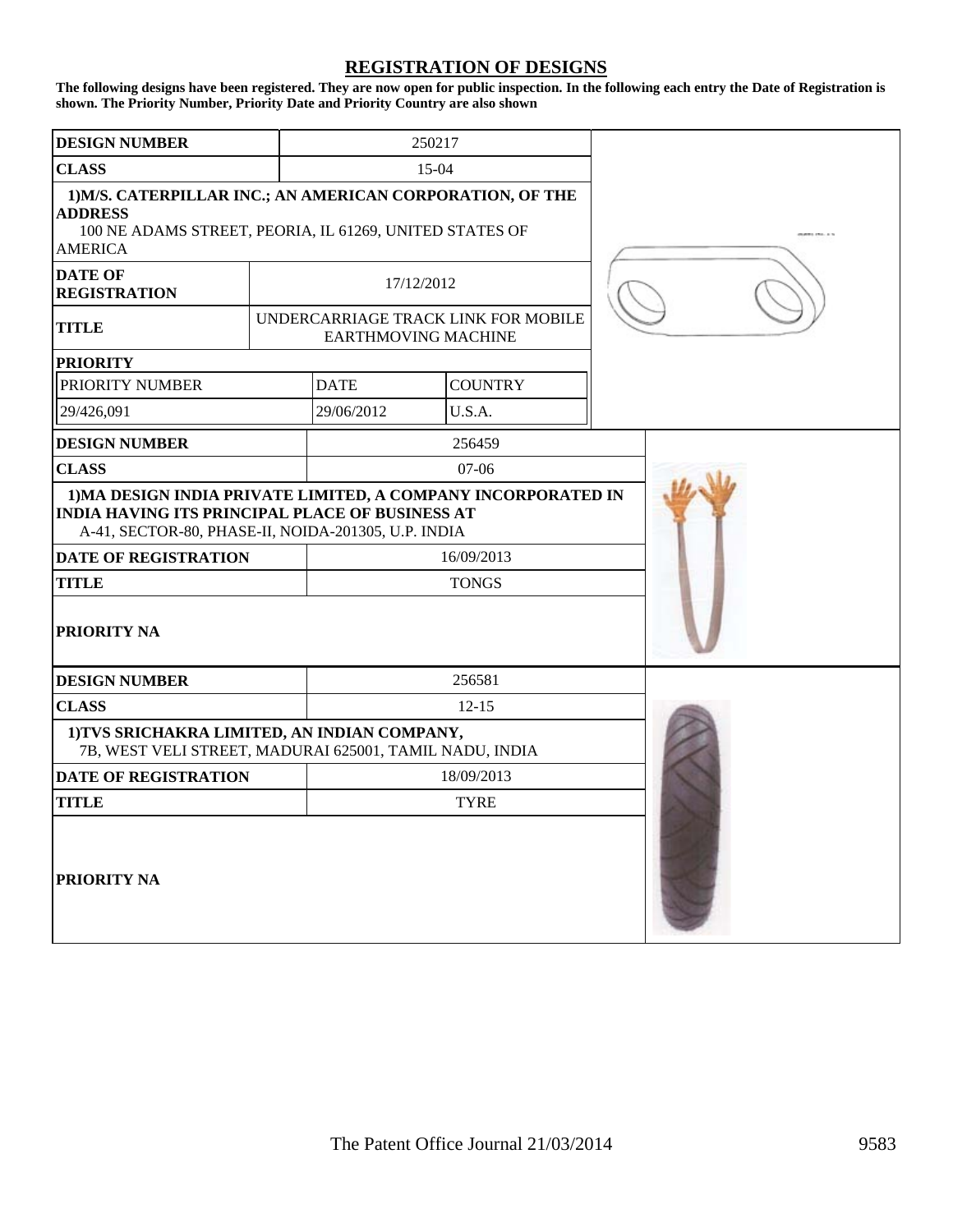## REGISTRATION OF DESIGNS

**The following designs have been registered. They are now open for public inspection. In the following each entry the Date of Registration is shown. The Priority Number, Priority Date and Priority Country are also shown**

| **DESIGN NUMBER** | 250217 | |
|---|---|---|
| **CLASS** | 15-04 | |
| **1)M/S. CATERPILLAR INC.; AN AMERICAN CORPORATION, OF THE ADDRESS** 100 NE ADAMS STREET, PEORIA, IL 61269, UNITED STATES OF AMERICA | | |
| **DATE OF REGISTRATION** | 17/12/2012 | |
| **TITLE** | UNDERCARRIAGE TRACK LINK FOR MOBILE EARTHMOVING MACHINE | |
| **PRIORITY** | | |
| PRIORITY NUMBER | DATE | COUNTRY |
| 29/426,091 | 29/06/2012 | U.S.A. |

| **DESIGN NUMBER** | 256459 |
|---|---|
| **CLASS** | 07-06 |
| **1)MA DESIGN INDIA PRIVATE LIMITED, A COMPANY INCORPORATED IN INDIA HAVING ITS PRINCIPAL PLACE OF BUSINESS AT** A-41, SECTOR-80, PHASE-II, NOIDA-201305, U.P. INDIA | |
| **DATE OF REGISTRATION** | 16/09/2013 |
| **TITLE** | TONGS |
| **PRIORITY NA** | |

| **DESIGN NUMBER** | 256581 |
|---|---|
| **CLASS** | 12-15 |
| **1)TVS SRICHAKRA LIMITED, AN INDIAN COMPANY,** 7B, WEST VELI STREET, MADURAI 625001, TAMIL NADU, INDIA | |
| **DATE OF REGISTRATION** | 18/09/2013 |
| **TITLE** | TYRE |
| **PRIORITY NA** | |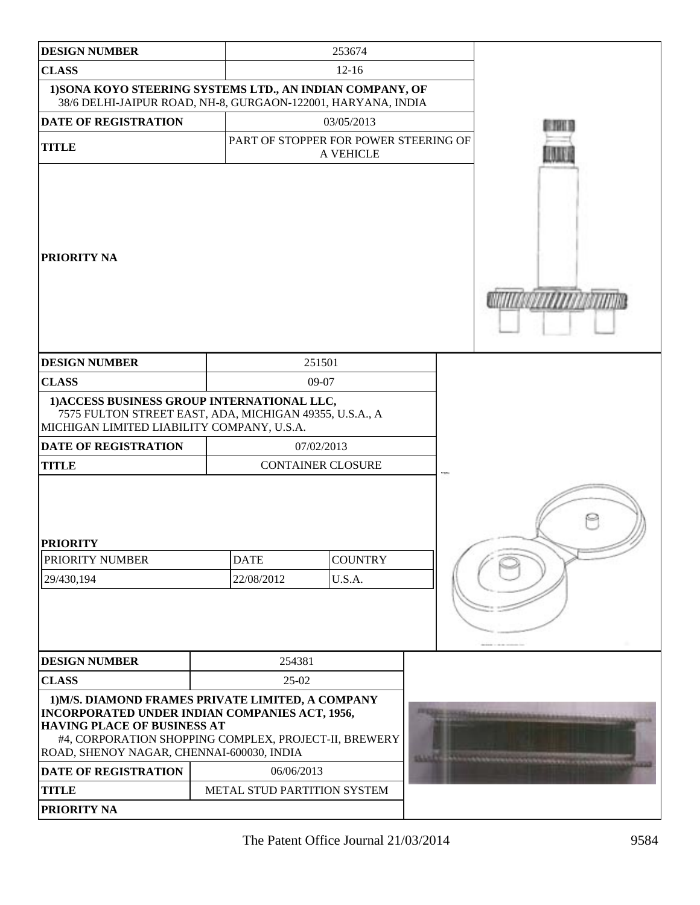| DESIGN NUMBER | 253674 |
|---|---|
| CLASS | 12-16 |
| 1)SONA KOYO STEERING SYSTEMS LTD., AN INDIAN COMPANY, OF 38/6 DELHI-JAIPUR ROAD, NH-8, GURGAON-122001, HARYANA, INDIA | |
| DATE OF REGISTRATION | 03/05/2013 |
| TITLE | PART OF STOPPER FOR POWER STEERING OF A VEHICLE |
| PRIORITY NA | |

| DESIGN NUMBER | 251501 |
|---|---|
| CLASS | 09-07 |
| 1)ACCESS BUSINESS GROUP INTERNATIONAL LLC, 7575 FULTON STREET EAST, ADA, MICHIGAN 49355, U.S.A., A MICHIGAN LIMITED LIABILITY COMPANY, U.S.A. | |
| DATE OF REGISTRATION | 07/02/2013 |
| TITLE | CONTAINER CLOSURE |

**PRIORITY**

| PRIORITY NUMBER | DATE | COUNTRY |
|---|---|---|
| 29/430,194 | 22/08/2012 | U.S.A. |

| DESIGN NUMBER | 254381 |
|---|---|
| CLASS | 25-02 |
| 1)M/S. DIAMOND FRAMES PRIVATE LIMITED, A COMPANY INCORPORATED UNDER INDIAN COMPANIES ACT, 1956, HAVING PLACE OF BUSINESS AT #4, CORPORATION SHOPPING COMPLEX, PROJECT-II, BREWERY ROAD, SHENOY NAGAR, CHENNAI-600030, INDIA | |
| DATE OF REGISTRATION | 06/06/2013 |
| TITLE | METAL STUD PARTITION SYSTEM |
| PRIORITY NA | |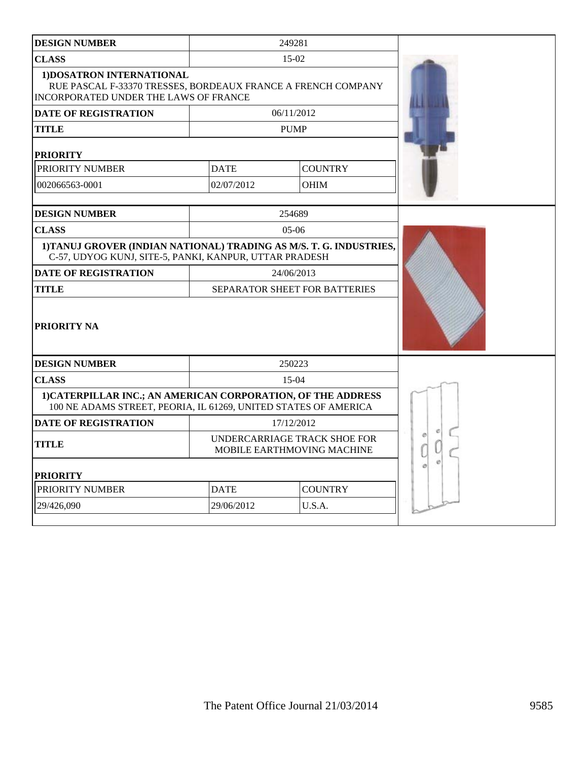| DESIGN NUMBER | 249281 | |
|---|---|---|
| CLASS | 15-02 | |
| **1)DOSATRON INTERNATIONAL** RUE PASCAL F-33370 TRESSES, BORDEAUX FRANCE A FRENCH COMPANY INCORPORATED UNDER THE LAWS OF FRANCE | | |
| DATE OF REGISTRATION | 06/11/2012 | |
| TITLE | PUMP | |
| **PRIORITY** | | |
| PRIORITY NUMBER | DATE | COUNTRY |
| 002066563-0001 | 02/07/2012 | OHIM |

| DESIGN NUMBER | 254689 |
|---|---|
| CLASS | 05-06 |
| **1)TANUJ GROVER (INDIAN NATIONAL) TRADING AS M/S. T. G. INDUSTRIES,** C-57, UDYOG KUNJ, SITE-5, PANKI, KANPUR, UTTAR PRADESH | |
| DATE OF REGISTRATION | 24/06/2013 |
| TITLE | SEPARATOR SHEET FOR BATTERIES |
| **PRIORITY NA** | |

| DESIGN NUMBER | 250223 | |
|---|---|---|
| CLASS | 15-04 | |
| **1)CATERPILLAR INC.; AN AMERICAN CORPORATION, OF THE ADDRESS** 100 NE ADAMS STREET, PEORIA, IL 61269, UNITED STATES OF AMERICA | | |
| DATE OF REGISTRATION | 17/12/2012 | |
| TITLE | UNDERCARRIAGE TRACK SHOE FOR MOBILE EARTHMOVING MACHINE | |
| **PRIORITY** | | |
| PRIORITY NUMBER | DATE | COUNTRY |
| 29/426,090 | 29/06/2012 | U.S.A. |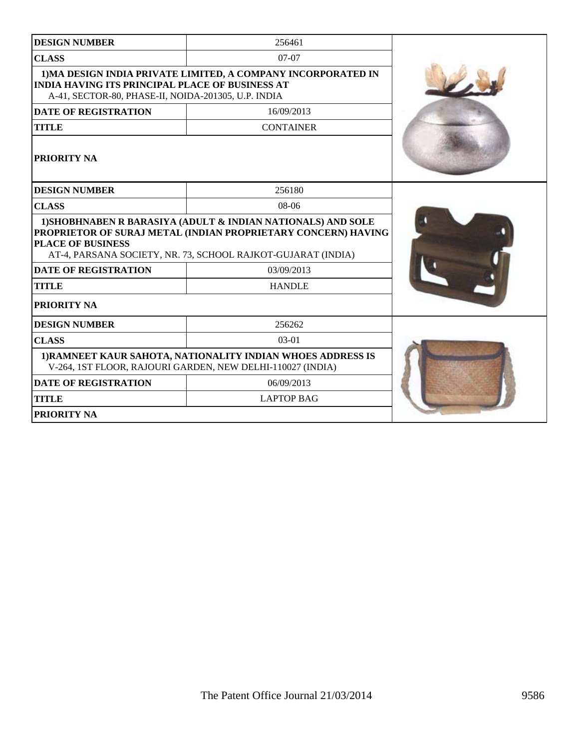| DESIGN NUMBER | 256461 |
| --- | --- |
| CLASS | 07-07 |
| 1)MA DESIGN INDIA PRIVATE LIMITED, A COMPANY INCORPORATED IN INDIA HAVING ITS PRINCIPAL PLACE OF BUSINESS AT A-41, SECTOR-80, PHASE-II, NOIDA-201305, U.P. INDIA | |
| DATE OF REGISTRATION | 16/09/2013 |
| TITLE | CONTAINER |
| PRIORITY NA | |

| DESIGN NUMBER | 256180 |
| --- | --- |
| CLASS | 08-06 |
| 1)SHOBHNABEN R BARASIYA (ADULT & INDIAN NATIONALS) AND SOLE PROPRIETOR OF SURAJ METAL (INDIAN PROPRIETARY CONCERN) HAVING PLACE OF BUSINESS AT-4, PARSANA SOCIETY, NR. 73, SCHOOL RAJKOT-GUJARAT (INDIA) | |
| DATE OF REGISTRATION | 03/09/2013 |
| TITLE | HANDLE |
| PRIORITY NA | |

| DESIGN NUMBER | 256262 |
| --- | --- |
| CLASS | 03-01 |
| 1)RAMNEET KAUR SAHOTA, NATIONALITY INDIAN WHOES ADDRESS IS V-264, 1ST FLOOR, RAJOURI GARDEN, NEW DELHI-110027 (INDIA) | |
| DATE OF REGISTRATION | 06/09/2013 |
| TITLE | LAPTOP BAG |
| PRIORITY NA | |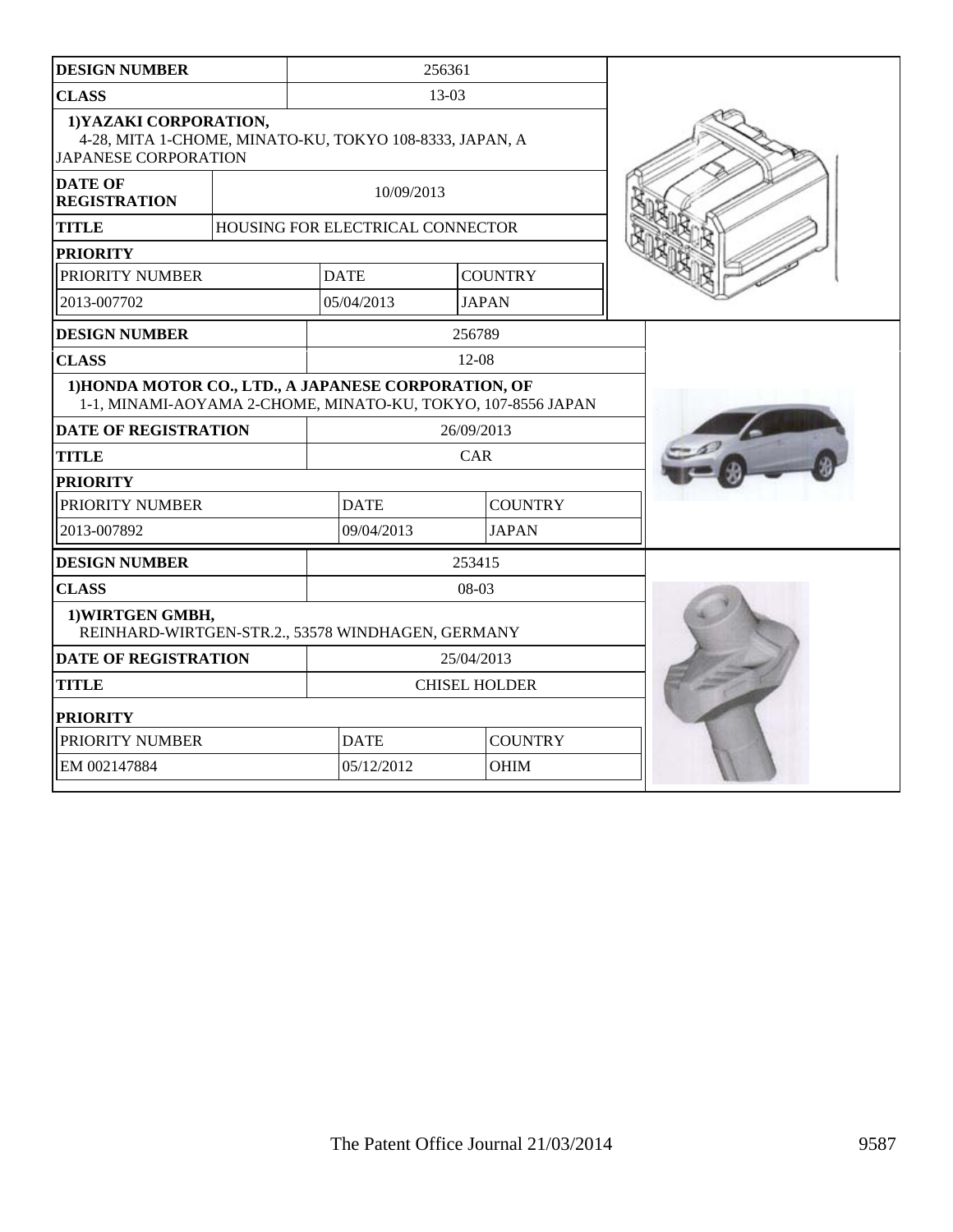| DESIGN NUMBER | 256361 | | |
|---|---|---|---|
| CLASS | 13-03 | | |
| 1)YAZAKI CORPORATION, 4-28, MITA 1-CHOME, MINATO-KU, TOKYO 108-8333, JAPAN, A JAPANESE CORPORATION | | | |
| DATE OF REGISTRATION | 10/09/2013 | | |
| TITLE | HOUSING FOR ELECTRICAL CONNECTOR | | |
| PRIORITY | | | |
| PRIORITY NUMBER | DATE | COUNTRY | |
| 2013-007702 | 05/04/2013 | JAPAN | |

| DESIGN NUMBER | 256789 | |
|---|---|---|
| CLASS | 12-08 | |
| 1)HONDA MOTOR CO., LTD., A JAPANESE CORPORATION, OF 1-1, MINAMI-AOYAMA 2-CHOME, MINATO-KU, TOKYO, 107-8556 JAPAN | | |
| DATE OF REGISTRATION | 26/09/2013 | |
| TITLE | CAR | |
| PRIORITY | | |
| PRIORITY NUMBER | DATE | COUNTRY |
| 2013-007892 | 09/04/2013 | JAPAN |

| DESIGN NUMBER | 253415 | |
|---|---|---|
| CLASS | 08-03 | |
| 1)WIRTGEN GMBH, REINHARD-WIRTGEN-STR.2., 53578 WINDHAGEN, GERMANY | | |
| DATE OF REGISTRATION | 25/04/2013 | |
| TITLE | CHISEL HOLDER | |
| PRIORITY | | |
| PRIORITY NUMBER | DATE | COUNTRY |
| EM 002147884 | 05/12/2012 | OHIM |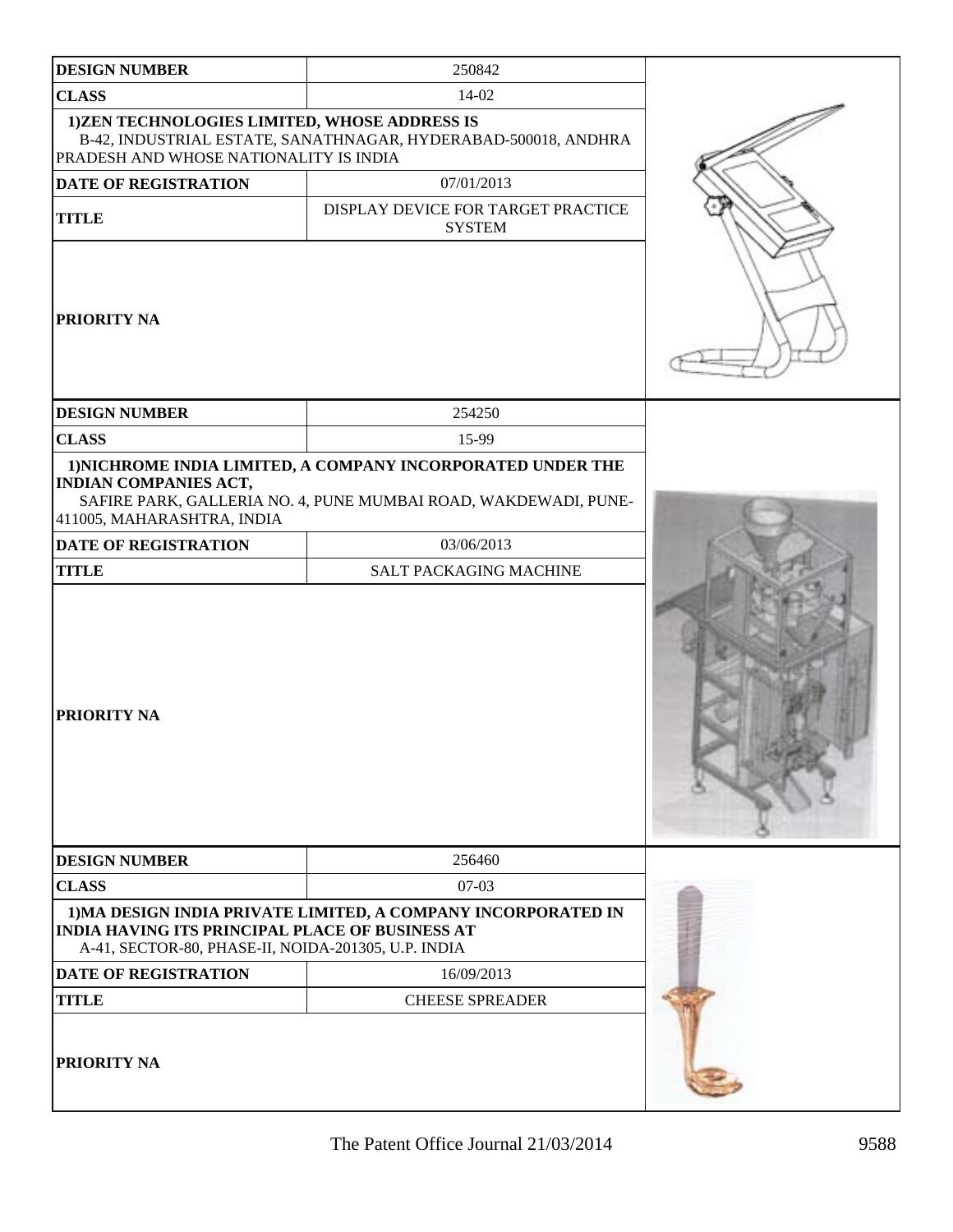| DESIGN NUMBER | 250842 |
| --- | --- |
| CLASS | 14-02 |
| 1)ZEN TECHNOLOGIES LIMITED, WHOSE ADDRESS IS B-42, INDUSTRIAL ESTATE, SANATHNAGAR, HYDERABAD-500018, ANDHRA PRADESH AND WHOSE NATIONALITY IS INDIA | |
| DATE OF REGISTRATION | 07/01/2013 |
| TITLE | DISPLAY DEVICE FOR TARGET PRACTICE SYSTEM |
| PRIORITY NA | |

| DESIGN NUMBER | 254250 |
| --- | --- |
| CLASS | 15-99 |
| 1)NICHROME INDIA LIMITED, A COMPANY INCORPORATED UNDER THE INDIAN COMPANIES ACT, SAFIRE PARK, GALLERIA NO. 4, PUNE MUMBAI ROAD, WAKDEWADI, PUNE-411005, MAHARASHTRA, INDIA | |
| DATE OF REGISTRATION | 03/06/2013 |
| TITLE | SALT PACKAGING MACHINE |
| PRIORITY NA | |

| DESIGN NUMBER | 256460 |
| --- | --- |
| CLASS | 07-03 |
| 1)MA DESIGN INDIA PRIVATE LIMITED, A COMPANY INCORPORATED IN INDIA HAVING ITS PRINCIPAL PLACE OF BUSINESS AT A-41, SECTOR-80, PHASE-II, NOIDA-201305, U.P. INDIA | |
| DATE OF REGISTRATION | 16/09/2013 |
| TITLE | CHEESE SPREADER |
| PRIORITY NA | |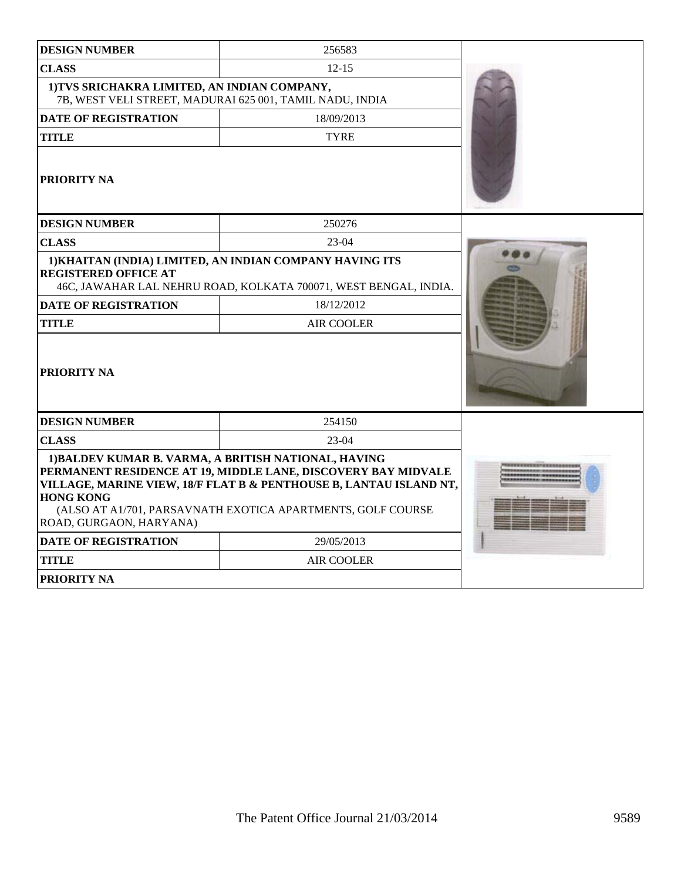| DESIGN NUMBER | 256583 |
| --- | --- |
| CLASS | 12-15 |
| 1)TVS SRICHAKRA LIMITED, AN INDIAN COMPANY, 7B, WEST VELI STREET, MADURAI 625 001, TAMIL NADU, INDIA | |
| DATE OF REGISTRATION | 18/09/2013 |
| TITLE | TYRE |
| PRIORITY NA | |

| DESIGN NUMBER | 250276 |
| --- | --- |
| CLASS | 23-04 |
| 1)KHAITAN (INDIA) LIMITED, AN INDIAN COMPANY HAVING ITS REGISTERED OFFICE AT 46C, JAWAHAR LAL NEHRU ROAD, KOLKATA 700071, WEST BENGAL, INDIA. | |
| DATE OF REGISTRATION | 18/12/2012 |
| TITLE | AIR COOLER |
| PRIORITY NA | |

| DESIGN NUMBER | 254150 |
| --- | --- |
| CLASS | 23-04 |
| 1)BALDEV KUMAR B. VARMA, A BRITISH NATIONAL, HAVING PERMANENT RESIDENCE AT 19, MIDDLE LANE, DISCOVERY BAY MIDVALE VILLAGE, MARINE VIEW, 18/F FLAT B & PENTHOUSE B, LANTAU ISLAND NT, HONG KONG (ALSO AT A1/701, PARSAVNATH EXOTICA APARTMENTS, GOLF COURSE ROAD, GURGAON, HARYANA) | |
| DATE OF REGISTRATION | 29/05/2013 |
| TITLE | AIR COOLER |
| PRIORITY NA | |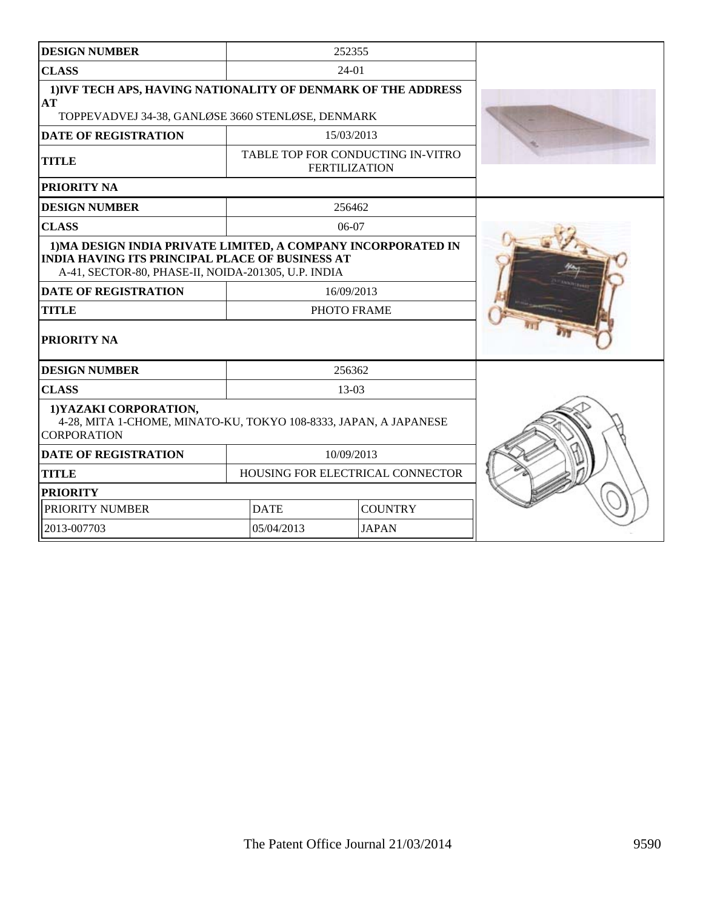| DESIGN NUMBER | 252355 |
|---|---|
| CLASS | 24-01 |
| 1)IVF TECH APS, HAVING NATIONALITY OF DENMARK OF THE ADDRESS AT TOPPEVADVEJ 34-38, GANLØSE 3660 STENLØSE, DENMARK | |
| DATE OF REGISTRATION | 15/03/2013 |
| TITLE | TABLE TOP FOR CONDUCTING IN-VITRO FERTILIZATION |
| PRIORITY NA | |

| DESIGN NUMBER | 256462 |
|---|---|
| CLASS | 06-07 |
| 1)MA DESIGN INDIA PRIVATE LIMITED, A COMPANY INCORPORATED IN INDIA HAVING ITS PRINCIPAL PLACE OF BUSINESS AT A-41, SECTOR-80, PHASE-II, NOIDA-201305, U.P. INDIA | |
| DATE OF REGISTRATION | 16/09/2013 |
| TITLE | PHOTO FRAME |
| PRIORITY NA | |

| DESIGN NUMBER | 256362 | |
|---|---|---|
| CLASS | 13-03 | |
| 1)YAZAKI CORPORATION, 4-28, MITA 1-CHOME, MINATO-KU, TOKYO 108-8333, JAPAN, A JAPANESE CORPORATION | | |
| DATE OF REGISTRATION | 10/09/2013 | |
| TITLE | HOUSING FOR ELECTRICAL CONNECTOR | |
| PRIORITY | | |
| PRIORITY NUMBER | DATE | COUNTRY |
| 2013-007703 | 05/04/2013 | JAPAN |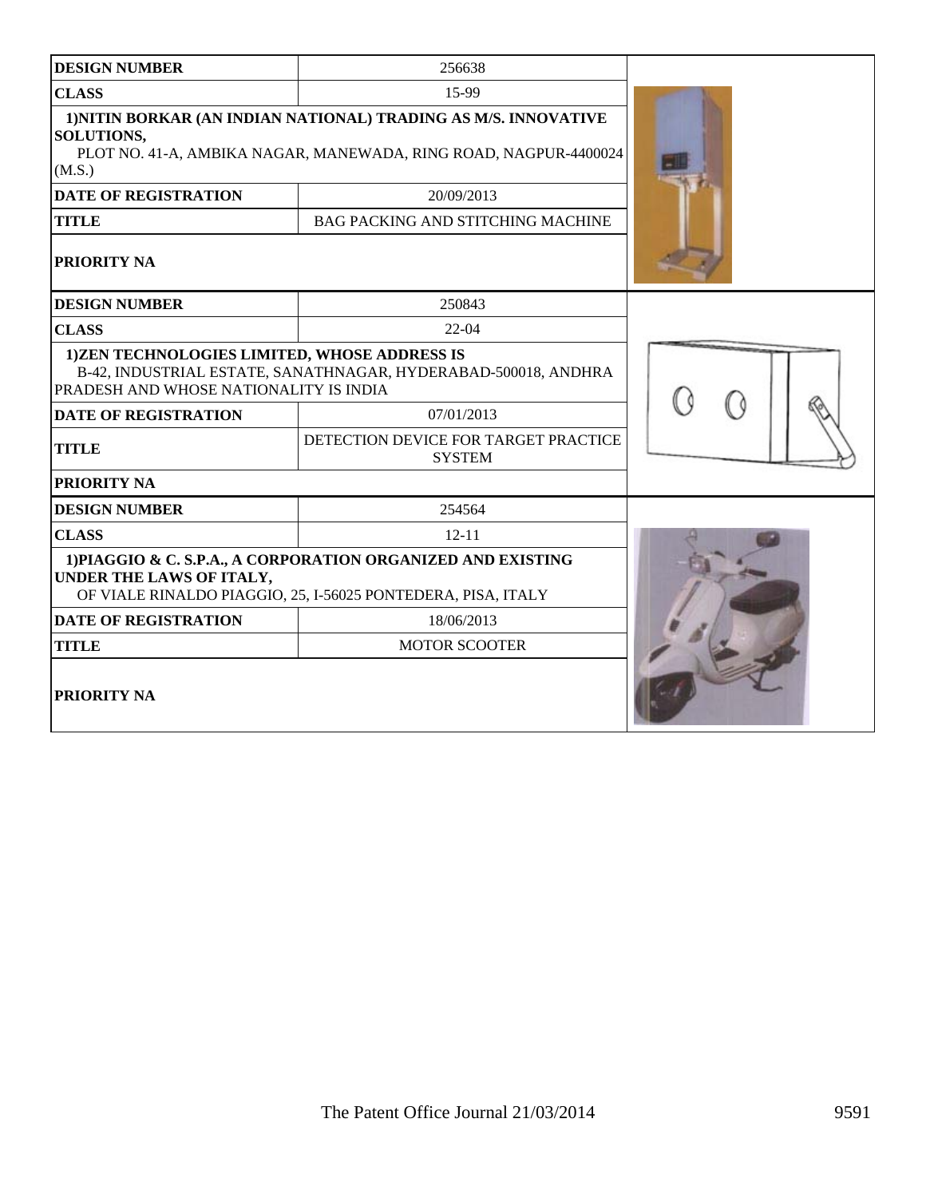| DESIGN NUMBER | 256638 |
|---|---|
| CLASS | 15-99 |
| 1)NITIN BORKAR (AN INDIAN NATIONAL) TRADING AS M/S. INNOVATIVE SOLUTIONS, PLOT NO. 41-A, AMBIKA NAGAR, MANEWADA, RING ROAD, NAGPUR-4400024 (M.S.) | |
| DATE OF REGISTRATION | 20/09/2013 |
| TITLE | BAG PACKING AND STITCHING MACHINE |
| PRIORITY NA | |

| DESIGN NUMBER | 250843 |
|---|---|
| CLASS | 22-04 |
| 1)ZEN TECHNOLOGIES LIMITED, WHOSE ADDRESS IS B-42, INDUSTRIAL ESTATE, SANATHNAGAR, HYDERABAD-500018, ANDHRA PRADESH AND WHOSE NATIONALITY IS INDIA | |
| DATE OF REGISTRATION | 07/01/2013 |
| TITLE | DETECTION DEVICE FOR TARGET PRACTICE SYSTEM |
| PRIORITY NA | |

| DESIGN NUMBER | 254564 |
|---|---|
| CLASS | 12-11 |
| 1)PIAGGIO & C. S.P.A., A CORPORATION ORGANIZED AND EXISTING UNDER THE LAWS OF ITALY, OF VIALE RINALDO PIAGGIO, 25, I-56025 PONTEDERA, PISA, ITALY | |
| DATE OF REGISTRATION | 18/06/2013 |
| TITLE | MOTOR SCOOTER |
| PRIORITY NA | |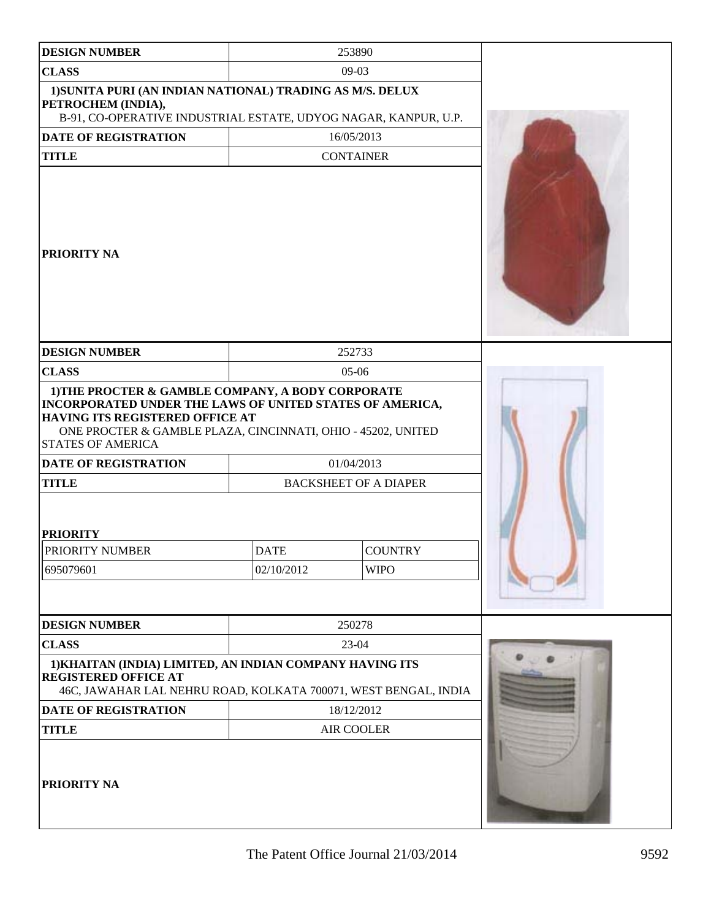| DESIGN NUMBER | 253890 | |
|---|---|---|
| CLASS | 09-03 | |
| 1)SUNITA PURI (AN INDIAN NATIONAL) TRADING AS M/S. DELUX PETROCHEM (INDIA), B-91, CO-OPERATIVE INDUSTRIAL ESTATE, UDYOG NAGAR, KANPUR, U.P. | | |
| DATE OF REGISTRATION | 16/05/2013 | |
| TITLE | CONTAINER | |
| PRIORITY NA | | |

| DESIGN NUMBER | 252733 | |
|---|---|---|
| CLASS | 05-06 | |
| 1)THE PROCTER & GAMBLE COMPANY, A BODY CORPORATE INCORPORATED UNDER THE LAWS OF UNITED STATES OF AMERICA, HAVING ITS REGISTERED OFFICE AT ONE PROCTER & GAMBLE PLAZA, CINCINNATI, OHIO - 45202, UNITED STATES OF AMERICA | | |
| DATE OF REGISTRATION | 01/04/2013 | |
| TITLE | BACKSHEET OF A DIAPER | |
| PRIORITY | | |
| PRIORITY NUMBER | DATE | COUNTRY |
| 695079601 | 02/10/2012 | WIPO |

| DESIGN NUMBER | 250278 |
|---|---|
| CLASS | 23-04 |
| 1)KHAITAN (INDIA) LIMITED, AN INDIAN COMPANY HAVING ITS REGISTERED OFFICE AT 46C, JAWAHAR LAL NEHRU ROAD, KOLKATA 700071, WEST BENGAL, INDIA | |
| DATE OF REGISTRATION | 18/12/2012 |
| TITLE | AIR COOLER |
| PRIORITY NA | |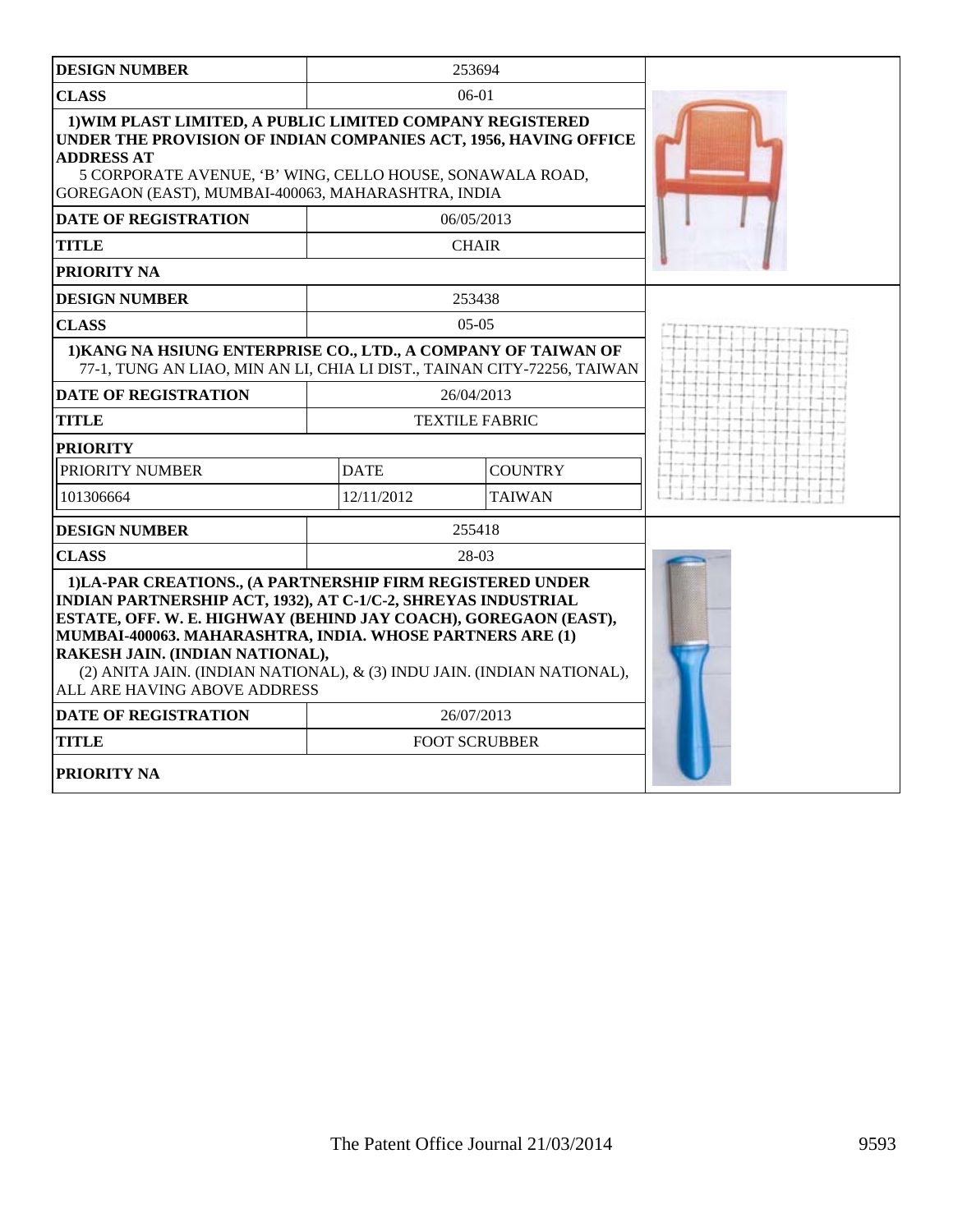| DESIGN NUMBER | 253694 |
|---|---|
| CLASS | 06-01 |
| **1)WIM PLAST LIMITED, A PUBLIC LIMITED COMPANY REGISTERED UNDER THE PROVISION OF INDIAN COMPANIES ACT, 1956, HAVING OFFICE ADDRESS AT** 5 CORPORATE AVENUE, 'B' WING, CELLO HOUSE, SONAWALA ROAD, GOREGAON (EAST), MUMBAI-400063, MAHARASHTRA, INDIA | |
| DATE OF REGISTRATION | 06/05/2013 |
| TITLE | CHAIR |
| PRIORITY NA | |

| DESIGN NUMBER | 253438 | |
|---|---|---|
| CLASS | 05-05 | |
| **1)KANG NA HSIUNG ENTERPRISE CO., LTD., A COMPANY OF TAIWAN OF** 77-1, TUNG AN LIAO, MIN AN LI, CHIA LI DIST., TAINAN CITY-72256, TAIWAN | | |
| DATE OF REGISTRATION | 26/04/2013 | |
| TITLE | TEXTILE FABRIC | |
| PRIORITY | | |
| PRIORITY NUMBER | DATE | COUNTRY |
| 101306664 | 12/11/2012 | TAIWAN |

| DESIGN NUMBER | 255418 |
|---|---|
| CLASS | 28-03 |
| **1)LA-PAR CREATIONS., (A PARTNERSHIP FIRM REGISTERED UNDER INDIAN PARTNERSHIP ACT, 1932), AT C-1/C-2, SHREYAS INDUSTRIAL ESTATE, OFF. W. E. HIGHWAY (BEHIND JAY COACH), GOREGAON (EAST), MUMBAI-400063. MAHARASHTRA, INDIA. WHOSE PARTNERS ARE (1) RAKESH JAIN. (INDIAN NATIONAL),** (2) ANITA JAIN. (INDIAN NATIONAL), & (3) INDU JAIN. (INDIAN NATIONAL), ALL ARE HAVING ABOVE ADDRESS | |
| DATE OF REGISTRATION | 26/07/2013 |
| TITLE | FOOT SCRUBBER |
| PRIORITY NA | |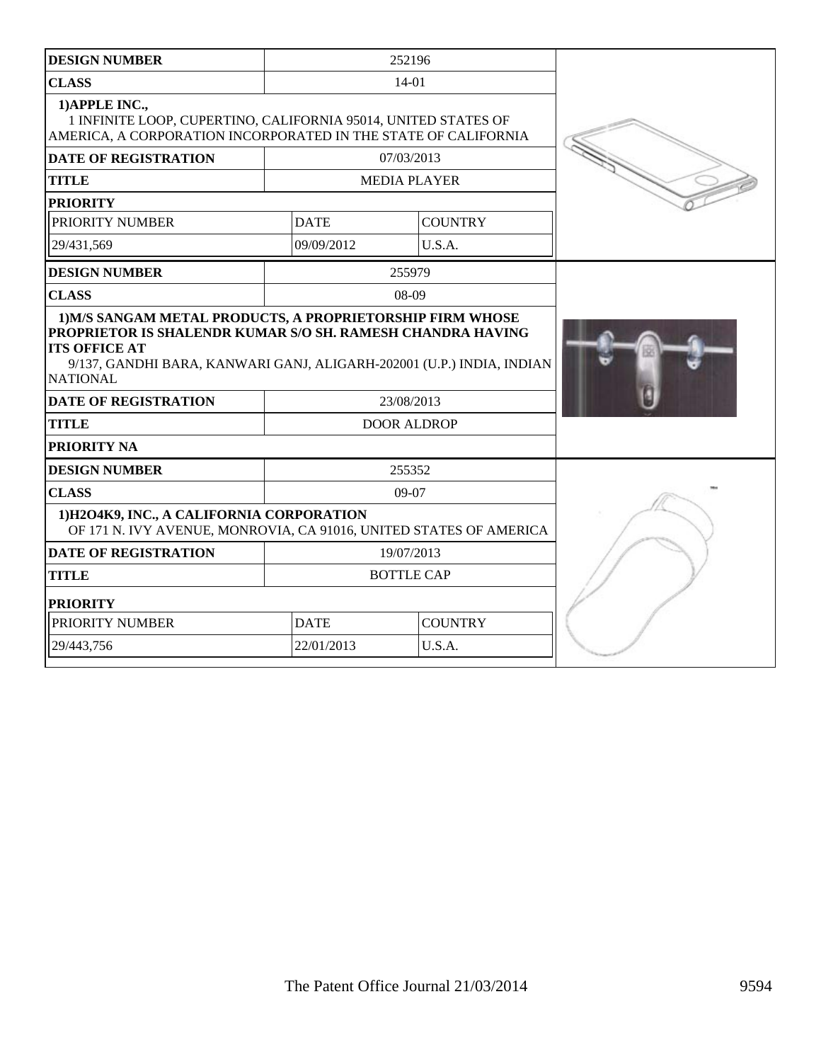| DESIGN NUMBER | 252196 | |
|---|---|---|
| CLASS | 14-01 | |
| 1)APPLE INC., 1 INFINITE LOOP, CUPERTINO, CALIFORNIA 95014, UNITED STATES OF AMERICA, A CORPORATION INCORPORATED IN THE STATE OF CALIFORNIA | | |
| DATE OF REGISTRATION | 07/03/2013 | |
| TITLE | MEDIA PLAYER | |
| PRIORITY | | |
| PRIORITY NUMBER | DATE | COUNTRY |
| 29/431,569 | 09/09/2012 | U.S.A. |

| DESIGN NUMBER | 255979 |
|---|---|
| CLASS | 08-09 |
| 1)M/S SANGAM METAL PRODUCTS, A PROPRIETORSHIP FIRM WHOSE PROPRIETOR IS SHALENDR KUMAR S/O SH. RAMESH CHANDRA HAVING ITS OFFICE AT 9/137, GANDHI BARA, KANWARI GANJ, ALIGARH-202001 (U.P.) INDIA, INDIAN NATIONAL | |
| DATE OF REGISTRATION | 23/08/2013 |
| TITLE | DOOR ALDROP |
| PRIORITY NA | |

| DESIGN NUMBER | 255352 | |
|---|---|---|
| CLASS | 09-07 | |
| 1)H2O4K9, INC., A CALIFORNIA CORPORATION OF 171 N. IVY AVENUE, MONROVIA, CA 91016, UNITED STATES OF AMERICA | | |
| DATE OF REGISTRATION | 19/07/2013 | |
| TITLE | BOTTLE CAP | |
| PRIORITY | | |
| PRIORITY NUMBER | DATE | COUNTRY |
| 29/443,756 | 22/01/2013 | U.S.A. |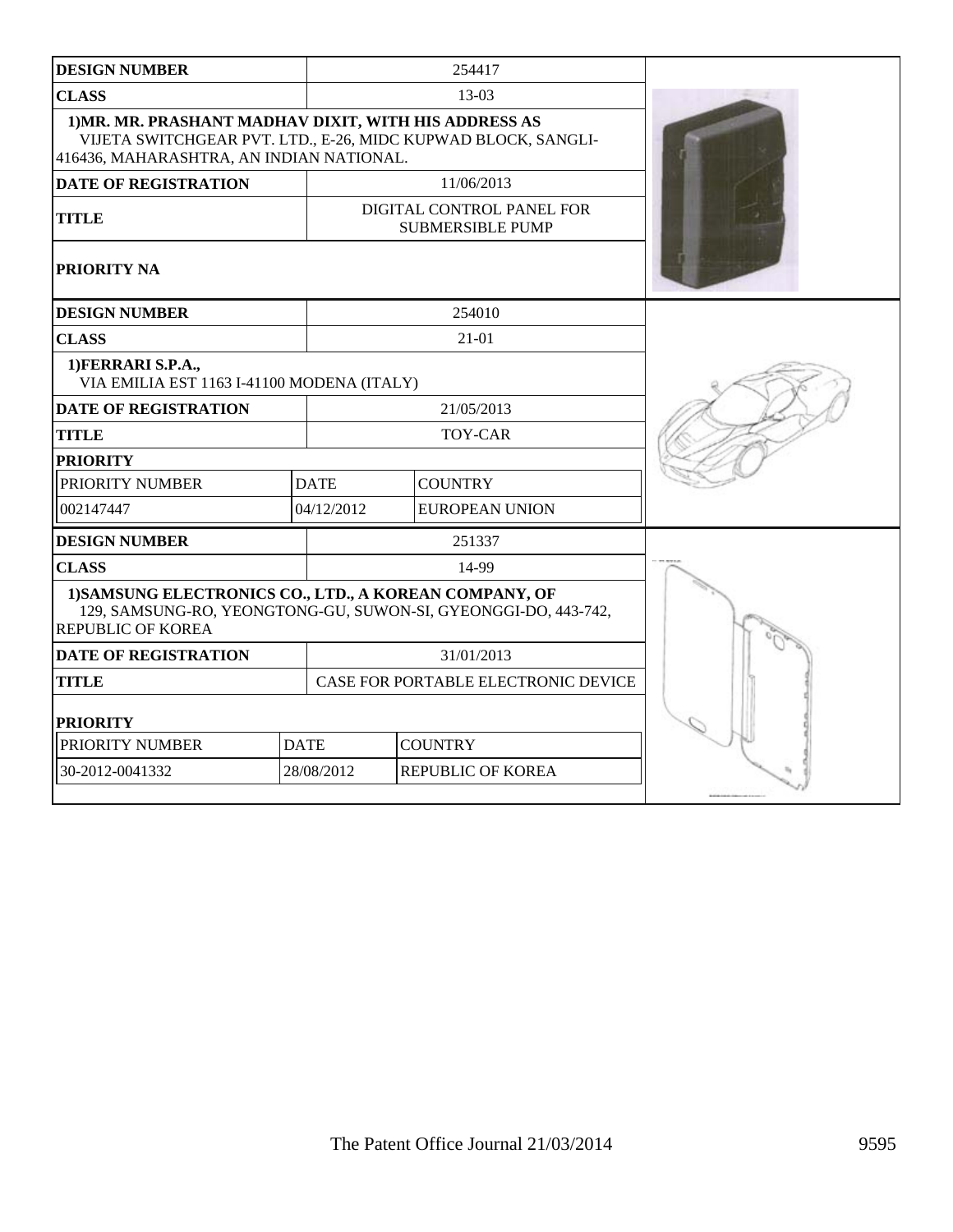| DESIGN NUMBER | 254417 | |
|---|---|---|
| CLASS | 13-03 | |
| 1)MR. MR. PRASHANT MADHAV DIXIT, WITH HIS ADDRESS AS VIJETA SWITCHGEAR PVT. LTD., E-26, MIDC KUPWAD BLOCK, SANGLI-416436, MAHARASHTRA, AN INDIAN NATIONAL. | | |
| DATE OF REGISTRATION | 11/06/2013 | |
| TITLE | DIGITAL CONTROL PANEL FOR SUBMERSIBLE PUMP | |
| PRIORITY NA | | |

| DESIGN NUMBER | 254010 | |
|---|---|---|
| CLASS | 21-01 | |
| 1)FERRARI S.P.A., VIA EMILIA EST 1163 I-41100 MODENA (ITALY) | | |
| DATE OF REGISTRATION | 21/05/2013 | |
| TITLE | TOY-CAR | |
| PRIORITY | | |
| PRIORITY NUMBER | DATE | COUNTRY |
| 002147447 | 04/12/2012 | EUROPEAN UNION |

| DESIGN NUMBER | 251337 | |
|---|---|---|
| CLASS | 14-99 | |
| 1)SAMSUNG ELECTRONICS CO., LTD., A KOREAN COMPANY, OF 129, SAMSUNG-RO, YEONGTONG-GU, SUWON-SI, GYEONGGI-DO, 443-742, REPUBLIC OF KOREA | | |
| DATE OF REGISTRATION | 31/01/2013 | |
| TITLE | CASE FOR PORTABLE ELECTRONIC DEVICE | |
| PRIORITY | | |
| PRIORITY NUMBER | DATE | COUNTRY |
| 30-2012-0041332 | 28/08/2012 | REPUBLIC OF KOREA |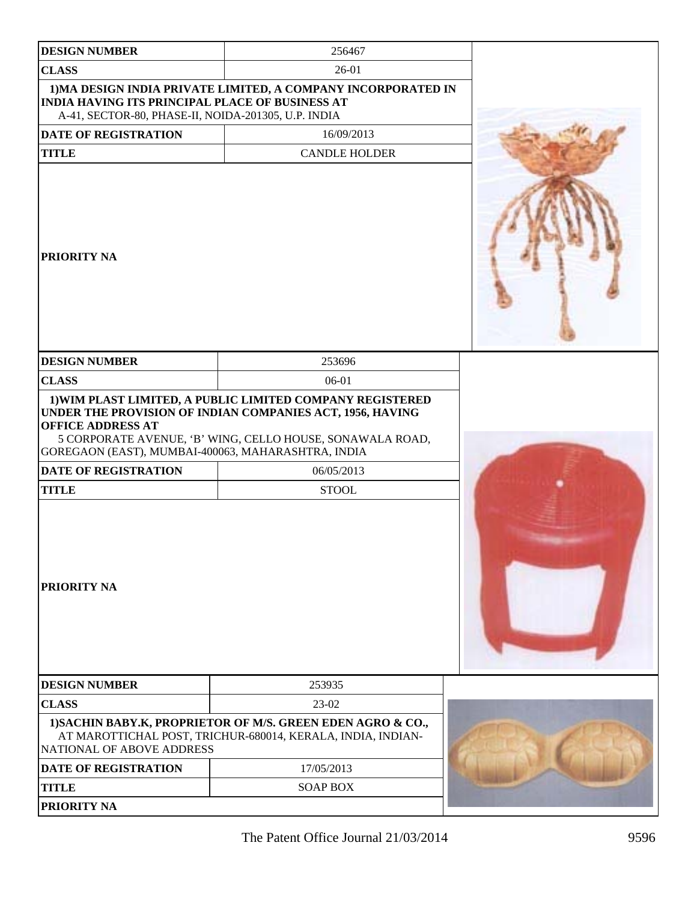| DESIGN NUMBER | 256467 |
|---|---|
| CLASS | 26-01 |
| 1)MA DESIGN INDIA PRIVATE LIMITED, A COMPANY INCORPORATED IN INDIA HAVING ITS PRINCIPAL PLACE OF BUSINESS AT A-41, SECTOR-80, PHASE-II, NOIDA-201305, U.P. INDIA | |
| DATE OF REGISTRATION | 16/09/2013 |
| TITLE | CANDLE HOLDER |
| PRIORITY NA | |

| DESIGN NUMBER | 253696 |
|---|---|
| CLASS | 06-01 |
| 1)WIM PLAST LIMITED, A PUBLIC LIMITED COMPANY REGISTERED UNDER THE PROVISION OF INDIAN COMPANIES ACT, 1956, HAVING OFFICE ADDRESS AT 5 CORPORATE AVENUE, 'B' WING, CELLO HOUSE, SONAWALA ROAD, GOREGAON (EAST), MUMBAI-400063, MAHARASHTRA, INDIA | |
| DATE OF REGISTRATION | 06/05/2013 |
| TITLE | STOOL |
| PRIORITY NA | |

| DESIGN NUMBER | 253935 |
|---|---|
| CLASS | 23-02 |
| 1)SACHIN BABY.K, PROPRIETOR OF M/S. GREEN EDEN AGRO & CO., AT MAROTTICHAL POST, TRICHUR-680014, KERALA, INDIA, INDIAN-NATIONAL OF ABOVE ADDRESS | |
| DATE OF REGISTRATION | 17/05/2013 |
| TITLE | SOAP BOX |
| PRIORITY NA | |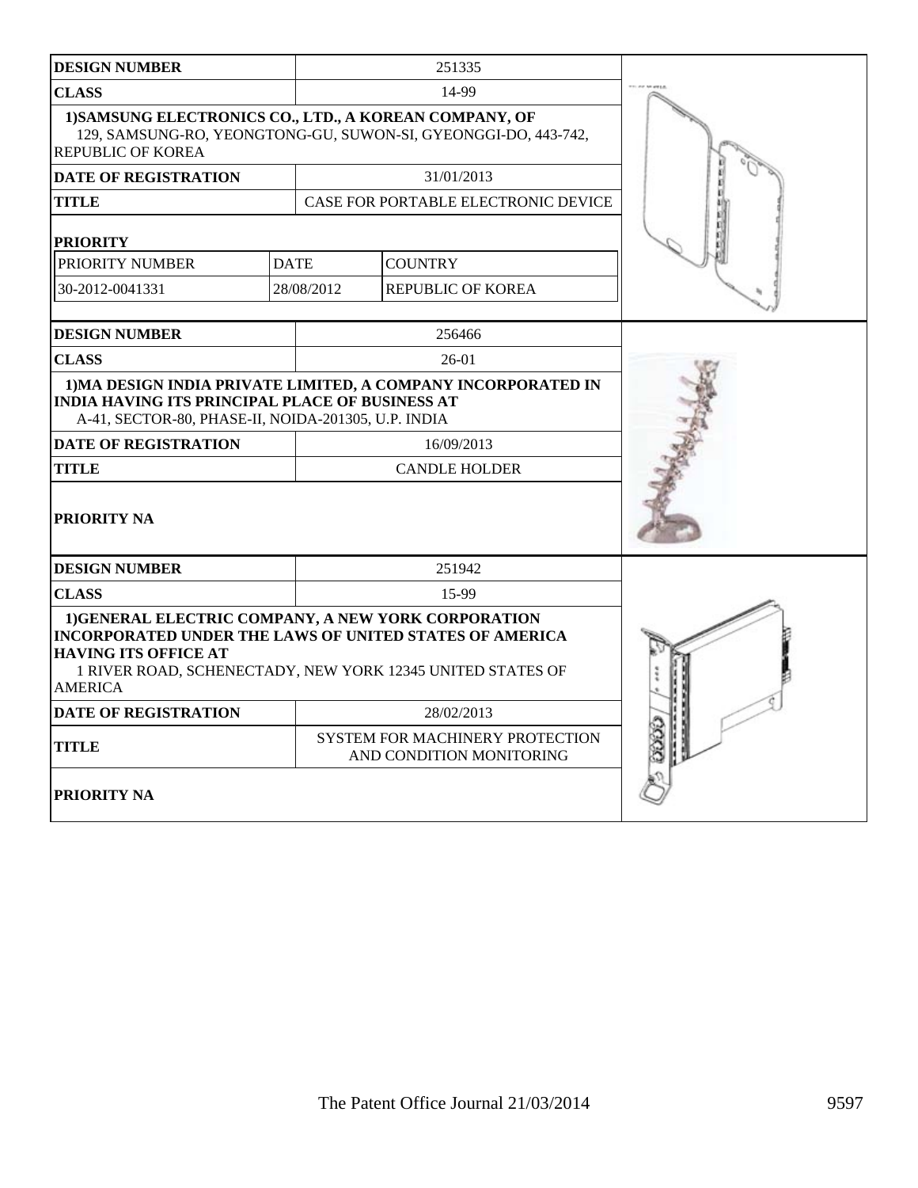| DESIGN NUMBER | 251335 | |
|---|---|---|
| CLASS | 14-99 | |
| 1)SAMSUNG ELECTRONICS CO., LTD., A KOREAN COMPANY, OF 129, SAMSUNG-RO, YEONGTONG-GU, SUWON-SI, GYEONGGI-DO, 443-742, REPUBLIC OF KOREA | | |
| DATE OF REGISTRATION | 31/01/2013 | |
| TITLE | CASE FOR PORTABLE ELECTRONIC DEVICE | |
| PRIORITY | | |
| PRIORITY NUMBER | DATE | COUNTRY |
| 30-2012-0041331 | 28/08/2012 | REPUBLIC OF KOREA |

| DESIGN NUMBER | 256466 |
|---|---|
| CLASS | 26-01 |
| 1)MA DESIGN INDIA PRIVATE LIMITED, A COMPANY INCORPORATED IN INDIA HAVING ITS PRINCIPAL PLACE OF BUSINESS AT A-41, SECTOR-80, PHASE-II, NOIDA-201305, U.P. INDIA | |
| DATE OF REGISTRATION | 16/09/2013 |
| TITLE | CANDLE HOLDER |
| PRIORITY NA | |

| DESIGN NUMBER | 251942 |
|---|---|
| CLASS | 15-99 |
| 1)GENERAL ELECTRIC COMPANY, A NEW YORK CORPORATION INCORPORATED UNDER THE LAWS OF UNITED STATES OF AMERICA HAVING ITS OFFICE AT 1 RIVER ROAD, SCHENECTADY, NEW YORK 12345 UNITED STATES OF AMERICA | |
| DATE OF REGISTRATION | 28/02/2013 |
| TITLE | SYSTEM FOR MACHINERY PROTECTION AND CONDITION MONITORING |
| PRIORITY NA | |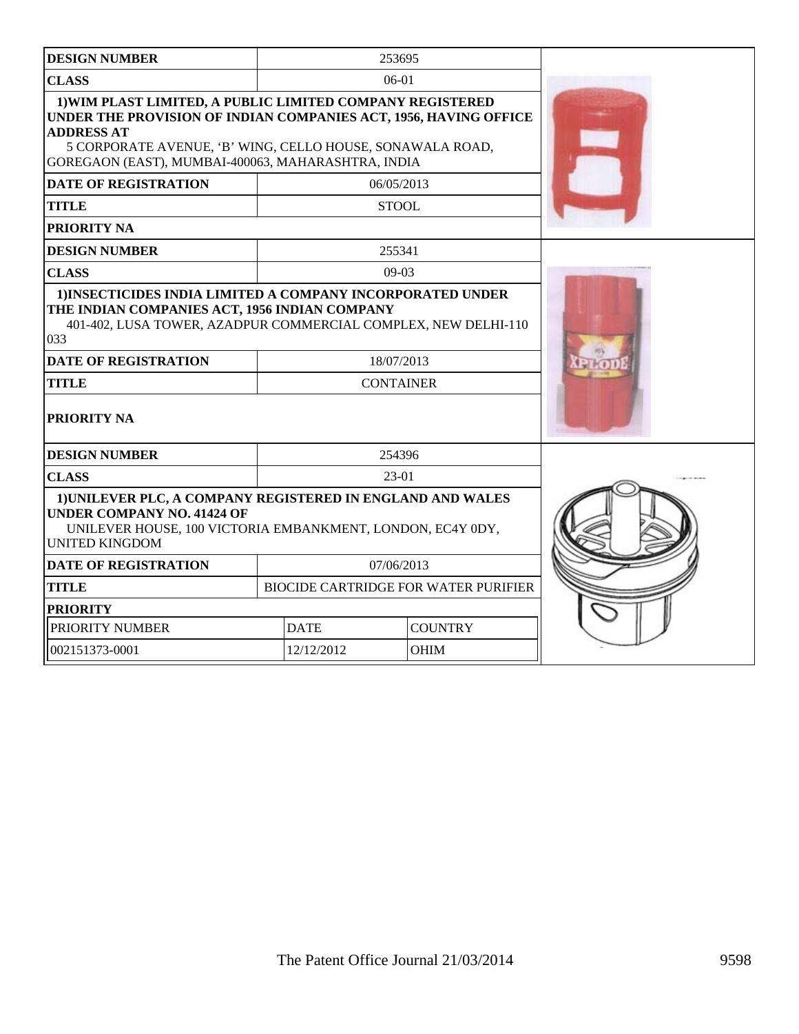| DESIGN NUMBER | 253695 |
| --- | --- |
| CLASS | 06-01 |
| 1)WIM PLAST LIMITED, A PUBLIC LIMITED COMPANY REGISTERED UNDER THE PROVISION OF INDIAN COMPANIES ACT, 1956, HAVING OFFICE ADDRESS AT 5 CORPORATE AVENUE, 'B' WING, CELLO HOUSE, SONAWALA ROAD, GOREGAON (EAST), MUMBAI-400063, MAHARASHTRA, INDIA | |
| DATE OF REGISTRATION | 06/05/2013 |
| TITLE | STOOL |
| PRIORITY NA | |

| DESIGN NUMBER | 255341 |
| --- | --- |
| CLASS | 09-03 |
| 1)INSECTICIDES INDIA LIMITED A COMPANY INCORPORATED UNDER THE INDIAN COMPANIES ACT, 1956 INDIAN COMPANY 401-402, LUSA TOWER, AZADPUR COMMERCIAL COMPLEX, NEW DELHI-110 033 | |
| DATE OF REGISTRATION | 18/07/2013 |
| TITLE | CONTAINER |
| PRIORITY NA | |

| DESIGN NUMBER | 254396 | |
| --- | --- | --- |
| CLASS | 23-01 | |
| 1)UNILEVER PLC, A COMPANY REGISTERED IN ENGLAND AND WALES UNDER COMPANY NO. 41424 OF UNILEVER HOUSE, 100 VICTORIA EMBANKMENT, LONDON, EC4Y 0DY, UNITED KINGDOM | | |
| DATE OF REGISTRATION | 07/06/2013 | |
| TITLE | BIOCIDE CARTRIDGE FOR WATER PURIFIER | |
| PRIORITY | | |
| PRIORITY NUMBER | DATE | COUNTRY |
| 002151373-0001 | 12/12/2012 | OHIM |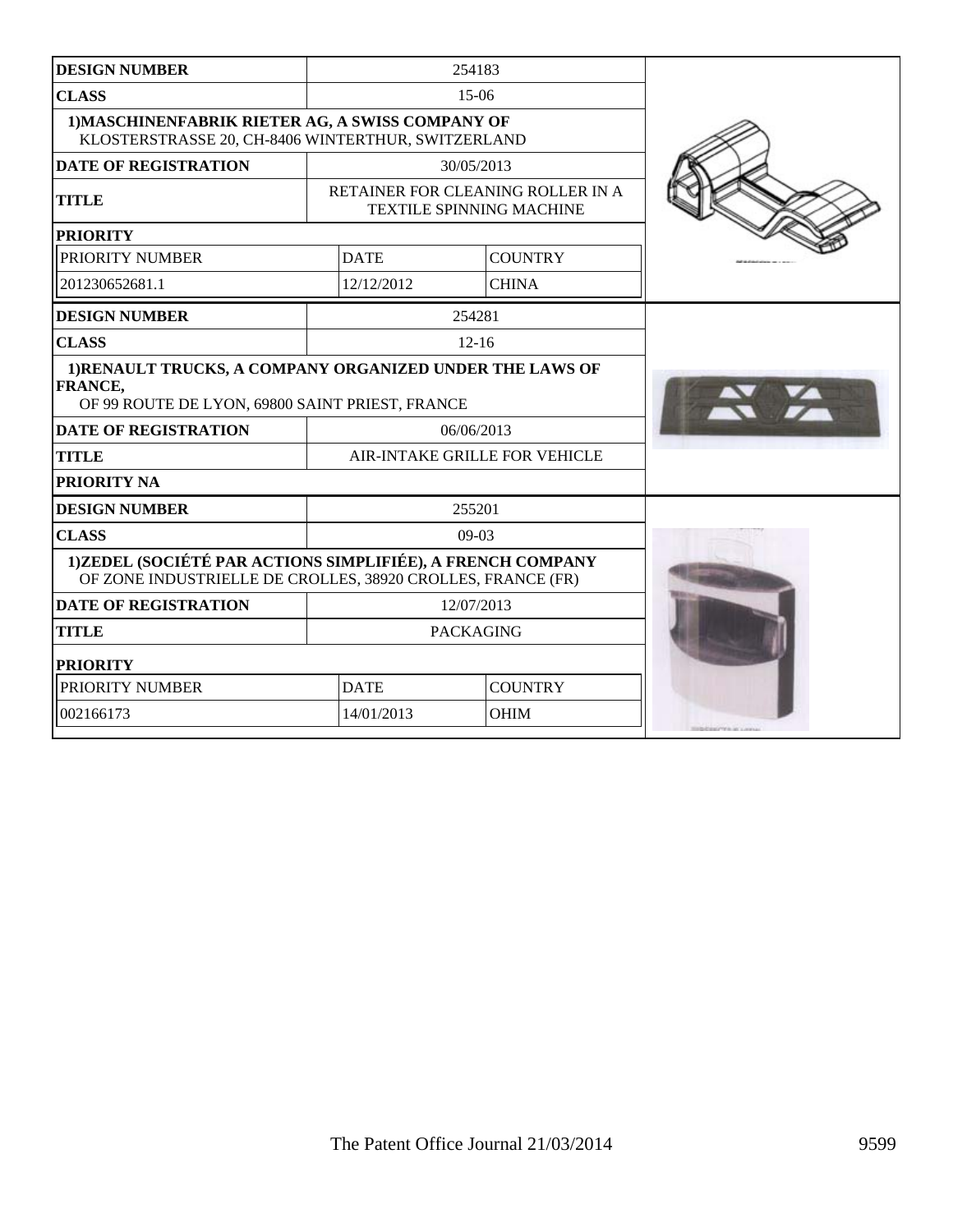| DESIGN NUMBER | 254183 | |
|---|---|---|
| CLASS | 15-06 | |
| 1)MASCHINENFABRIK RIETER AG, A SWISS COMPANY OF KLOSTERSTRASSE 20, CH-8406 WINTERTHUR, SWITZERLAND | | |
| DATE OF REGISTRATION | 30/05/2013 | |
| TITLE | RETAINER FOR CLEANING ROLLER IN A TEXTILE SPINNING MACHINE | |
| PRIORITY | | |
| PRIORITY NUMBER | DATE | COUNTRY |
| 201230652681.1 | 12/12/2012 | CHINA |

| DESIGN NUMBER | 254281 |
|---|---|
| CLASS | 12-16 |
| 1)RENAULT TRUCKS, A COMPANY ORGANIZED UNDER THE LAWS OF FRANCE, OF 99 ROUTE DE LYON, 69800 SAINT PRIEST, FRANCE | |
| DATE OF REGISTRATION | 06/06/2013 |
| TITLE | AIR-INTAKE GRILLE FOR VEHICLE |
| PRIORITY NA | |

| DESIGN NUMBER | 255201 | |
|---|---|---|
| CLASS | 09-03 | |
| 1)ZEDEL (SOCIÉTÉ PAR ACTIONS SIMPLIFIÉE), A FRENCH COMPANY OF ZONE INDUSTRIELLE DE CROLLES, 38920 CROLLES, FRANCE (FR) | | |
| DATE OF REGISTRATION | 12/07/2013 | |
| TITLE | PACKAGING | |
| PRIORITY | | |
| PRIORITY NUMBER | DATE | COUNTRY |
| 002166173 | 14/01/2013 | OHIM |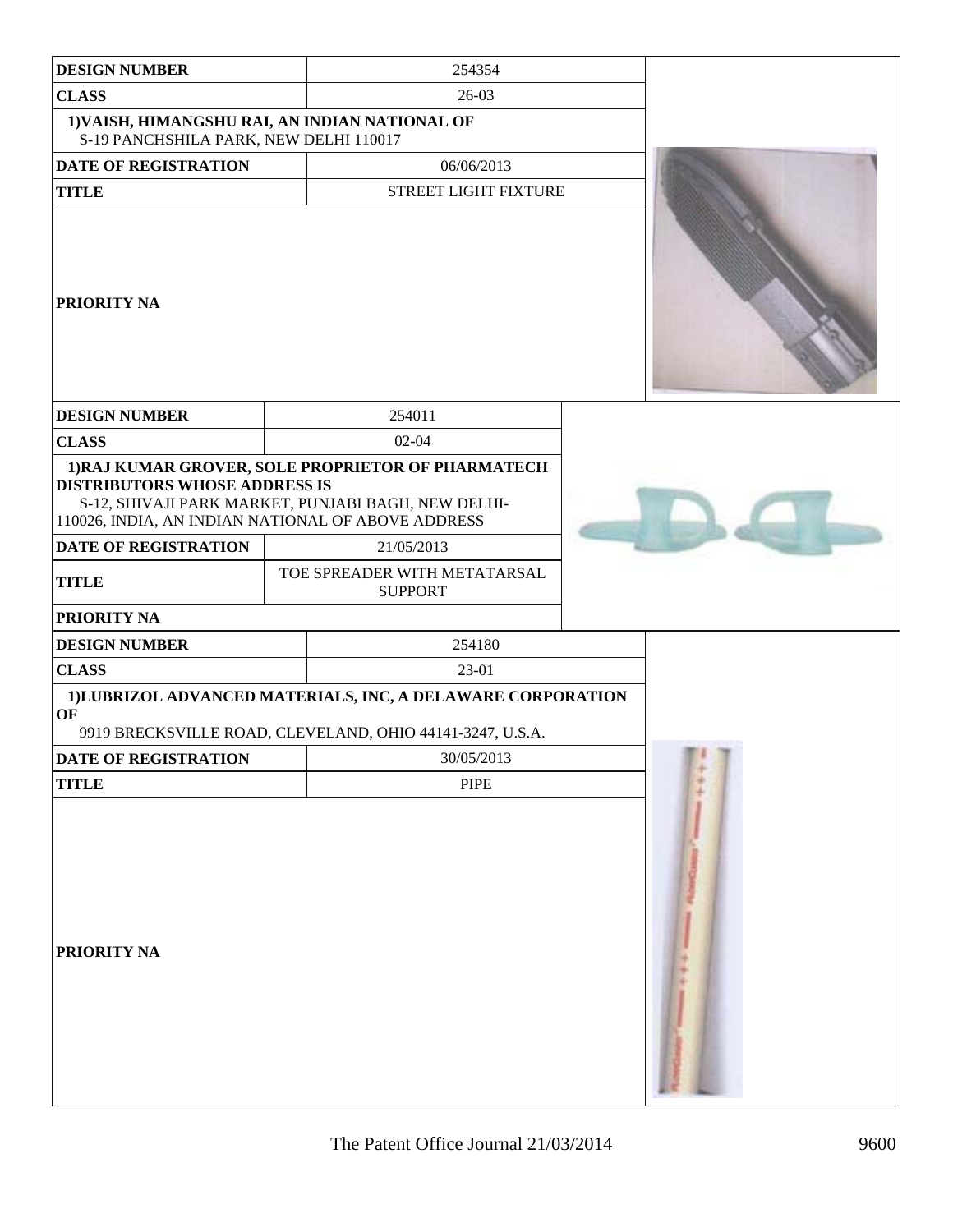| DESIGN NUMBER | 254354 |
|---|---|
| CLASS | 26-03 |
| 1)VAISH, HIMANGSHU RAI, AN INDIAN NATIONAL OF S-19 PANCHSHILA PARK, NEW DELHI 110017 | |
| DATE OF REGISTRATION | 06/06/2013 |
| TITLE | STREET LIGHT FIXTURE |
| PRIORITY NA | |

| DESIGN NUMBER | 254011 |
|---|---|
| CLASS | 02-04 |
| 1)RAJ KUMAR GROVER, SOLE PROPRIETOR OF PHARMATECH DISTRIBUTORS WHOSE ADDRESS IS S-12, SHIVAJI PARK MARKET, PUNJABI BAGH, NEW DELHI-110026, INDIA, AN INDIAN NATIONAL OF ABOVE ADDRESS | |
| DATE OF REGISTRATION | 21/05/2013 |
| TITLE | TOE SPREADER WITH METATARSAL SUPPORT |
| PRIORITY NA | |

| DESIGN NUMBER | 254180 |
|---|---|
| CLASS | 23-01 |
| 1)LUBRIZOL ADVANCED MATERIALS, INC, A DELAWARE CORPORATION OF 9919 BRECKSVILLE ROAD, CLEVELAND, OHIO 44141-3247, U.S.A. | |
| DATE OF REGISTRATION | 30/05/2013 |
| TITLE | PIPE |
| PRIORITY NA | |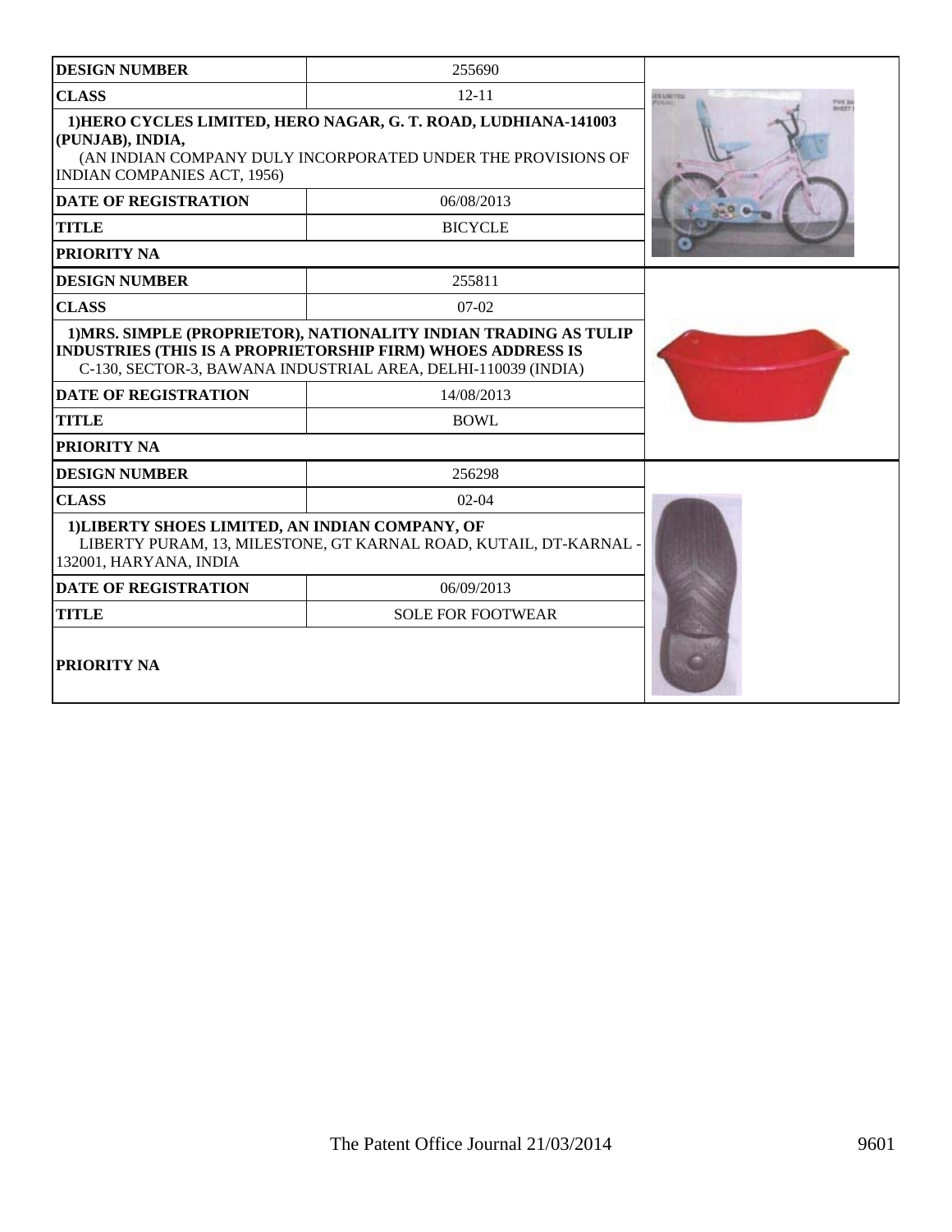| DESIGN NUMBER | 255690 |
|---|---|
| CLASS | 12-11 |
| 1)HERO CYCLES LIMITED, HERO NAGAR, G. T. ROAD, LUDHIANA-141003 (PUNJAB), INDIA, (AN INDIAN COMPANY DULY INCORPORATED UNDER THE PROVISIONS OF INDIAN COMPANIES ACT, 1956) | |
| DATE OF REGISTRATION | 06/08/2013 |
| TITLE | BICYCLE |
| PRIORITY NA | |

| DESIGN NUMBER | 255811 |
|---|---|
| CLASS | 07-02 |
| 1)MRS. SIMPLE (PROPRIETOR), NATIONALITY INDIAN TRADING AS TULIP INDUSTRIES (THIS IS A PROPRIETORSHIP FIRM) WHOES ADDRESS IS C-130, SECTOR-3, BAWANA INDUSTRIAL AREA, DELHI-110039 (INDIA) | |
| DATE OF REGISTRATION | 14/08/2013 |
| TITLE | BOWL |
| PRIORITY NA | |

| DESIGN NUMBER | 256298 |
|---|---|
| CLASS | 02-04 |
| 1)LIBERTY SHOES LIMITED, AN INDIAN COMPANY, OF LIBERTY PURAM, 13, MILESTONE, GT KARNAL ROAD, KUTAIL, DT-KARNAL - 132001, HARYANA, INDIA | |
| DATE OF REGISTRATION | 06/09/2013 |
| TITLE | SOLE FOR FOOTWEAR |
| PRIORITY NA | |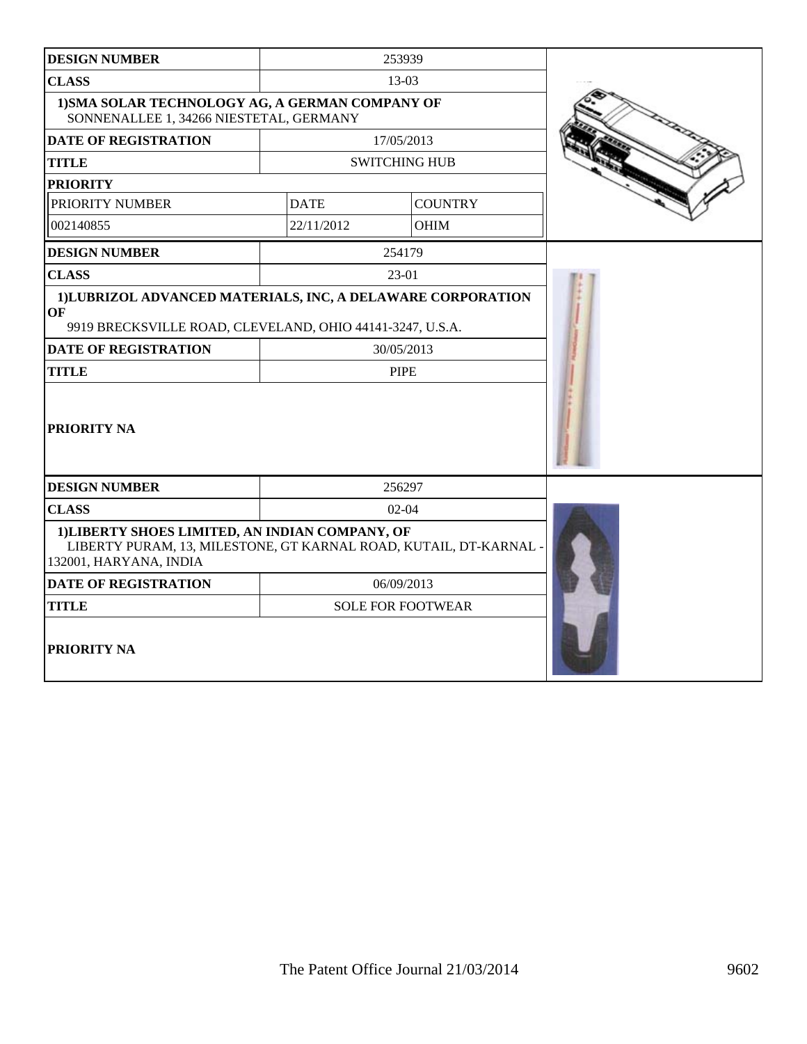| DESIGN NUMBER | 253939 | |
|---|---|---|
| CLASS | 13-03 | |
| 1)SMA SOLAR TECHNOLOGY AG, A GERMAN COMPANY OF SONNENALLEE 1, 34266 NIESTETAL, GERMANY | | |
| DATE OF REGISTRATION | 17/05/2013 | |
| TITLE | SWITCHING HUB | |
| PRIORITY | | |
| PRIORITY NUMBER | DATE | COUNTRY |
| 002140855 | 22/11/2012 | OHIM |

| DESIGN NUMBER | 254179 |
|---|---|
| CLASS | 23-01 |
| 1)LUBRIZOL ADVANCED MATERIALS, INC, A DELAWARE CORPORATION OF 9919 BRECKSVILLE ROAD, CLEVELAND, OHIO 44141-3247, U.S.A. | |
| DATE OF REGISTRATION | 30/05/2013 |
| TITLE | PIPE |
| PRIORITY NA | |

| DESIGN NUMBER | 256297 |
|---|---|
| CLASS | 02-04 |
| 1)LIBERTY SHOES LIMITED, AN INDIAN COMPANY, OF LIBERTY PURAM, 13, MILESTONE, GT KARNAL ROAD, KUTAIL, DT-KARNAL - 132001, HARYANA, INDIA | |
| DATE OF REGISTRATION | 06/09/2013 |
| TITLE | SOLE FOR FOOTWEAR |
| PRIORITY NA | |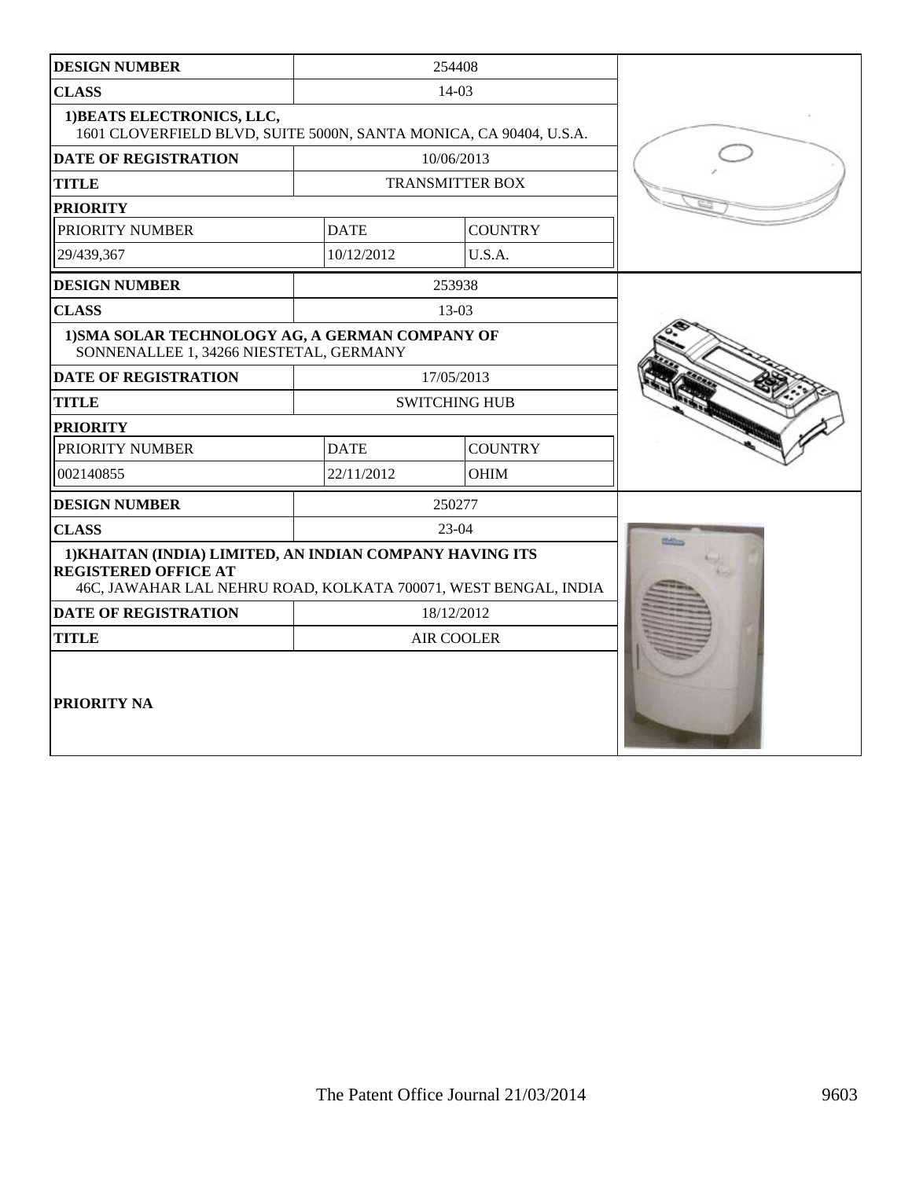| DESIGN NUMBER | 254408 | |
|---|---|---|
| CLASS | 14-03 | |
| 1)BEATS ELECTRONICS, LLC,<br>1601 CLOVERFIELD BLVD, SUITE 5000N, SANTA MONICA, CA 90404, U.S.A. | | |
| DATE OF REGISTRATION | 10/06/2013 | |
| TITLE | TRANSMITTER BOX | |
| PRIORITY | | |
| PRIORITY NUMBER | DATE | COUNTRY |
| 29/439,367 | 10/12/2012 | U.S.A. |

| DESIGN NUMBER | 253938 | |
|---|---|---|
| CLASS | 13-03 | |
| 1)SMA SOLAR TECHNOLOGY AG, A GERMAN COMPANY OF<br>SONNENALLEE 1, 34266 NIESTETAL, GERMANY | | |
| DATE OF REGISTRATION | 17/05/2013 | |
| TITLE | SWITCHING HUB | |
| PRIORITY | | |
| PRIORITY NUMBER | DATE | COUNTRY |
| 002140855 | 22/11/2012 | OHIM |

| DESIGN NUMBER | 250277 |
|---|---|
| CLASS | 23-04 |
| 1)KHAITAN (INDIA) LIMITED, AN INDIAN COMPANY HAVING ITS REGISTERED OFFICE AT<br>46C, JAWAHAR LAL NEHRU ROAD, KOLKATA 700071, WEST BENGAL, INDIA | |
| DATE OF REGISTRATION | 18/12/2012 |
| TITLE | AIR COOLER |
| PRIORITY NA | |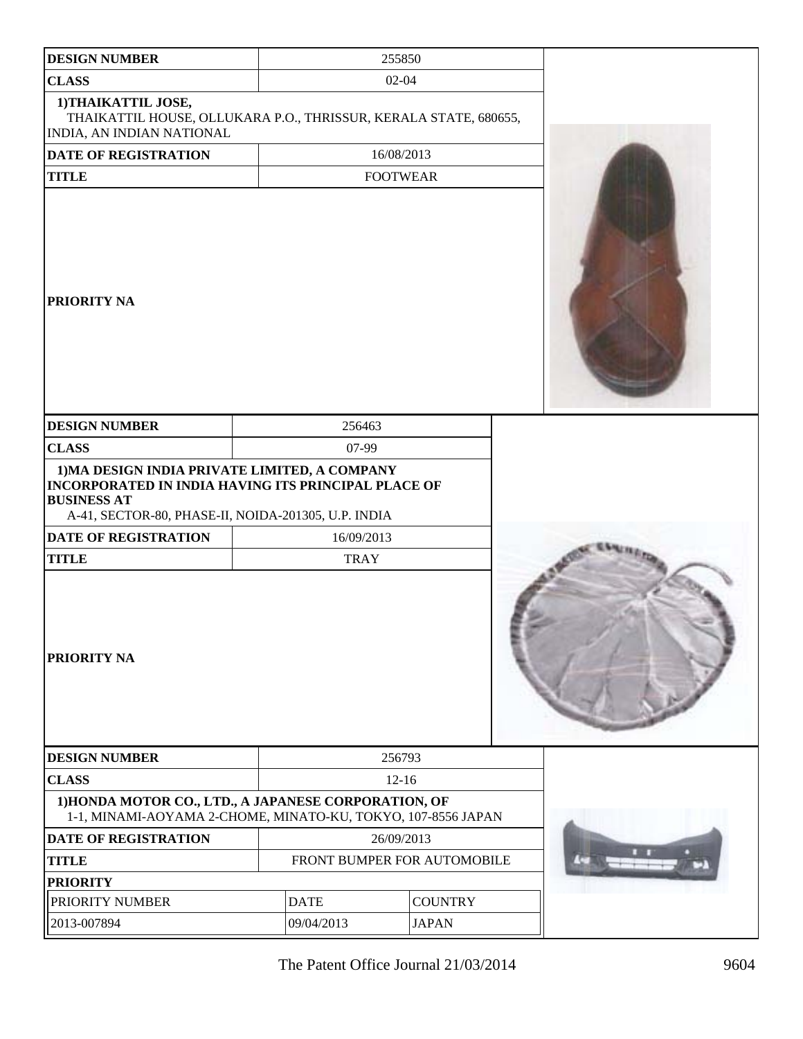| DESIGN NUMBER | 255850 |
| --- | --- |
| CLASS | 02-04 |
| 1)THAIKATTIL JOSE, THAIKATTIL HOUSE, OLLUKARA P.O., THRISSUR, KERALA STATE, 680655, INDIA, AN INDIAN NATIONAL | |
| DATE OF REGISTRATION | 16/08/2013 |
| TITLE | FOOTWEAR |
| PRIORITY NA | |

| DESIGN NUMBER | 256463 |
| --- | --- |
| CLASS | 07-99 |
| 1)MA DESIGN INDIA PRIVATE LIMITED, A COMPANY INCORPORATED IN INDIA HAVING ITS PRINCIPAL PLACE OF BUSINESS AT A-41, SECTOR-80, PHASE-II, NOIDA-201305, U.P. INDIA | |
| DATE OF REGISTRATION | 16/09/2013 |
| TITLE | TRAY |
| PRIORITY NA | |

| DESIGN NUMBER | 256793 | |
| --- | --- | --- |
| CLASS | 12-16 | |
| 1)HONDA MOTOR CO., LTD., A JAPANESE CORPORATION, OF 1-1, MINAMI-AOYAMA 2-CHOME, MINATO-KU, TOKYO, 107-8556 JAPAN | | |
| DATE OF REGISTRATION | 26/09/2013 | |
| TITLE | FRONT BUMPER FOR AUTOMOBILE | |
| PRIORITY | | |
| PRIORITY NUMBER | DATE | COUNTRY |
| 2013-007894 | 09/04/2013 | JAPAN |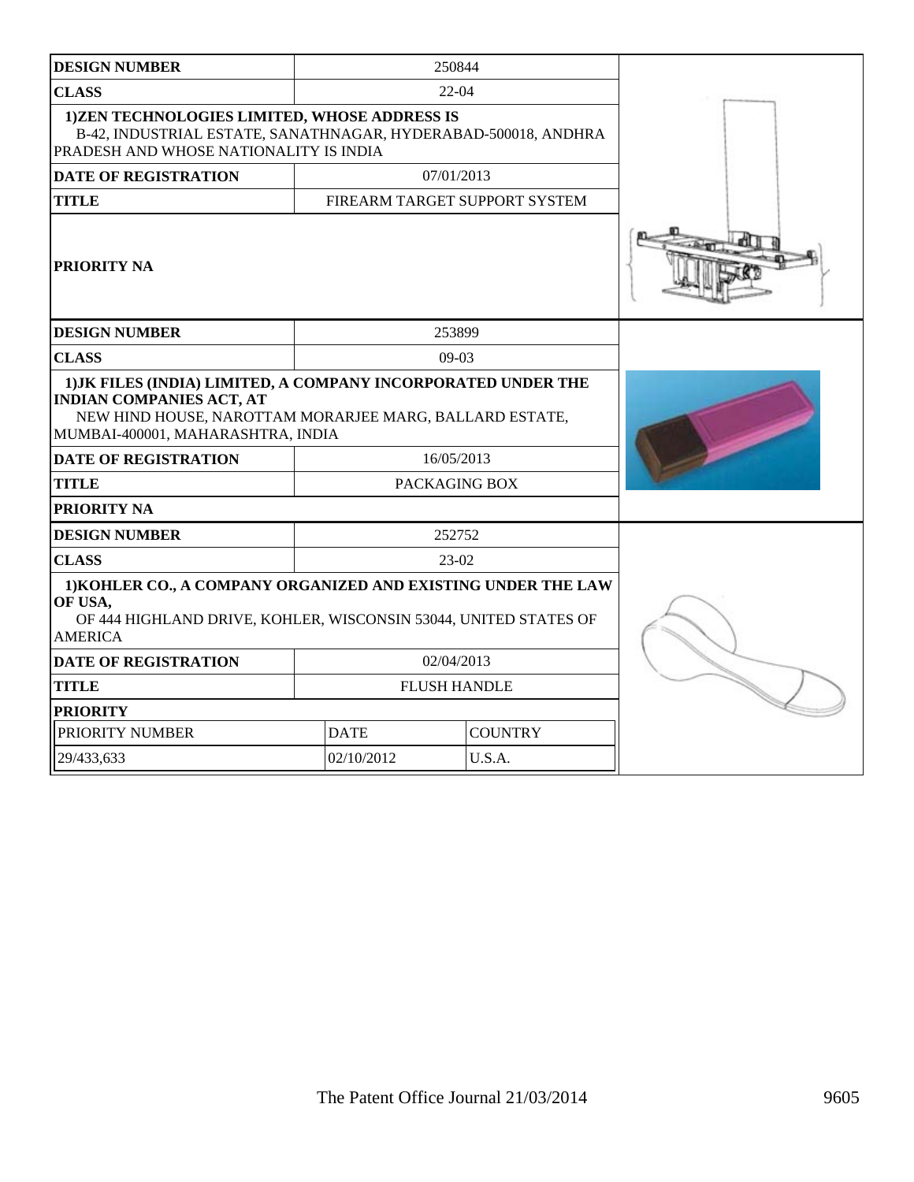| DESIGN NUMBER | 250844 |
|---|---|
| CLASS | 22-04 |
| 1)ZEN TECHNOLOGIES LIMITED, WHOSE ADDRESS IS B-42, INDUSTRIAL ESTATE, SANATHNAGAR, HYDERABAD-500018, ANDHRA PRADESH AND WHOSE NATIONALITY IS INDIA | |
| DATE OF REGISTRATION | 07/01/2013 |
| TITLE | FIREARM TARGET SUPPORT SYSTEM |
| PRIORITY NA | |

| DESIGN NUMBER | 253899 |
|---|---|
| CLASS | 09-03 |
| 1)JK FILES (INDIA) LIMITED, A COMPANY INCORPORATED UNDER THE INDIAN COMPANIES ACT, AT NEW HIND HOUSE, NAROTTAM MORARJEE MARG, BALLARD ESTATE, MUMBAI-400001, MAHARASHTRA, INDIA | |
| DATE OF REGISTRATION | 16/05/2013 |
| TITLE | PACKAGING BOX |
| PRIORITY NA | |

| DESIGN NUMBER | 252752 | |
|---|---|---|
| CLASS | 23-02 | |
| 1)KOHLER CO., A COMPANY ORGANIZED AND EXISTING UNDER THE LAW OF USA, OF 444 HIGHLAND DRIVE, KOHLER, WISCONSIN 53044, UNITED STATES OF AMERICA | | |
| DATE OF REGISTRATION | 02/04/2013 | |
| TITLE | FLUSH HANDLE | |
| PRIORITY | | |
| PRIORITY NUMBER | DATE | COUNTRY |
| 29/433,633 | 02/10/2012 | U.S.A. |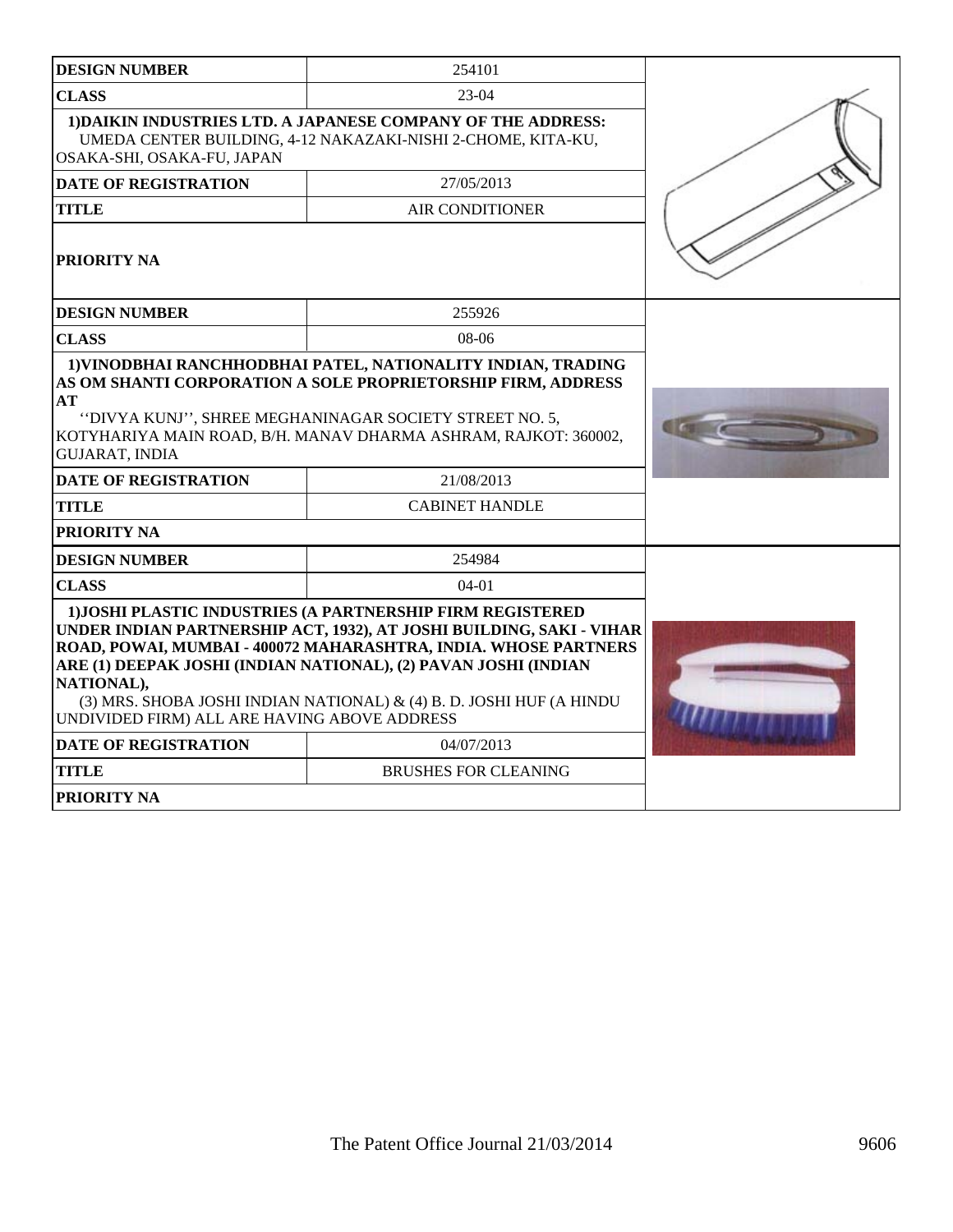| DESIGN NUMBER | 254101 |
| --- | --- |
| CLASS | 23-04 |
| 1)DAIKIN INDUSTRIES LTD. A JAPANESE COMPANY OF THE ADDRESS: UMEDA CENTER BUILDING, 4-12 NAKAZAKI-NISHI 2-CHOME, KITA-KU, OSAKA-SHI, OSAKA-FU, JAPAN | |
| DATE OF REGISTRATION | 27/05/2013 |
| TITLE | AIR CONDITIONER |
| PRIORITY NA | |

| DESIGN NUMBER | 255926 |
| --- | --- |
| CLASS | 08-06 |
| 1)VINODBHAI RANCHHODBHAI PATEL, NATIONALITY INDIAN, TRADING AS OM SHANTI CORPORATION A SOLE PROPRIETORSHIP FIRM, ADDRESS AT ''DIVYA KUNJ'', SHREE MEGHANINAGAR SOCIETY STREET NO. 5, KOTYHARIYA MAIN ROAD, B/H. MANAV DHARMA ASHRAM, RAJKOT: 360002, GUJARAT, INDIA | |
| DATE OF REGISTRATION | 21/08/2013 |
| TITLE | CABINET HANDLE |
| PRIORITY NA | |

| DESIGN NUMBER | 254984 |
| --- | --- |
| CLASS | 04-01 |
| 1)JOSHI PLASTIC INDUSTRIES (A PARTNERSHIP FIRM REGISTERED UNDER INDIAN PARTNERSHIP ACT, 1932), AT JOSHI BUILDING, SAKI - VIHAR ROAD, POWAI, MUMBAI - 400072 MAHARASHTRA, INDIA. WHOSE PARTNERS ARE (1) DEEPAK JOSHI (INDIAN NATIONAL), (2) PAVAN JOSHI (INDIAN NATIONAL), (3) MRS. SHOBA JOSHI INDIAN NATIONAL) & (4) B. D. JOSHI HUF (A HINDU UNDIVIDED FIRM) ALL ARE HAVING ABOVE ADDRESS | |
| DATE OF REGISTRATION | 04/07/2013 |
| TITLE | BRUSHES FOR CLEANING |
| PRIORITY NA | |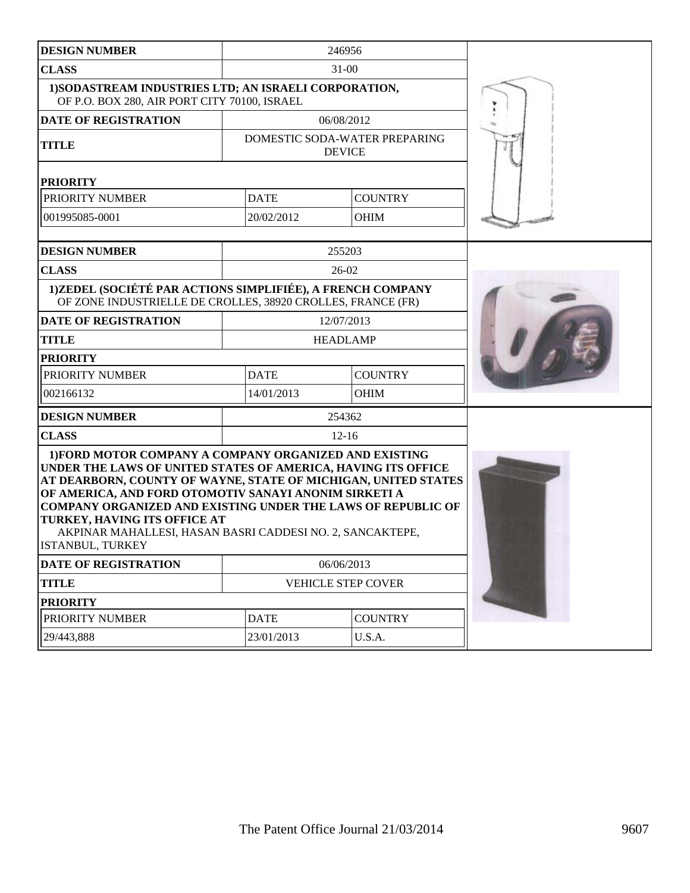| DESIGN NUMBER | 246956 | |
|---|---|---|
| CLASS | 31-00 | |
| **1)SODASTREAM INDUSTRIES LTD; AN ISRAELI CORPORATION,** OF P.O. BOX 280, AIR PORT CITY 70100, ISRAEL | | |
| DATE OF REGISTRATION | 06/08/2012 | |
| TITLE | DOMESTIC SODA-WATER PREPARING DEVICE | |
| PRIORITY | | |
| PRIORITY NUMBER | DATE | COUNTRY |
| 001995085-0001 | 20/02/2012 | OHIM |

| DESIGN NUMBER | 255203 | |
|---|---|---|
| CLASS | 26-02 | |
| **1)ZEDEL (SOCIÉTÉ PAR ACTIONS SIMPLIFIÉE), A FRENCH COMPANY** OF ZONE INDUSTRIELLE DE CROLLES, 38920 CROLLES, FRANCE (FR) | | |
| DATE OF REGISTRATION | 12/07/2013 | |
| TITLE | HEADLAMP | |
| PRIORITY | | |
| PRIORITY NUMBER | DATE | COUNTRY |
| 002166132 | 14/01/2013 | OHIM |

| DESIGN NUMBER | 254362 | |
|---|---|---|
| CLASS | 12-16 | |
| **1)FORD MOTOR COMPANY A COMPANY ORGANIZED AND EXISTING UNDER THE LAWS OF UNITED STATES OF AMERICA, HAVING ITS OFFICE AT DEARBORN, COUNTY OF WAYNE, STATE OF MICHIGAN, UNITED STATES OF AMERICA, AND FORD OTOMOTIV SANAYI ANONIM SIRKETI A COMPANY ORGANIZED AND EXISTING UNDER THE LAWS OF REPUBLIC OF TURKEY, HAVING ITS OFFICE AT** AKPINAR MAHALLESI, HASAN BASRI CADDESI NO. 2, SANCAKTEPE, ISTANBUL, TURKEY | | |
| DATE OF REGISTRATION | 06/06/2013 | |
| TITLE | VEHICLE STEP COVER | |
| PRIORITY | | |
| PRIORITY NUMBER | DATE | COUNTRY |
| 29/443,888 | 23/01/2013 | U.S.A. |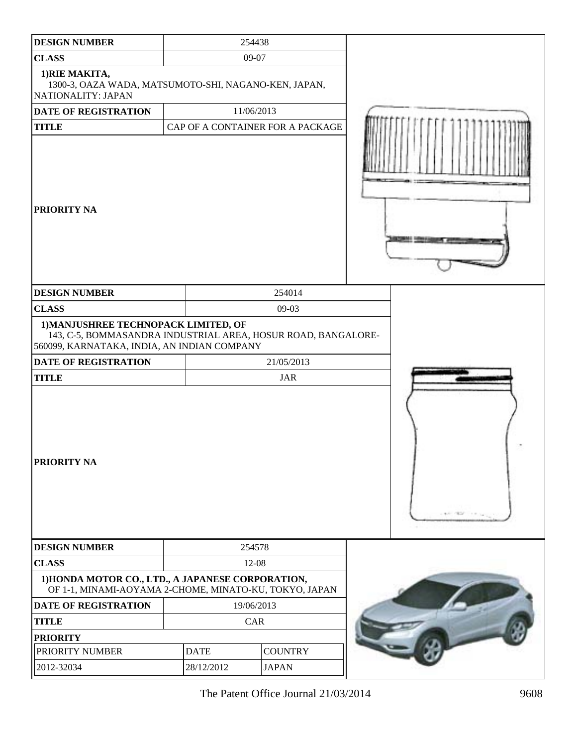| DESIGN NUMBER | 254438 |
|---|---|
| CLASS | 09-07 |
| 1)RIE MAKITA, 1300-3, OAZA WADA, MATSUMOTO-SHI, NAGANO-KEN, JAPAN, NATIONALITY: JAPAN | |
| DATE OF REGISTRATION | 11/06/2013 |
| TITLE | CAP OF A CONTAINER FOR A PACKAGE |
| PRIORITY NA | |

| DESIGN NUMBER | 254014 |
|---|---|
| CLASS | 09-03 |
| 1)MANJUSHREE TECHNOPACK LIMITED, OF 143, C-5, BOMMASANDRA INDUSTRIAL AREA, HOSUR ROAD, BANGALORE-560099, KARNATAKA, INDIA, AN INDIAN COMPANY | |
| DATE OF REGISTRATION | 21/05/2013 |
| TITLE | JAR |
| PRIORITY NA | |

| DESIGN NUMBER | 254578 | |
|---|---|---|
| CLASS | 12-08 | |
| 1)HONDA MOTOR CO., LTD., A JAPANESE CORPORATION, OF 1-1, MINAMI-AOYAMA 2-CHOME, MINATO-KU, TOKYO, JAPAN | | |
| DATE OF REGISTRATION | 19/06/2013 | |
| TITLE | CAR | |
| PRIORITY | | |
| PRIORITY NUMBER | DATE | COUNTRY |
| 2012-32034 | 28/12/2012 | JAPAN |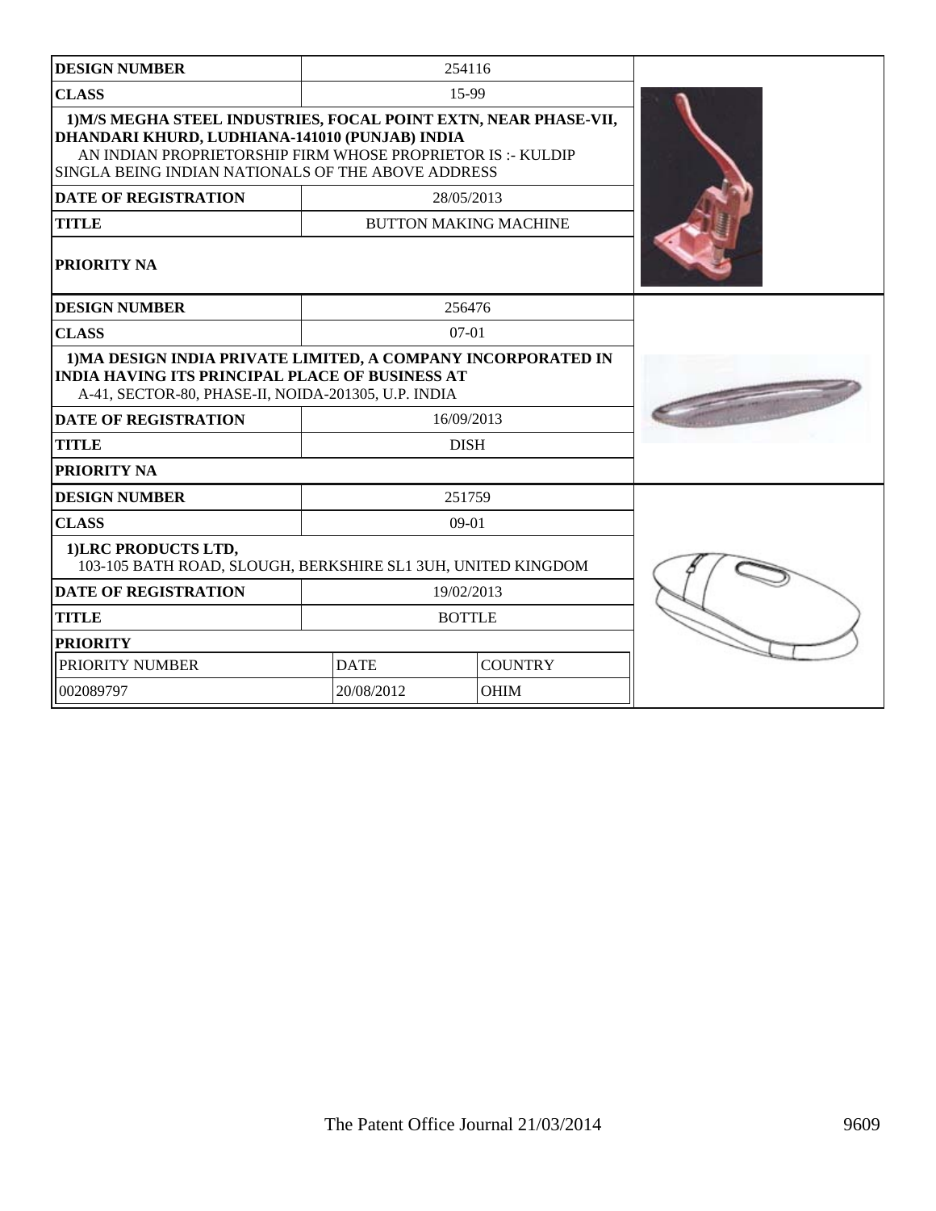| DESIGN NUMBER | 254116 | |
|---|---|---|
| CLASS | 15-99 | |
| **1)M/S MEGHA STEEL INDUSTRIES, FOCAL POINT EXTN, NEAR PHASE-VII, DHANDARI KHURD, LUDHIANA-141010 (PUNJAB) INDIA** AN INDIAN PROPRIETORSHIP FIRM WHOSE PROPRIETOR IS :- KULDIP SINGLA BEING INDIAN NATIONALS OF THE ABOVE ADDRESS | | |
| DATE OF REGISTRATION | 28/05/2013 | |
| TITLE | BUTTON MAKING MACHINE | |
| PRIORITY NA | | |

| DESIGN NUMBER | 256476 | |
|---|---|---|
| CLASS | 07-01 | |
| **1)MA DESIGN INDIA PRIVATE LIMITED, A COMPANY INCORPORATED IN INDIA HAVING ITS PRINCIPAL PLACE OF BUSINESS AT** A-41, SECTOR-80, PHASE-II, NOIDA-201305, U.P. INDIA | | |
| DATE OF REGISTRATION | 16/09/2013 | |
| TITLE | DISH | |
| PRIORITY NA | | |

| DESIGN NUMBER | 251759 | |
|---|---|---|
| CLASS | 09-01 | |
| **1)LRC PRODUCTS LTD,** 103-105 BATH ROAD, SLOUGH, BERKSHIRE SL1 3UH, UNITED KINGDOM | | |
| DATE OF REGISTRATION | 19/02/2013 | |
| TITLE | BOTTLE | |
| PRIORITY | | |
| PRIORITY NUMBER | DATE | COUNTRY |
| 002089797 | 20/08/2012 | OHIM |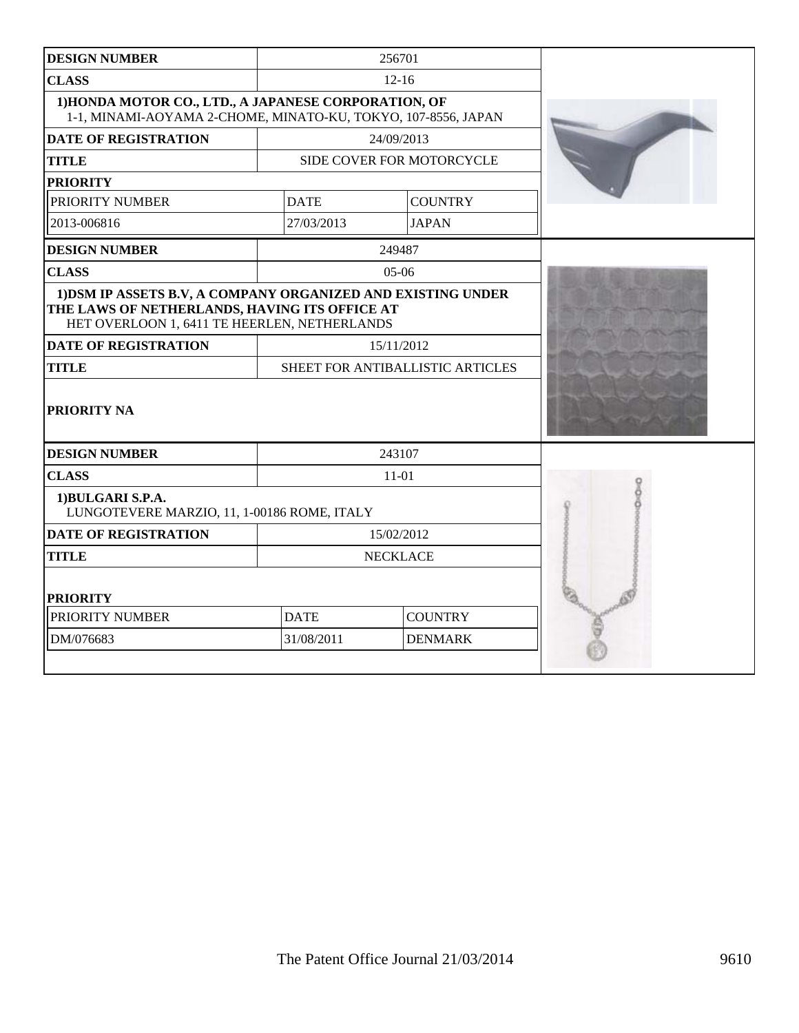| DESIGN NUMBER | 256701 | |
|---|---|---|
| CLASS | 12-16 | |
| 1)HONDA MOTOR CO., LTD., A JAPANESE CORPORATION, OF 1-1, MINAMI-AOYAMA 2-CHOME, MINATO-KU, TOKYO, 107-8556, JAPAN | | |
| DATE OF REGISTRATION | 24/09/2013 | |
| TITLE | SIDE COVER FOR MOTORCYCLE | |
| PRIORITY | | |
| PRIORITY NUMBER | DATE | COUNTRY |
| 2013-006816 | 27/03/2013 | JAPAN |

| DESIGN NUMBER | 249487 |
|---|---|
| CLASS | 05-06 |
| 1)DSM IP ASSETS B.V, A COMPANY ORGANIZED AND EXISTING UNDER THE LAWS OF NETHERLANDS, HAVING ITS OFFICE AT HET OVERLOON 1, 6411 TE HEERLEN, NETHERLANDS | |
| DATE OF REGISTRATION | 15/11/2012 |
| TITLE | SHEET FOR ANTIBALLISTIC ARTICLES |
| PRIORITY NA | |

| DESIGN NUMBER | 243107 | |
|---|---|---|
| CLASS | 11-01 | |
| 1)BULGARI S.P.A. LUNGOTEVERE MARZIO, 11, 1-00186 ROME, ITALY | | |
| DATE OF REGISTRATION | 15/02/2012 | |
| TITLE | NECKLACE | |
| PRIORITY | | |
| PRIORITY NUMBER | DATE | COUNTRY |
| DM/076683 | 31/08/2011 | DENMARK |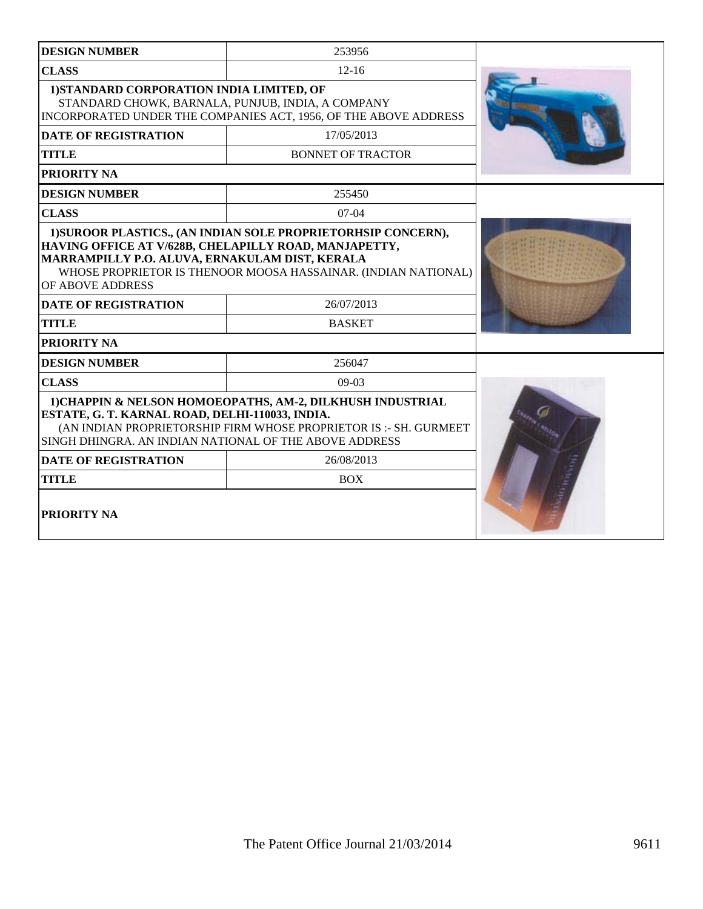| DESIGN NUMBER | 253956 |
| --- | --- |
| CLASS | 12-16 |
| 1)STANDARD CORPORATION INDIA LIMITED, OF STANDARD CHOWK, BARNALA, PUNJUB, INDIA, A COMPANY INCORPORATED UNDER THE COMPANIES ACT, 1956, OF THE ABOVE ADDRESS | |
| DATE OF REGISTRATION | 17/05/2013 |
| TITLE | BONNET OF TRACTOR |
| PRIORITY NA | |

| DESIGN NUMBER | 255450 |
| --- | --- |
| CLASS | 07-04 |
| 1)SUROOR PLASTICS., (AN INDIAN SOLE PROPRIETORHSIP CONCERN), HAVING OFFICE AT V/628B, CHELAPILLY ROAD, MANJAPETTY, MARRAMPILLY P.O. ALUVA, ERNAKULAM DIST, KERALA WHOSE PROPRIETOR IS THENOOR MOOSA HASSAINAR. (INDIAN NATIONAL) OF ABOVE ADDRESS | |
| DATE OF REGISTRATION | 26/07/2013 |
| TITLE | BASKET |
| PRIORITY NA | |

| DESIGN NUMBER | 256047 |
| --- | --- |
| CLASS | 09-03 |
| 1)CHAPPIN & NELSON HOMOEOPATHS, AM-2, DILKHUSH INDUSTRIAL ESTATE, G. T. KARNAL ROAD, DELHI-110033, INDIA. (AN INDIAN PROPRIETORSHIP FIRM WHOSE PROPRIETOR IS :- SH. GURMEET SINGH DHINGRA. AN INDIAN NATIONAL OF THE ABOVE ADDRESS | |
| DATE OF REGISTRATION | 26/08/2013 |
| TITLE | BOX |
| PRIORITY NA | |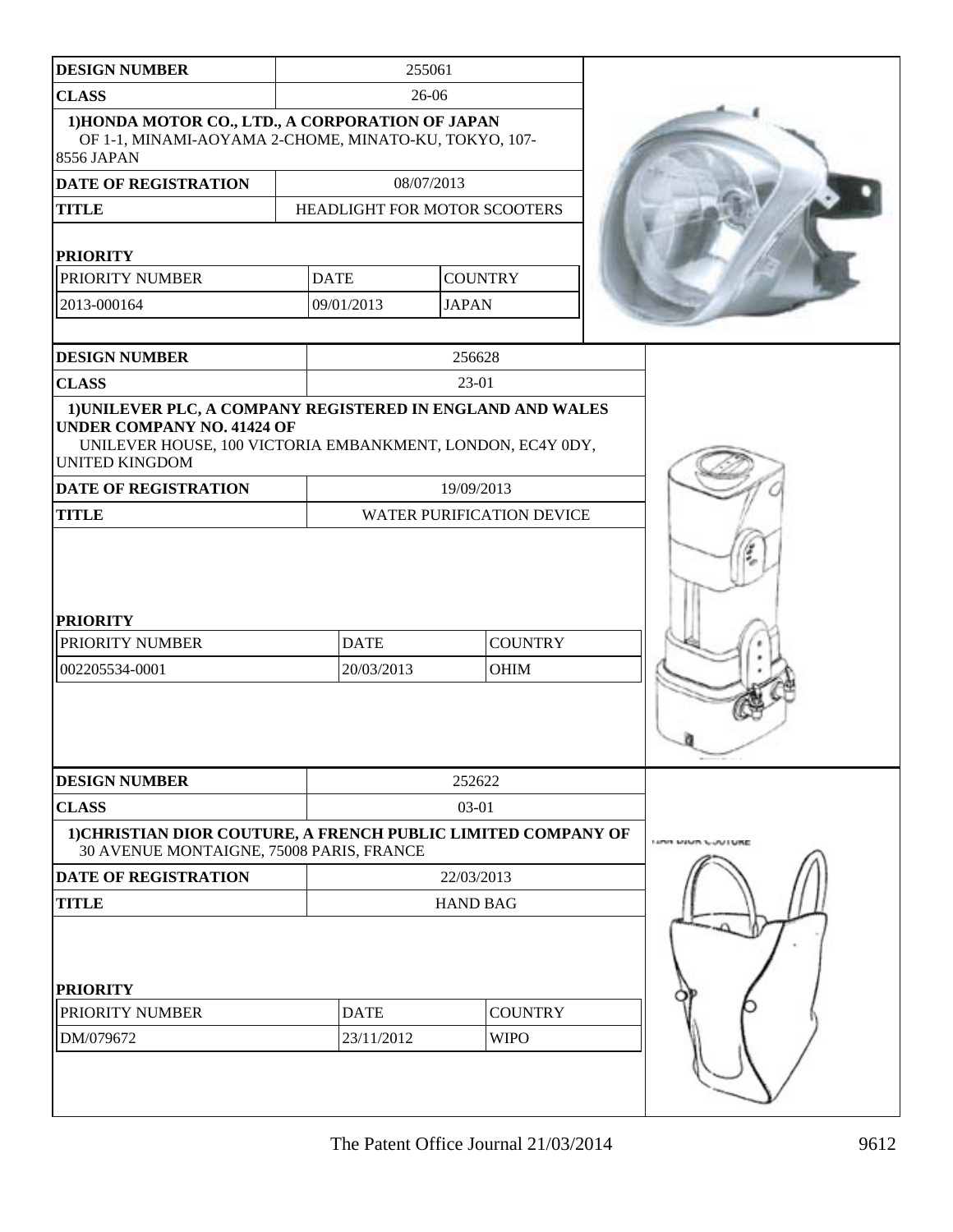| DESIGN NUMBER | 255061 | |
|---|---|---|
| CLASS | 26-06 | |
| 1)HONDA MOTOR CO., LTD., A CORPORATION OF JAPAN OF 1-1, MINAMI-AOYAMA 2-CHOME, MINATO-KU, TOKYO, 107-8556 JAPAN | | |
| DATE OF REGISTRATION | 08/07/2013 | |
| TITLE | HEADLIGHT FOR MOTOR SCOOTERS | |

**PRIORITY**

| PRIORITY NUMBER | DATE | COUNTRY |
|---|---|---|
| 2013-000164 | 09/01/2013 | JAPAN |

| DESIGN NUMBER | 256628 |
|---|---|
| CLASS | 23-01 |
| 1)UNILEVER PLC, A COMPANY REGISTERED IN ENGLAND AND WALES UNDER COMPANY NO. 41424 OF UNILEVER HOUSE, 100 VICTORIA EMBANKMENT, LONDON, EC4Y 0DY, UNITED KINGDOM | |
| DATE OF REGISTRATION | 19/09/2013 |
| TITLE | WATER PURIFICATION DEVICE |

**PRIORITY**

| PRIORITY NUMBER | DATE | COUNTRY |
|---|---|---|
| 002205534-0001 | 20/03/2013 | OHIM |

| DESIGN NUMBER | 252622 |
|---|---|
| CLASS | 03-01 |
| 1)CHRISTIAN DIOR COUTURE, A FRENCH PUBLIC LIMITED COMPANY OF 30 AVENUE MONTAIGNE, 75008 PARIS, FRANCE | |
| DATE OF REGISTRATION | 22/03/2013 |
| TITLE | HAND BAG |

**PRIORITY**

| PRIORITY NUMBER | DATE | COUNTRY |
|---|---|---|
| DM/079672 | 23/11/2012 | WIPO |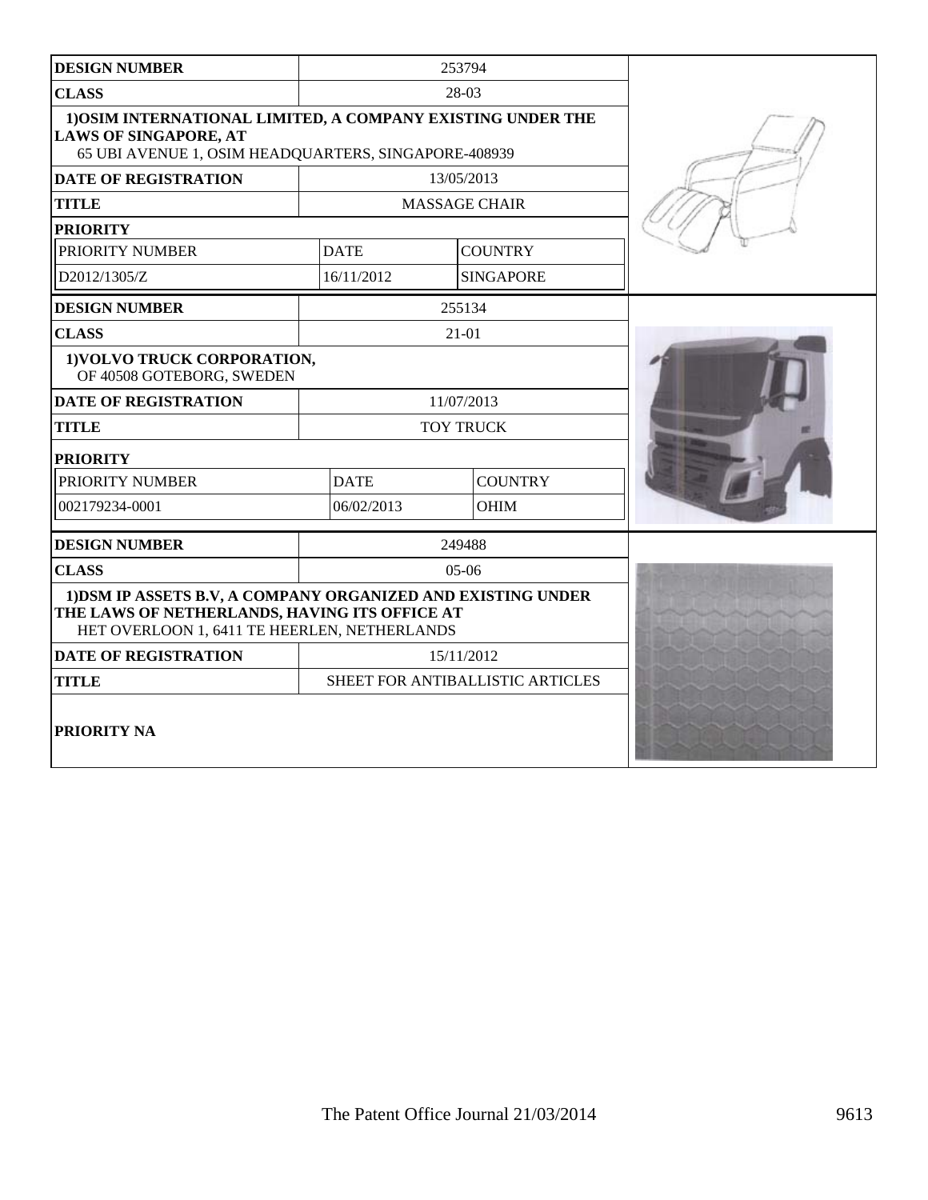| DESIGN NUMBER | 253794 | |
|---|---|---|
| CLASS | 28-03 | |
| **1)OSIM INTERNATIONAL LIMITED, A COMPANY EXISTING UNDER THE LAWS OF SINGAPORE, AT** 65 UBI AVENUE 1, OSIM HEADQUARTERS, SINGAPORE-408939 | | |
| DATE OF REGISTRATION | 13/05/2013 | |
| TITLE | MASSAGE CHAIR | |
| **PRIORITY** | | |
| PRIORITY NUMBER | DATE | COUNTRY |
| D2012/1305/Z | 16/11/2012 | SINGAPORE |

| DESIGN NUMBER | 255134 | |
|---|---|---|
| CLASS | 21-01 | |
| **1)VOLVO TRUCK CORPORATION,** OF 40508 GOTEBORG, SWEDEN | | |
| DATE OF REGISTRATION | 11/07/2013 | |
| TITLE | TOY TRUCK | |
| **PRIORITY** | | |
| PRIORITY NUMBER | DATE | COUNTRY |
| 002179234-0001 | 06/02/2013 | OHIM |

| DESIGN NUMBER | 249488 |
|---|---|
| CLASS | 05-06 |
| **1)DSM IP ASSETS B.V, A COMPANY ORGANIZED AND EXISTING UNDER THE LAWS OF NETHERLANDS, HAVING ITS OFFICE AT** HET OVERLOON 1, 6411 TE HEERLEN, NETHERLANDS | |
| DATE OF REGISTRATION | 15/11/2012 |
| TITLE | SHEET FOR ANTIBALLISTIC ARTICLES |
| **PRIORITY NA** | |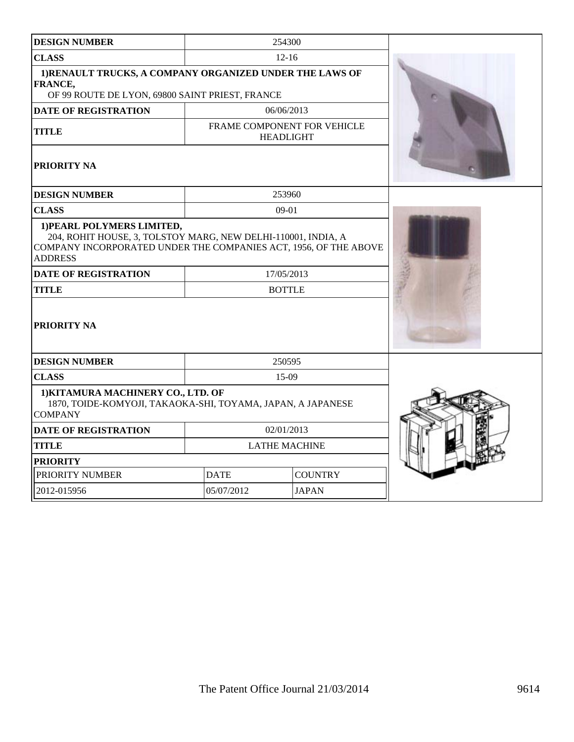| DESIGN NUMBER | 254300 | |
|---|---|---|
| CLASS | 12-16 | |
| 1)RENAULT TRUCKS, A COMPANY ORGANIZED UNDER THE LAWS OF FRANCE, OF 99 ROUTE DE LYON, 69800 SAINT PRIEST, FRANCE | | |
| DATE OF REGISTRATION | 06/06/2013 | |
| TITLE | FRAME COMPONENT FOR VEHICLE HEADLIGHT | |
| PRIORITY NA | | |

| DESIGN NUMBER | 253960 | |
|---|---|---|
| CLASS | 09-01 | |
| 1)PEARL POLYMERS LIMITED, 204, ROHIT HOUSE, 3, TOLSTOY MARG, NEW DELHI-110001, INDIA, A COMPANY INCORPORATED UNDER THE COMPANIES ACT, 1956, OF THE ABOVE ADDRESS | | |
| DATE OF REGISTRATION | 17/05/2013 | |
| TITLE | BOTTLE | |
| PRIORITY NA | | |

| DESIGN NUMBER | 250595 | |
|---|---|---|
| CLASS | 15-09 | |
| 1)KITAMURA MACHINERY CO., LTD. OF 1870, TOIDE-KOMYOJI, TAKAOKA-SHI, TOYAMA, JAPAN, A JAPANESE COMPANY | | |
| DATE OF REGISTRATION | 02/01/2013 | |
| TITLE | LATHE MACHINE | |
| PRIORITY | | |
| PRIORITY NUMBER | DATE | COUNTRY |
| 2012-015956 | 05/07/2012 | JAPAN |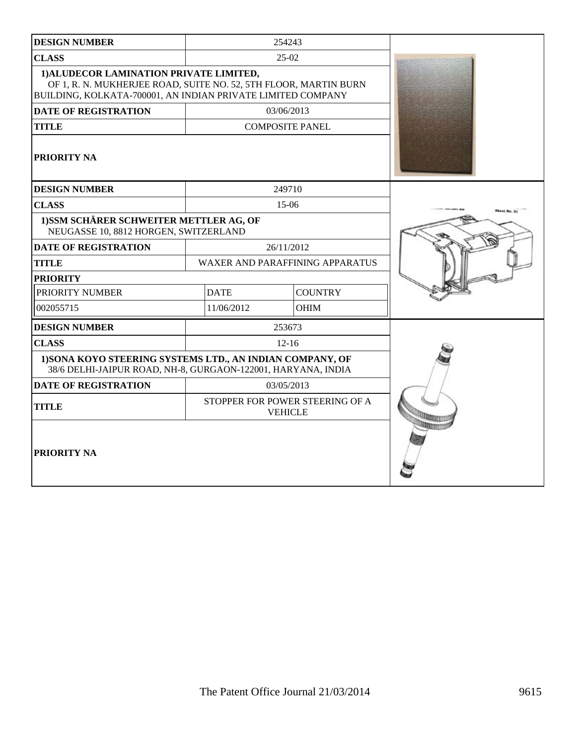| DESIGN NUMBER | 254243 |
|---|---|
| CLASS | 25-02 |
| 1)ALUDECOR LAMINATION PRIVATE LIMITED, OF 1, R. N. MUKHERJEE ROAD, SUITE NO. 52, 5TH FLOOR, MARTIN BURN BUILDING, KOLKATA-700001, AN INDIAN PRIVATE LIMITED COMPANY | |
| DATE OF REGISTRATION | 03/06/2013 |
| TITLE | COMPOSITE PANEL |
| PRIORITY NA | |

| DESIGN NUMBER | 249710 | |
|---|---|---|
| CLASS | 15-06 | |
| 1)SSM SCHÄRER SCHWEITER METTLER AG, OF NEUGASSE 10, 8812 HORGEN, SWITZERLAND | | |
| DATE OF REGISTRATION | 26/11/2012 | |
| TITLE | WAXER AND PARAFFINING APPARATUS | |
| PRIORITY | | |
| PRIORITY NUMBER | DATE | COUNTRY |
| 002055715 | 11/06/2012 | OHIM |

| DESIGN NUMBER | 253673 |
|---|---|
| CLASS | 12-16 |
| 1)SONA KOYO STEERING SYSTEMS LTD., AN INDIAN COMPANY, OF 38/6 DELHI-JAIPUR ROAD, NH-8, GURGAON-122001, HARYANA, INDIA | |
| DATE OF REGISTRATION | 03/05/2013 |
| TITLE | STOPPER FOR POWER STEERING OF A VEHICLE |
| PRIORITY NA | |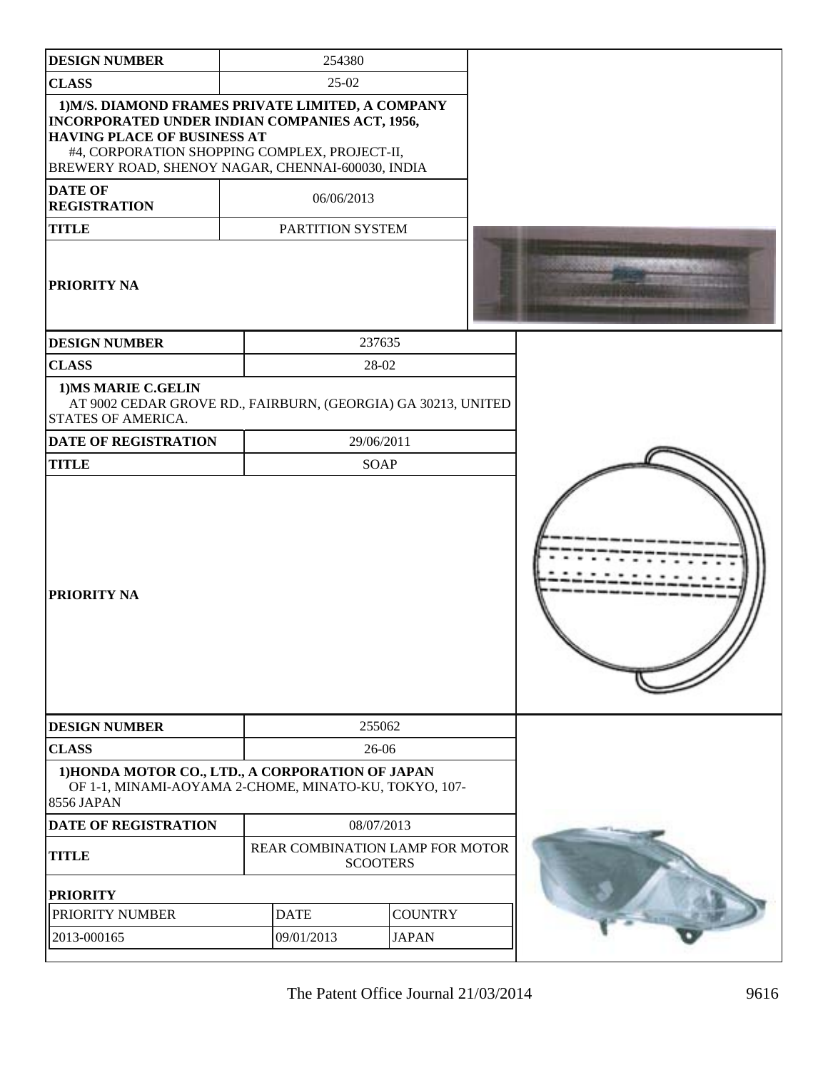| DESIGN NUMBER | 254380 |
|---|---|
| CLASS | 25-02 |
| 1)M/S. DIAMOND FRAMES PRIVATE LIMITED, A COMPANY INCORPORATED UNDER INDIAN COMPANIES ACT, 1956, HAVING PLACE OF BUSINESS AT #4, CORPORATION SHOPPING COMPLEX, PROJECT-II, BREWERY ROAD, SHENOY NAGAR, CHENNAI-600030, INDIA | |
| DATE OF REGISTRATION | 06/06/2013 |
| TITLE | PARTITION SYSTEM |
| PRIORITY NA | |

| DESIGN NUMBER | 237635 |
|---|---|
| CLASS | 28-02 |
| 1)MS MARIE C.GELIN AT 9002 CEDAR GROVE RD., FAIRBURN, (GEORGIA) GA 30213, UNITED STATES OF AMERICA. | |
| DATE OF REGISTRATION | 29/06/2011 |
| TITLE | SOAP |
| PRIORITY NA | |

| DESIGN NUMBER | 255062 | |
|---|---|---|
| CLASS | 26-06 | |
| 1)HONDA MOTOR CO., LTD., A CORPORATION OF JAPAN OF 1-1, MINAMI-AOYAMA 2-CHOME, MINATO-KU, TOKYO, 107-8556 JAPAN | | |
| DATE OF REGISTRATION | 08/07/2013 | |
| TITLE | REAR COMBINATION LAMP FOR MOTOR SCOOTERS | |
| PRIORITY | | |
| PRIORITY NUMBER | DATE | COUNTRY |
| 2013-000165 | 09/01/2013 | JAPAN |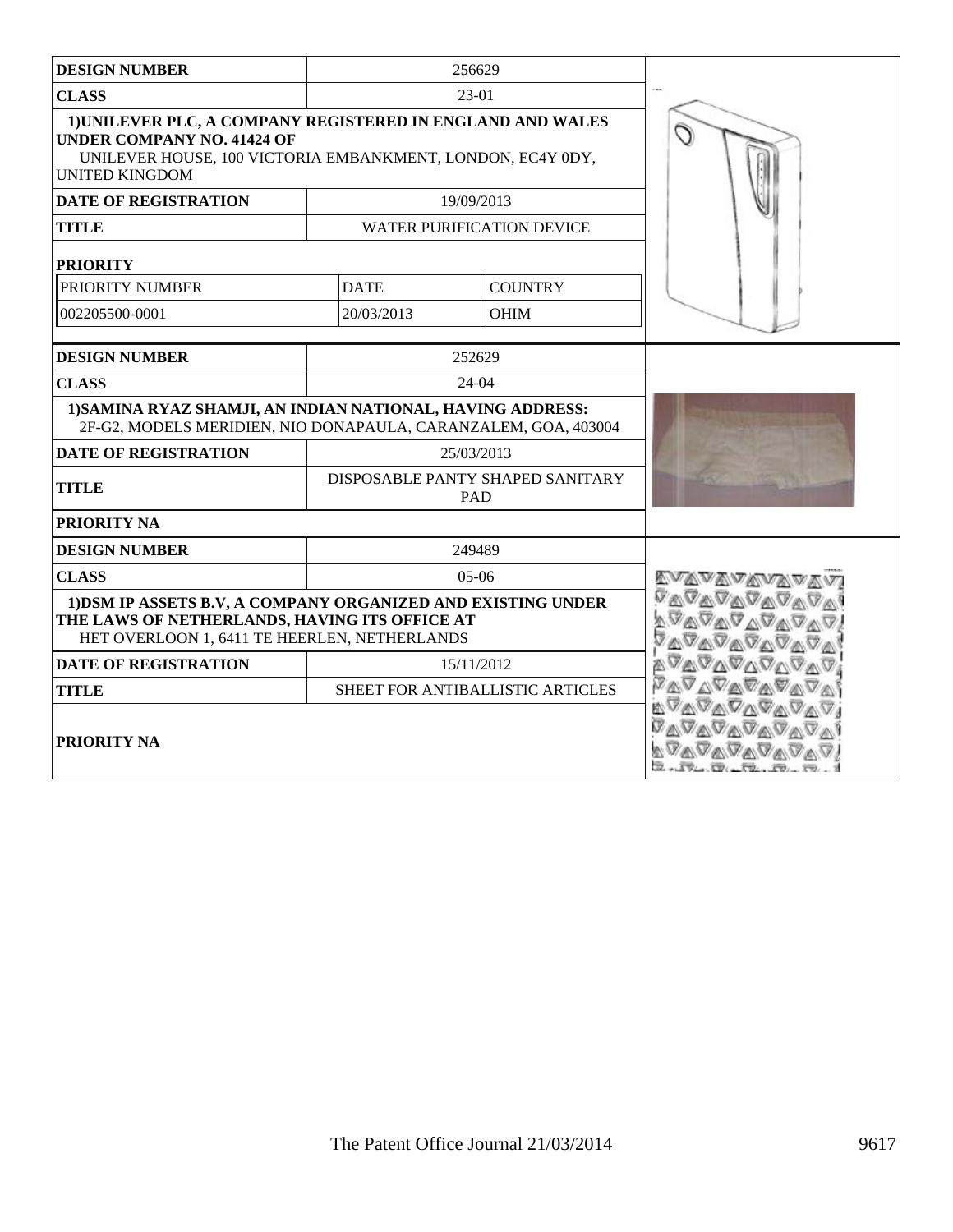| DESIGN NUMBER | 256629 | |
|---|---|---|
| CLASS | 23-01 | |
| 1)UNILEVER PLC, A COMPANY REGISTERED IN ENGLAND AND WALES UNDER COMPANY NO. 41424 OF UNILEVER HOUSE, 100 VICTORIA EMBANKMENT, LONDON, EC4Y 0DY, UNITED KINGDOM | | |
| DATE OF REGISTRATION | 19/09/2013 | |
| TITLE | WATER PURIFICATION DEVICE | |
| PRIORITY | | |
| PRIORITY NUMBER | DATE | COUNTRY |
| 002205500-0001 | 20/03/2013 | OHIM |

| DESIGN NUMBER | 252629 |
|---|---|
| CLASS | 24-04 |
| 1)SAMINA RYAZ SHAMJI, AN INDIAN NATIONAL, HAVING ADDRESS: 2F-G2, MODELS MERIDIEN, NIO DONAPAULA, CARANZALEM, GOA, 403004 | |
| DATE OF REGISTRATION | 25/03/2013 |
| TITLE | DISPOSABLE PANTY SHAPED SANITARY PAD |
| PRIORITY NA | |

| DESIGN NUMBER | 249489 |
|---|---|
| CLASS | 05-06 |
| 1)DSM IP ASSETS B.V, A COMPANY ORGANIZED AND EXISTING UNDER THE LAWS OF NETHERLANDS, HAVING ITS OFFICE AT HET OVERLOON 1, 6411 TE HEERLEN, NETHERLANDS | |
| DATE OF REGISTRATION | 15/11/2012 |
| TITLE | SHEET FOR ANTIBALLISTIC ARTICLES |
| PRIORITY NA | |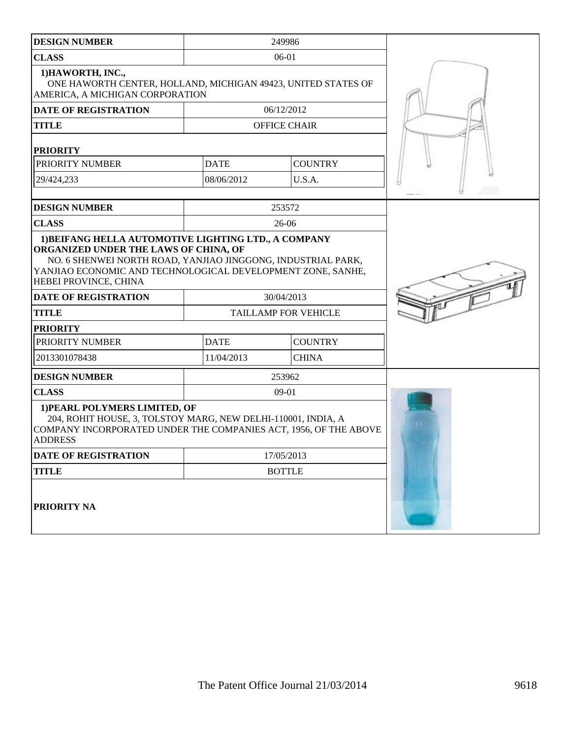| DESIGN NUMBER | 249986 | |
|---|---|---|
| CLASS | 06-01 | |
| 1)HAWORTH, INC., ONE HAWORTH CENTER, HOLLAND, MICHIGAN 49423, UNITED STATES OF AMERICA, A MICHIGAN CORPORATION | | |
| DATE OF REGISTRATION | 06/12/2012 | |
| TITLE | OFFICE CHAIR | |
| **PRIORITY** | | |
| PRIORITY NUMBER | DATE | COUNTRY |
| 29/424,233 | 08/06/2012 | U.S.A. |

| DESIGN NUMBER | 253572 | |
|---|---|---|
| CLASS | 26-06 | |
| 1)BEIFANG HELLA AUTOMOTIVE LIGHTING LTD., A COMPANY ORGANIZED UNDER THE LAWS OF CHINA, OF NO. 6 SHENWEI NORTH ROAD, YANJIAO JINGGONG, INDUSTRIAL PARK, YANJIAO ECONOMIC AND TECHNOLOGICAL DEVELOPMENT ZONE, SANHE, HEBEI PROVINCE, CHINA | | |
| DATE OF REGISTRATION | 30/04/2013 | |
| TITLE | TAILLAMP FOR VEHICLE | |
| **PRIORITY** | | |
| PRIORITY NUMBER | DATE | COUNTRY |
| 2013301078438 | 11/04/2013 | CHINA |

| DESIGN NUMBER | 253962 |
|---|---|
| CLASS | 09-01 |
| 1)PEARL POLYMERS LIMITED, OF 204, ROHIT HOUSE, 3, TOLSTOY MARG, NEW DELHI-110001, INDIA, A COMPANY INCORPORATED UNDER THE COMPANIES ACT, 1956, OF THE ABOVE ADDRESS | |
| DATE OF REGISTRATION | 17/05/2013 |
| TITLE | BOTTLE |
| **PRIORITY NA** | |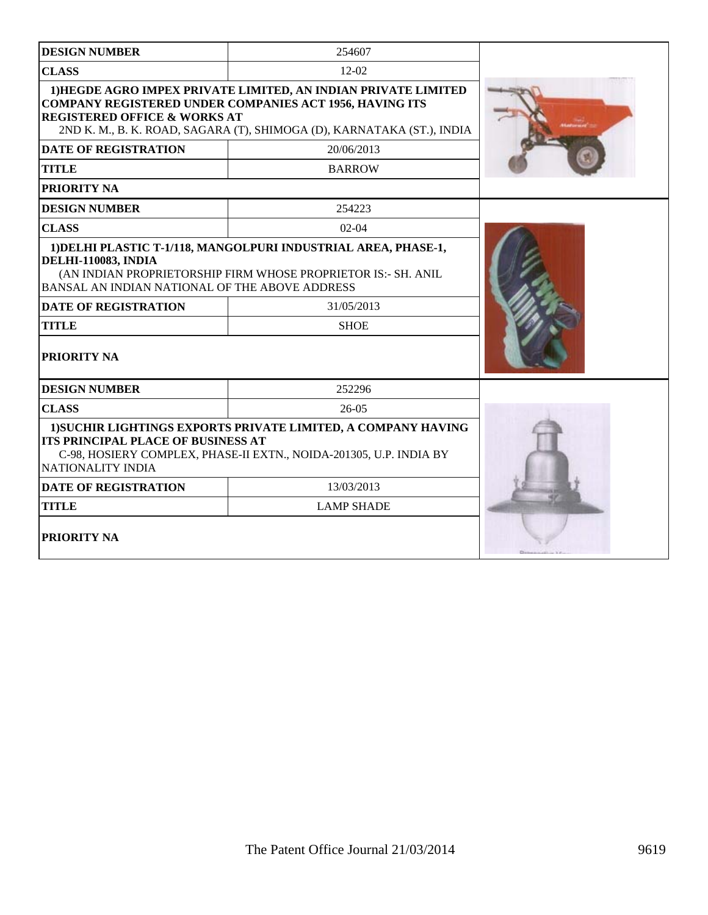| DESIGN NUMBER | 254607 |
| --- | --- |
| CLASS | 12-02 |
| **1)HEGDE AGRO IMPEX PRIVATE LIMITED, AN INDIAN PRIVATE LIMITED COMPANY REGISTERED UNDER COMPANIES ACT 1956, HAVING ITS REGISTERED OFFICE & WORKS AT** 2ND K. M., B. K. ROAD, SAGARA (T), SHIMOGA (D), KARNATAKA (ST.), INDIA | |
| DATE OF REGISTRATION | 20/06/2013 |
| TITLE | BARROW |
| PRIORITY NA | |

| DESIGN NUMBER | 254223 |
| --- | --- |
| CLASS | 02-04 |
| **1)DELHI PLASTIC T-1/118, MANGOLPURI INDUSTRIAL AREA, PHASE-1, DELHI-110083, INDIA** (AN INDIAN PROPRIETORSHIP FIRM WHOSE PROPRIETOR IS:- SH. ANIL BANSAL AN INDIAN NATIONAL OF THE ABOVE ADDRESS | |
| DATE OF REGISTRATION | 31/05/2013 |
| TITLE | SHOE |
| PRIORITY NA | |

| DESIGN NUMBER | 252296 |
| --- | --- |
| CLASS | 26-05 |
| **1)SUCHIR LIGHTINGS EXPORTS PRIVATE LIMITED, A COMPANY HAVING ITS PRINCIPAL PLACE OF BUSINESS AT** C-98, HOSIERY COMPLEX, PHASE-II EXTN., NOIDA-201305, U.P. INDIA BY NATIONALITY INDIA | |
| DATE OF REGISTRATION | 13/03/2013 |
| TITLE | LAMP SHADE |
| PRIORITY NA | |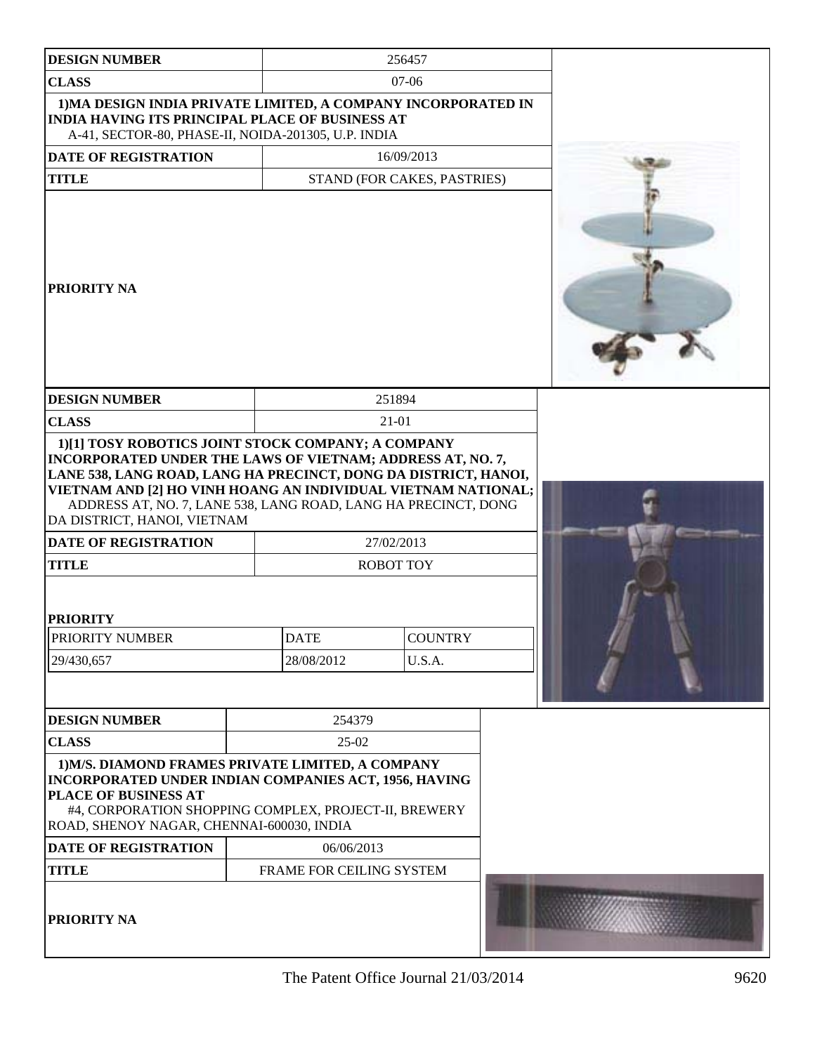| DESIGN NUMBER | 256457 |
|---|---|
| CLASS | 07-06 |
| 1)MA DESIGN INDIA PRIVATE LIMITED, A COMPANY INCORPORATED IN INDIA HAVING ITS PRINCIPAL PLACE OF BUSINESS AT A-41, SECTOR-80, PHASE-II, NOIDA-201305, U.P. INDIA | |
| DATE OF REGISTRATION | 16/09/2013 |
| TITLE | STAND (FOR CAKES, PASTRIES) |
| PRIORITY NA | |

| DESIGN NUMBER | 251894 |
|---|---|
| CLASS | 21-01 |
| 1)[1] TOSY ROBOTICS JOINT STOCK COMPANY; A COMPANY INCORPORATED UNDER THE LAWS OF VIETNAM; ADDRESS AT, NO. 7, LANE 538, LANG ROAD, LANG HA PRECINCT, DONG DA DISTRICT, HANOI, VIETNAM AND [2] HO VINH HOANG AN INDIVIDUAL VIETNAM NATIONAL; ADDRESS AT, NO. 7, LANE 538, LANG ROAD, LANG HA PRECINCT, DONG DA DISTRICT, HANOI, VIETNAM | |
| DATE OF REGISTRATION | 27/02/2013 |
| TITLE | ROBOT TOY |

**PRIORITY**

| PRIORITY NUMBER | DATE | COUNTRY |
|---|---|---|
| 29/430,657 | 28/08/2012 | U.S.A. |

| DESIGN NUMBER | 254379 |
|---|---|
| CLASS | 25-02 |
| 1)M/S. DIAMOND FRAMES PRIVATE LIMITED, A COMPANY INCORPORATED UNDER INDIAN COMPANIES ACT, 1956, HAVING PLACE OF BUSINESS AT #4, CORPORATION SHOPPING COMPLEX, PROJECT-II, BREWERY ROAD, SHENOY NAGAR, CHENNAI-600030, INDIA | |
| DATE OF REGISTRATION | 06/06/2013 |
| TITLE | FRAME FOR CEILING SYSTEM |
| PRIORITY NA | |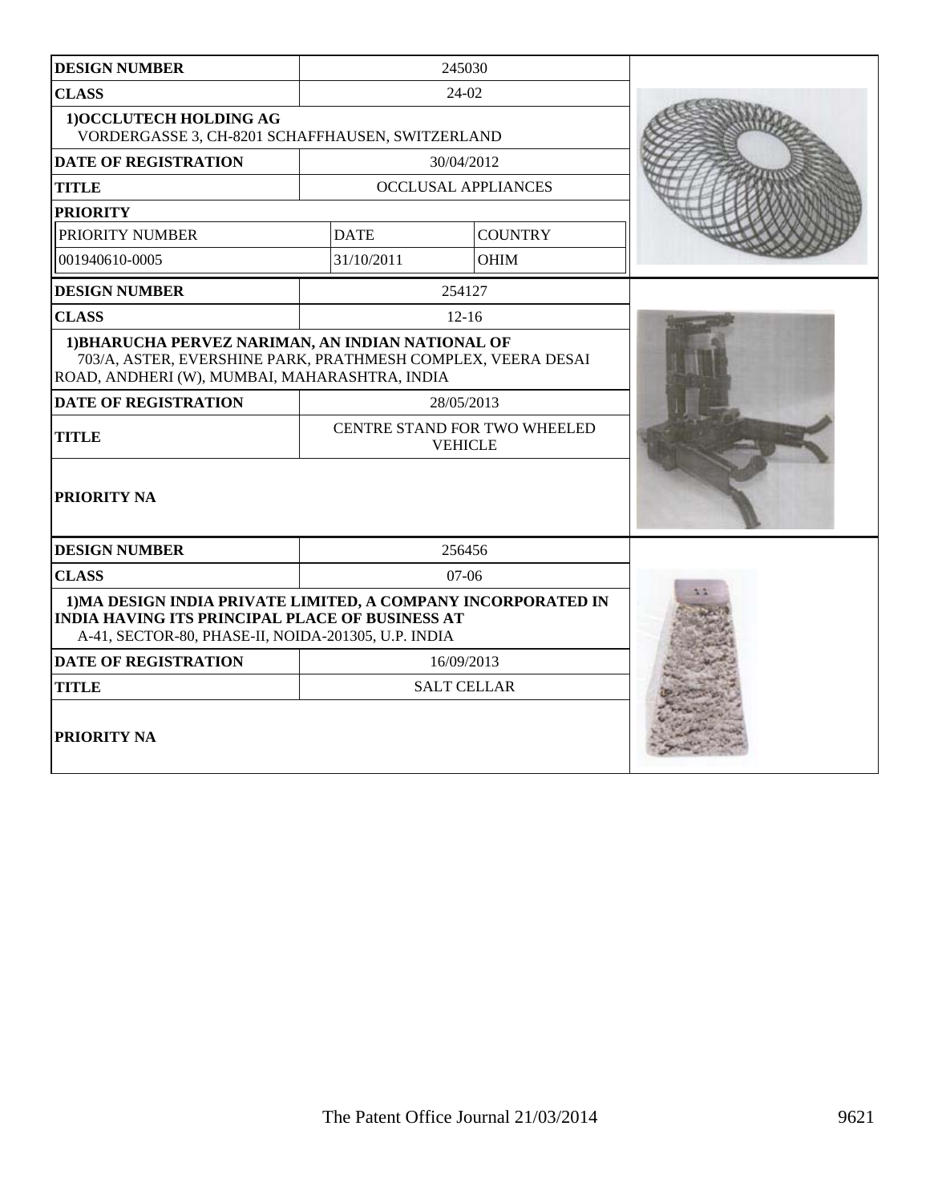| DESIGN NUMBER | 245030 | |
|---|---|---|
| CLASS | 24-02 | |
| 1)OCCLUTECH HOLDING AG<br>VORDERGASSE 3, CH-8201 SCHAFFHAUSEN, SWITZERLAND | | |
| DATE OF REGISTRATION | 30/04/2012 | |
| TITLE | OCCLUSAL APPLIANCES | |
| PRIORITY | | |
| PRIORITY NUMBER | DATE | COUNTRY |
| 001940610-0005 | 31/10/2011 | OHIM |

| DESIGN NUMBER | 254127 |
|---|---|
| CLASS | 12-16 |
| 1)BHARUCHA PERVEZ NARIMAN, AN INDIAN NATIONAL OF<br>703/A, ASTER, EVERSHINE PARK, PRATHMESH COMPLEX, VEERA DESAI ROAD, ANDHERI (W), MUMBAI, MAHARASHTRA, INDIA | |
| DATE OF REGISTRATION | 28/05/2013 |
| TITLE | CENTRE STAND FOR TWO WHEELED VEHICLE |
| PRIORITY NA | |

| DESIGN NUMBER | 256456 |
|---|---|
| CLASS | 07-06 |
| 1)MA DESIGN INDIA PRIVATE LIMITED, A COMPANY INCORPORATED IN INDIA HAVING ITS PRINCIPAL PLACE OF BUSINESS AT<br>A-41, SECTOR-80, PHASE-II, NOIDA-201305, U.P. INDIA | |
| DATE OF REGISTRATION | 16/09/2013 |
| TITLE | SALT CELLAR |
| PRIORITY NA | |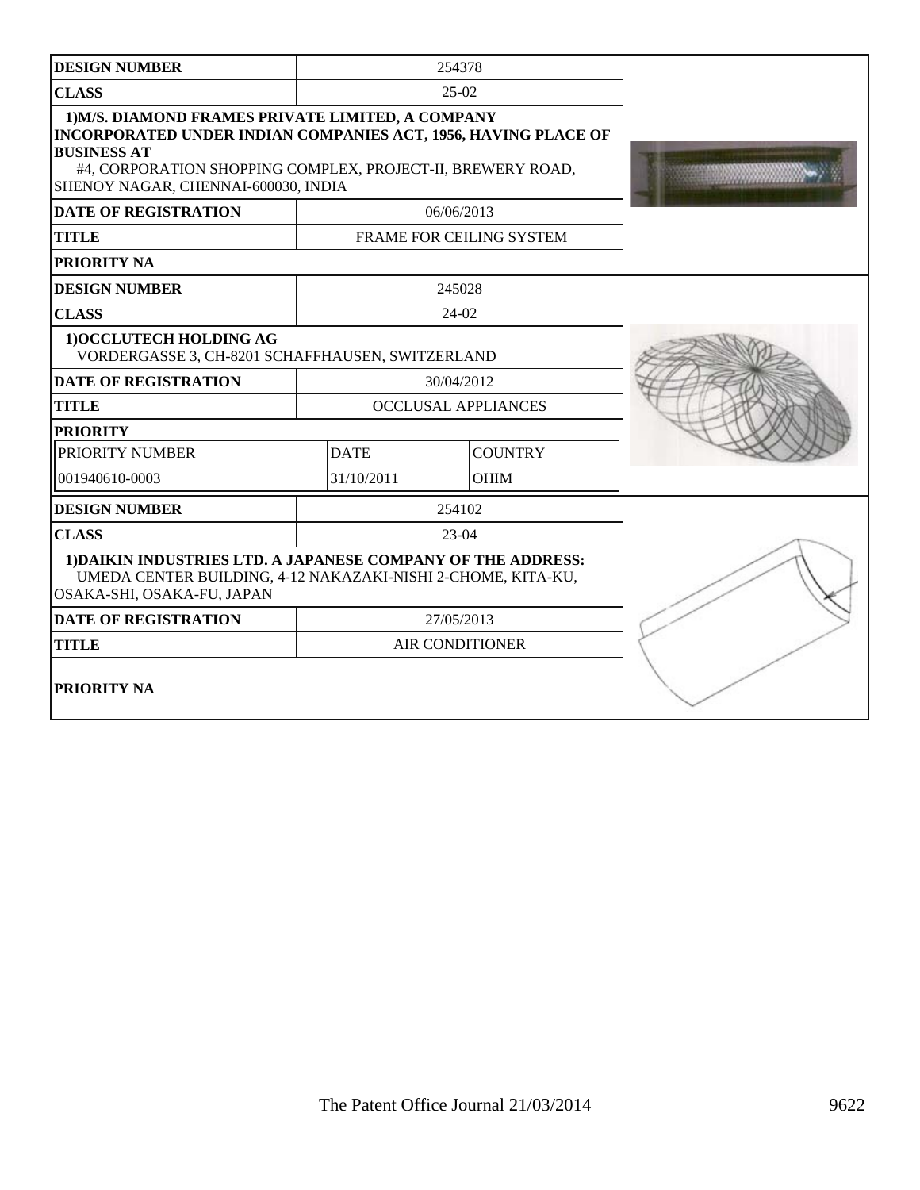| DESIGN NUMBER | 254378 | |
|---|---|---|
| CLASS | 25-02 | |
| 1)M/S. DIAMOND FRAMES PRIVATE LIMITED, A COMPANY INCORPORATED UNDER INDIAN COMPANIES ACT, 1956, HAVING PLACE OF BUSINESS AT #4, CORPORATION SHOPPING COMPLEX, PROJECT-II, BREWERY ROAD, SHENOY NAGAR, CHENNAI-600030, INDIA | | |
| DATE OF REGISTRATION | 06/06/2013 | |
| TITLE | FRAME FOR CEILING SYSTEM | |
| PRIORITY NA | | |

| DESIGN NUMBER | 245028 | |
|---|---|---|
| CLASS | 24-02 | |
| 1)OCCLUTECH HOLDING AG VORDERGASSE 3, CH-8201 SCHAFFHAUSEN, SWITZERLAND | | |
| DATE OF REGISTRATION | 30/04/2012 | |
| TITLE | OCCLUSAL APPLIANCES | |
| PRIORITY | | |
| PRIORITY NUMBER | DATE | COUNTRY |
| 001940610-0003 | 31/10/2011 | OHIM |

| DESIGN NUMBER | 254102 |
|---|---|
| CLASS | 23-04 |
| 1)DAIKIN INDUSTRIES LTD. A JAPANESE COMPANY OF THE ADDRESS: UMEDA CENTER BUILDING, 4-12 NAKAZAKI-NISHI 2-CHOME, KITA-KU, OSAKA-SHI, OSAKA-FU, JAPAN | |
| DATE OF REGISTRATION | 27/05/2013 |
| TITLE | AIR CONDITIONER |
| PRIORITY NA | |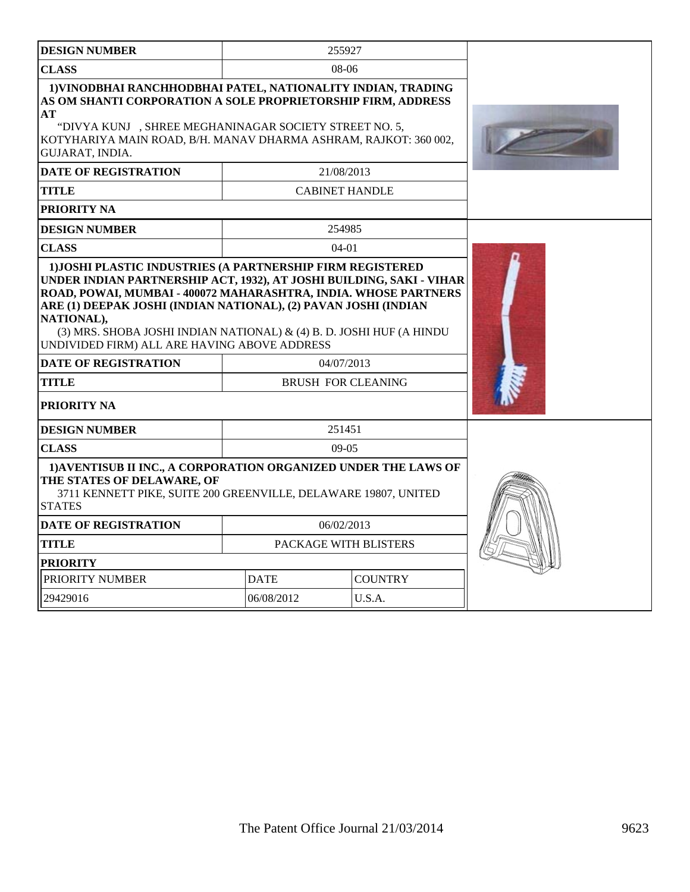| DESIGN NUMBER | 255927 | |
|---|---|---|
| CLASS | 08-06 | |
| 1)VINODBHAI RANCHHODBHAI PATEL, NATIONALITY INDIAN, TRADING AS OM SHANTI CORPORATION A SOLE PROPRIETORSHIP FIRM, ADDRESS AT "DIVYA KUNJ , SHREE MEGHANINAGAR SOCIETY STREET NO. 5, KOTYHARIYA MAIN ROAD, B/H. MANAV DHARMA ASHRAM, RAJKOT: 360 002, GUJARAT, INDIA. | | |
| DATE OF REGISTRATION | 21/08/2013 | |
| TITLE | CABINET HANDLE | |
| PRIORITY NA | | |

| DESIGN NUMBER | 254985 | |
|---|---|---|
| CLASS | 04-01 | |
| 1)JOSHI PLASTIC INDUSTRIES (A PARTNERSHIP FIRM REGISTERED UNDER INDIAN PARTNERSHIP ACT, 1932), AT JOSHI BUILDING, SAKI - VIHAR ROAD, POWAI, MUMBAI - 400072 MAHARASHTRA, INDIA. WHOSE PARTNERS ARE (1) DEEPAK JOSHI (INDIAN NATIONAL), (2) PAVAN JOSHI (INDIAN NATIONAL), (3) MRS. SHOBA JOSHI INDIAN NATIONAL) & (4) B. D. JOSHI HUF (A HINDU UNDIVIDED FIRM) ALL ARE HAVING ABOVE ADDRESS | | |
| DATE OF REGISTRATION | 04/07/2013 | |
| TITLE | BRUSH FOR CLEANING | |
| PRIORITY NA | | |

| DESIGN NUMBER | 251451 | |
|---|---|---|
| CLASS | 09-05 | |
| 1)AVENTISUB II INC., A CORPORATION ORGANIZED UNDER THE LAWS OF THE STATES OF DELAWARE, OF 3711 KENNETT PIKE, SUITE 200 GREENVILLE, DELAWARE 19807, UNITED STATES | | |
| DATE OF REGISTRATION | 06/02/2013 | |
| TITLE | PACKAGE WITH BLISTERS | |
| PRIORITY | | |
| PRIORITY NUMBER | DATE | COUNTRY |
| 29429016 | 06/08/2012 | U.S.A. |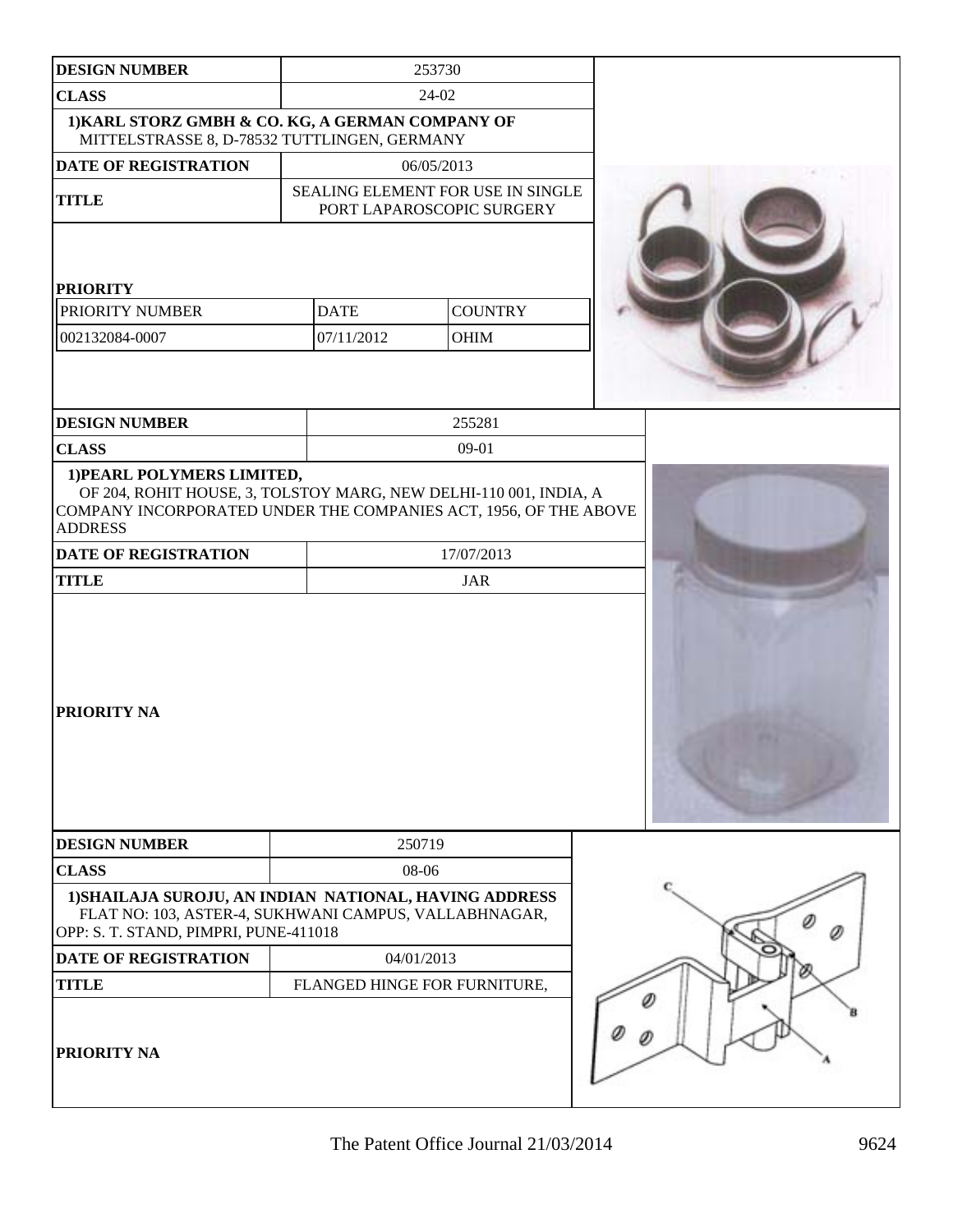| DESIGN NUMBER | 253730 | |
|---|---|---|
| CLASS | 24-02 | |
| 1)KARL STORZ GMBH & CO. KG, A GERMAN COMPANY OF MITTELSTRASSE 8, D-78532 TUTTLINGEN, GERMANY | | |
| DATE OF REGISTRATION | 06/05/2013 | |
| TITLE | SEALING ELEMENT FOR USE IN SINGLE PORT LAPAROSCOPIC SURGERY | |
| PRIORITY | | |
| PRIORITY NUMBER | DATE | COUNTRY |
| 002132084-0007 | 07/11/2012 | OHIM |

| DESIGN NUMBER | 255281 |
|---|---|
| CLASS | 09-01 |
| 1)PEARL POLYMERS LIMITED, OF 204, ROHIT HOUSE, 3, TOLSTOY MARG, NEW DELHI-110 001, INDIA, A COMPANY INCORPORATED UNDER THE COMPANIES ACT, 1956, OF THE ABOVE ADDRESS | |
| DATE OF REGISTRATION | 17/07/2013 |
| TITLE | JAR |
| PRIORITY NA | |

| DESIGN NUMBER | 250719 |
|---|---|
| CLASS | 08-06 |
| 1)SHAILAJA SUROJU, AN INDIAN NATIONAL, HAVING ADDRESS FLAT NO: 103, ASTER-4, SUKHWANI CAMPUS, VALLABHNAGAR, OPP: S. T. STAND, PIMPRI, PUNE-411018 | |
| DATE OF REGISTRATION | 04/01/2013 |
| TITLE | FLANGED HINGE FOR FURNITURE, |
| PRIORITY NA | |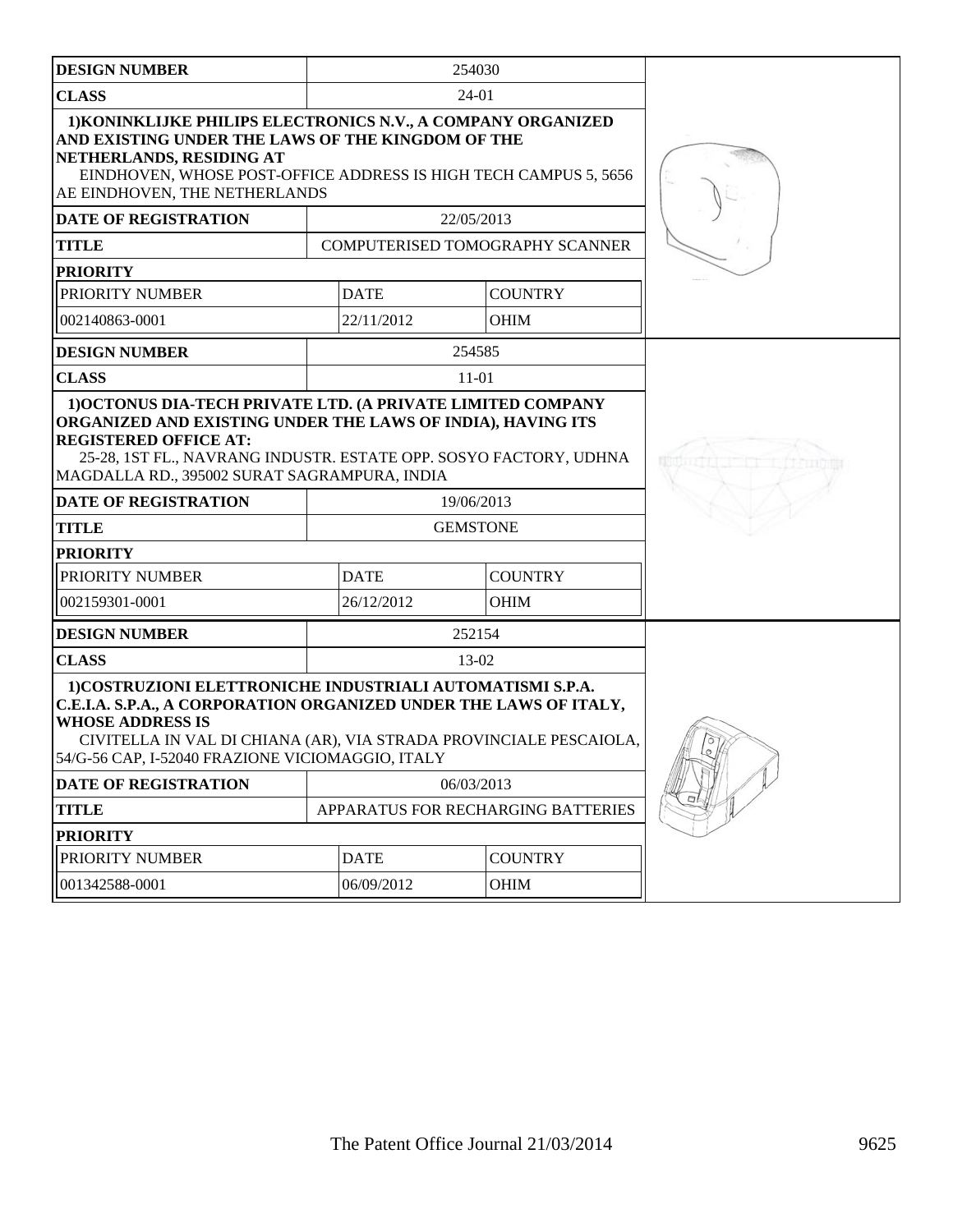| DESIGN NUMBER | 254030 | |
|---|---|---|
| CLASS | 24-01 | |
| 1)KONINKLIJKE PHILIPS ELECTRONICS N.V., A COMPANY ORGANIZED AND EXISTING UNDER THE LAWS OF THE KINGDOM OF THE NETHERLANDS, RESIDING AT EINDHOVEN, WHOSE POST-OFFICE ADDRESS IS HIGH TECH CAMPUS 5, 5656 AE EINDHOVEN, THE NETHERLANDS | | |
| DATE OF REGISTRATION | 22/05/2013 | |
| TITLE | COMPUTERISED TOMOGRAPHY SCANNER | |
| PRIORITY | | |
| PRIORITY NUMBER | DATE | COUNTRY |
| 002140863-0001 | 22/11/2012 | OHIM |

| DESIGN NUMBER | 254585 | |
|---|---|---|
| CLASS | 11-01 | |
| 1)OCTONUS DIA-TECH PRIVATE LTD. (A PRIVATE LIMITED COMPANY ORGANIZED AND EXISTING UNDER THE LAWS OF INDIA), HAVING ITS REGISTERED OFFICE AT: 25-28, 1ST FL., NAVRANG INDUSTR. ESTATE OPP. SOSYO FACTORY, UDHNA MAGDALLA RD., 395002 SURAT SAGRAMPURA, INDIA | | |
| DATE OF REGISTRATION | 19/06/2013 | |
| TITLE | GEMSTONE | |
| PRIORITY | | |
| PRIORITY NUMBER | DATE | COUNTRY |
| 002159301-0001 | 26/12/2012 | OHIM |

| DESIGN NUMBER | 252154 | |
|---|---|---|
| CLASS | 13-02 | |
| 1)COSTRUZIONI ELETTRONICHE INDUSTRIALI AUTOMATISMI S.P.A. C.E.I.A. S.P.A., A CORPORATION ORGANIZED UNDER THE LAWS OF ITALY, WHOSE ADDRESS IS CIVITELLA IN VAL DI CHIANA (AR), VIA STRADA PROVINCIALE PESCAIOLA, 54/G-56 CAP, I-52040 FRAZIONE VICIOMAGGIO, ITALY | | |
| DATE OF REGISTRATION | 06/03/2013 | |
| TITLE | APPARATUS FOR RECHARGING BATTERIES | |
| PRIORITY | | |
| PRIORITY NUMBER | DATE | COUNTRY |
| 001342588-0001 | 06/09/2012 | OHIM |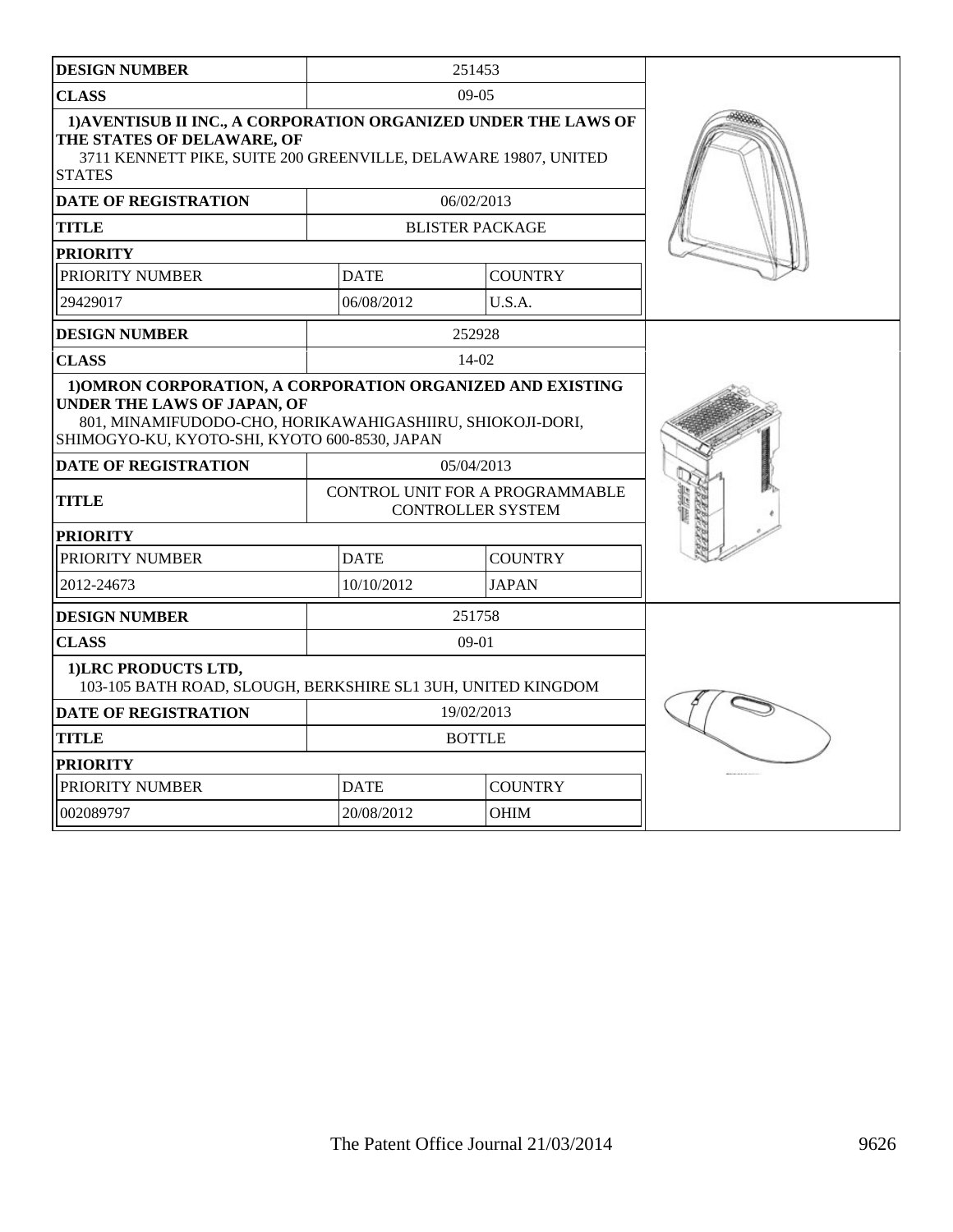| DESIGN NUMBER | 251453 | |
|---|---|---|
| CLASS | 09-05 | |
| 1)AVENTISUB II INC., A CORPORATION ORGANIZED UNDER THE LAWS OF THE STATES OF DELAWARE, OF 3711 KENNETT PIKE, SUITE 200 GREENVILLE, DELAWARE 19807, UNITED STATES | | |
| DATE OF REGISTRATION | 06/02/2013 | |
| TITLE | BLISTER PACKAGE | |
| PRIORITY | | |
| PRIORITY NUMBER | DATE | COUNTRY |
| 29429017 | 06/08/2012 | U.S.A. |

| DESIGN NUMBER | 252928 | |
|---|---|---|
| CLASS | 14-02 | |
| 1)OMRON CORPORATION, A CORPORATION ORGANIZED AND EXISTING UNDER THE LAWS OF JAPAN, OF 801, MINAMIFUDODO-CHO, HORIKAWAHIGASHIIRU, SHIOKOJI-DORI, SHIMOGYO-KU, KYOTO-SHI, KYOTO 600-8530, JAPAN | | |
| DATE OF REGISTRATION | 05/04/2013 | |
| TITLE | CONTROL UNIT FOR A PROGRAMMABLE CONTROLLER SYSTEM | |
| PRIORITY | | |
| PRIORITY NUMBER | DATE | COUNTRY |
| 2012-24673 | 10/10/2012 | JAPAN |

| DESIGN NUMBER | 251758 | |
|---|---|---|
| CLASS | 09-01 | |
| 1)LRC PRODUCTS LTD, 103-105 BATH ROAD, SLOUGH, BERKSHIRE SL1 3UH, UNITED KINGDOM | | |
| DATE OF REGISTRATION | 19/02/2013 | |
| TITLE | BOTTLE | |
| PRIORITY | | |
| PRIORITY NUMBER | DATE | COUNTRY |
| 002089797 | 20/08/2012 | OHIM |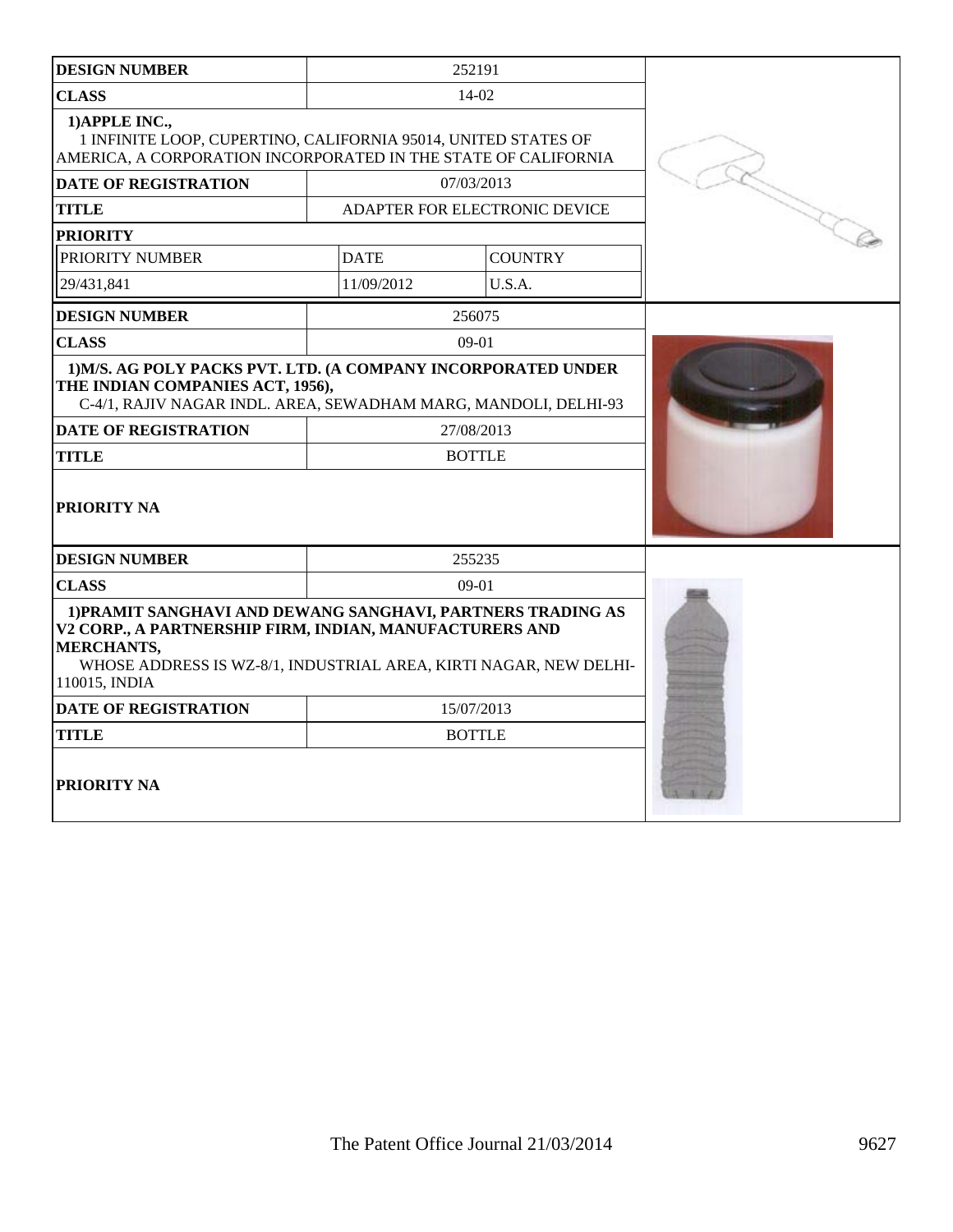| DESIGN NUMBER | 252191 | |
|---|---|---|
| CLASS | 14-02 | |
| 1)APPLE INC., 1 INFINITE LOOP, CUPERTINO, CALIFORNIA 95014, UNITED STATES OF AMERICA, A CORPORATION INCORPORATED IN THE STATE OF CALIFORNIA | | |
| DATE OF REGISTRATION | 07/03/2013 | |
| TITLE | ADAPTER FOR ELECTRONIC DEVICE | |
| PRIORITY | | |
| PRIORITY NUMBER | DATE | COUNTRY |
| 29/431,841 | 11/09/2012 | U.S.A. |

| DESIGN NUMBER | 256075 |
|---|---|
| CLASS | 09-01 |
| 1)M/S. AG POLY PACKS PVT. LTD. (A COMPANY INCORPORATED UNDER THE INDIAN COMPANIES ACT, 1956), C-4/1, RAJIV NAGAR INDL. AREA, SEWADHAM MARG, MANDOLI, DELHI-93 | |
| DATE OF REGISTRATION | 27/08/2013 |
| TITLE | BOTTLE |
| PRIORITY NA | |

| DESIGN NUMBER | 255235 |
|---|---|
| CLASS | 09-01 |
| 1)PRAMIT SANGHAVI AND DEWANG SANGHAVI, PARTNERS TRADING AS V2 CORP., A PARTNERSHIP FIRM, INDIAN, MANUFACTURERS AND MERCHANTS, WHOSE ADDRESS IS WZ-8/1, INDUSTRIAL AREA, KIRTI NAGAR, NEW DELHI-110015, INDIA | |
| DATE OF REGISTRATION | 15/07/2013 |
| TITLE | BOTTLE |
| PRIORITY NA | |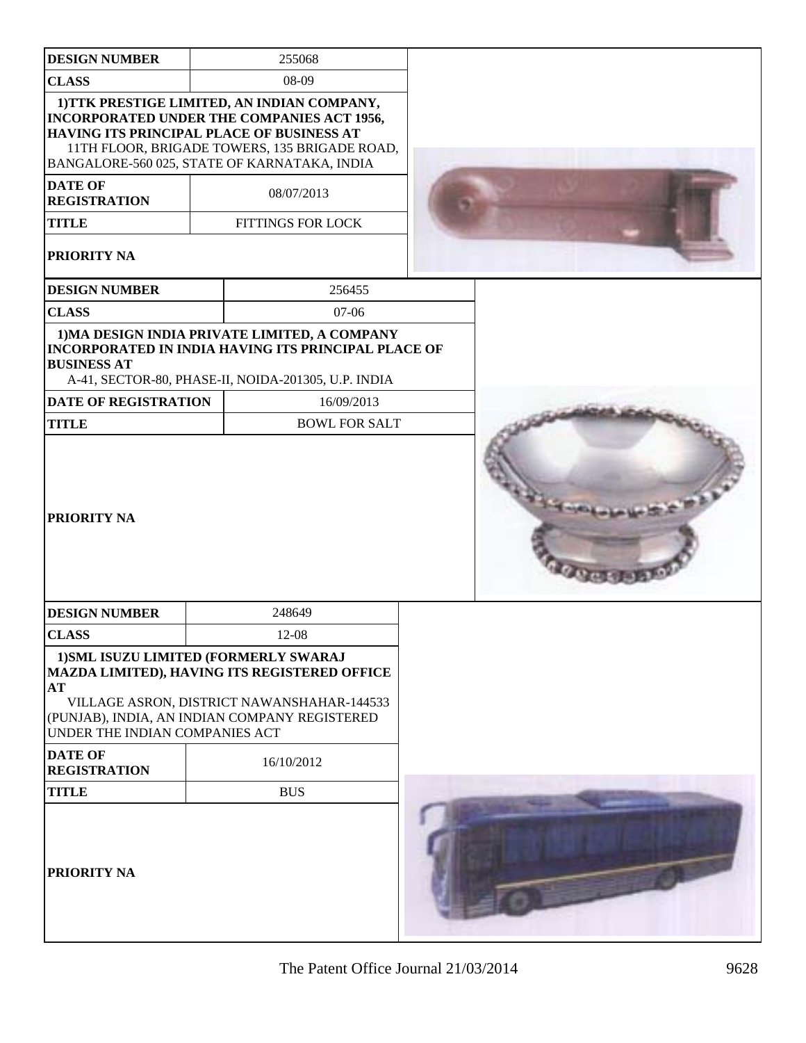| DESIGN NUMBER | 255068 |
|---|---|
| CLASS | 08-09 |
| 1)TTK PRESTIGE LIMITED, AN INDIAN COMPANY, INCORPORATED UNDER THE COMPANIES ACT 1956, HAVING ITS PRINCIPAL PLACE OF BUSINESS AT 11TH FLOOR, BRIGADE TOWERS, 135 BRIGADE ROAD, BANGALORE-560 025, STATE OF KARNATAKA, INDIA | |
| DATE OF REGISTRATION | 08/07/2013 |
| TITLE | FITTINGS FOR LOCK |
| PRIORITY NA | |

| DESIGN NUMBER | 256455 |
|---|---|
| CLASS | 07-06 |
| 1)MA DESIGN INDIA PRIVATE LIMITED, A COMPANY INCORPORATED IN INDIA HAVING ITS PRINCIPAL PLACE OF BUSINESS AT A-41, SECTOR-80, PHASE-II, NOIDA-201305, U.P. INDIA | |
| DATE OF REGISTRATION | 16/09/2013 |
| TITLE | BOWL FOR SALT |
| PRIORITY NA | |

| DESIGN NUMBER | 248649 |
|---|---|
| CLASS | 12-08 |
| 1)SML ISUZU LIMITED (FORMERLY SWARAJ MAZDA LIMITED), HAVING ITS REGISTERED OFFICE AT VILLAGE ASRON, DISTRICT NAWANSHAHAR-144533 (PUNJAB), INDIA, AN INDIAN COMPANY REGISTERED UNDER THE INDIAN COMPANIES ACT | |
| DATE OF REGISTRATION | 16/10/2012 |
| TITLE | BUS |
| PRIORITY NA | |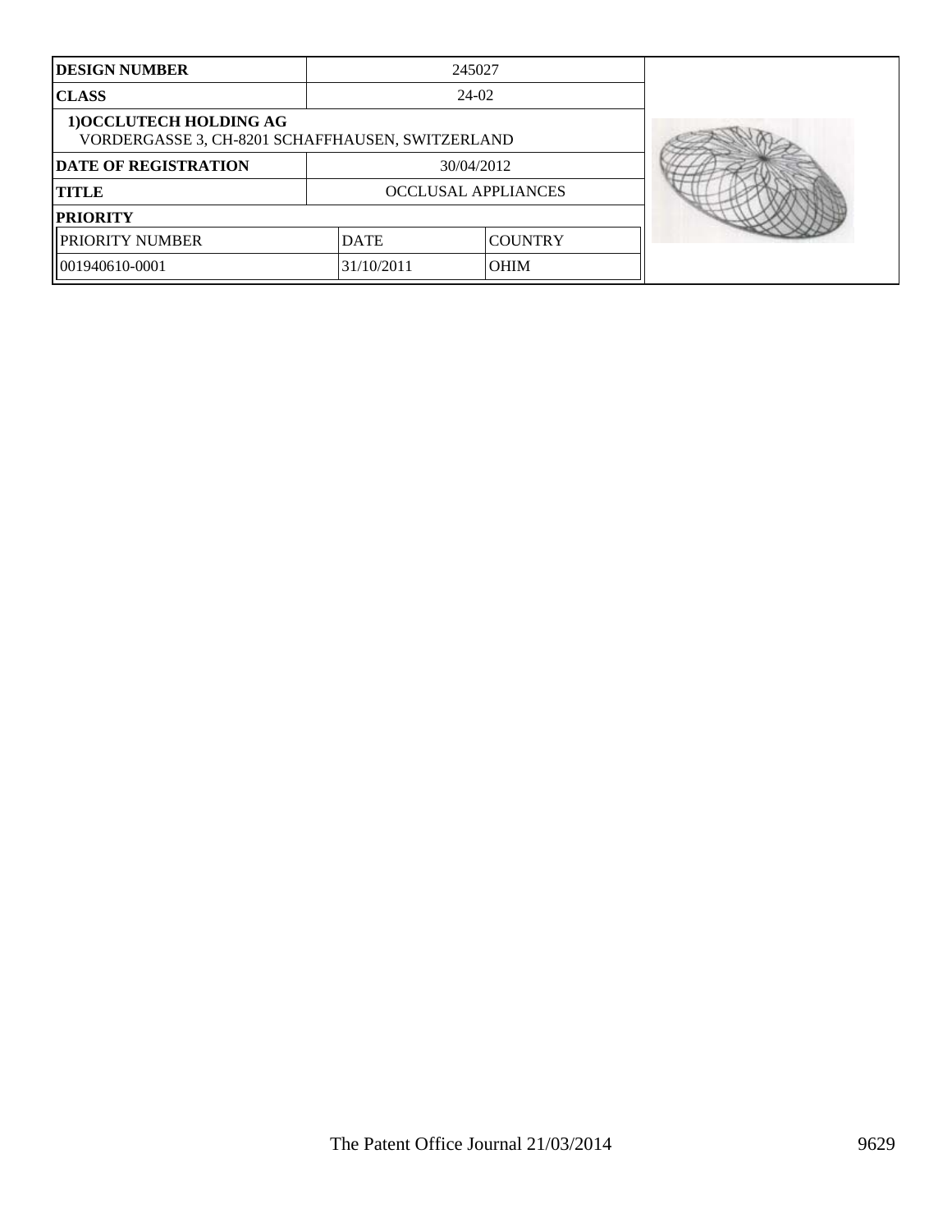| | | | |
|---|---|---|---|
| **DESIGN NUMBER** | 245027 | | |
| **CLASS** | 24-02 | | |
| **1)OCCLUTECH HOLDING AG**<br>VORDERGASSE 3, CH-8201 SCHAFFHAUSEN, SWITZERLAND | | | |
| **DATE OF REGISTRATION** | 30/04/2012 | | |
| **TITLE** | OCCLUSAL APPLIANCES | | |
| **PRIORITY** | | | |
| PRIORITY NUMBER | DATE | COUNTRY | |
| 001940610-0001 | 31/10/2011 | OHIM | |